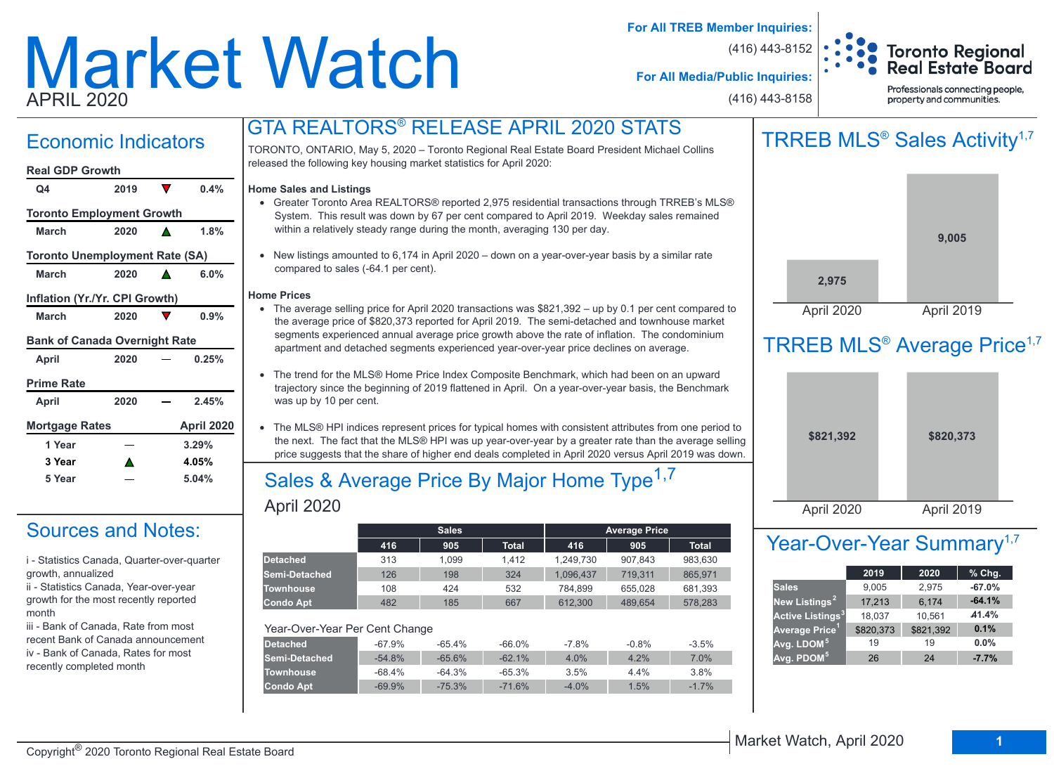# Market Watch

APRIL 2020

**For All TREB Member Inquiries:** (416) 443-8152

**For All Media/Public Inquiries:** (416) 443-8158

Toronto Regional Real Estate Board

Professionals connecting people, property and communities.

## Economic Indicators

**Real GDP Growth**

| Q4 | 2019 | ▼ | 0.4% |
|---|---|---|---|

**Toronto Employment Growth**

| March | 2020 | ▲ | 1.8% |
|---|---|---|---|

**Toronto Unemployment Rate (SA)**

| March | 2020 | ▲ | 6.0% |
|---|---|---|---|

**Inflation (Yr./Yr. CPI Growth)**

| March | 2020 | ▼ | 0.9% |
|---|---|---|---|

**Bank of Canada Overnight Rate**

| April | 2020 | — | 0.25% |
|---|---|---|---|

**Prime Rate**

| April | 2020 | — | 2.45% |
|---|---|---|---|

| Mortgage Rates | | April 2020 |
|---|---|---|
| 1 Year | — | 3.29% |
| 3 Year | ▲ | 4.05% |
| 5 Year | — | 5.04% |

## Sources and Notes:

i - Statistics Canada, Quarter-over-quarter growth, annualized

ii - Statistics Canada, Year-over-year growth for the most recently reported month

iii - Bank of Canada, Rate from most recent Bank of Canada announcement

iv - Bank of Canada, Rates for most recently completed month

## GTA REALTORS® RELEASE APRIL 2020 STATS

TORONTO, ONTARIO, May 5, 2020 – Toronto Regional Real Estate Board President Michael Collins released the following key housing market statistics for April 2020:

**Home Sales and Listings**

- Greater Toronto Area REALTORS® reported 2,975 residential transactions through TRREB's MLS® System. This result was down by 67 per cent compared to April 2019. Weekday sales remained within a relatively steady range during the month, averaging 130 per day.
- New listings amounted to 6,174 in April 2020 – down on a year-over-year basis by a similar rate compared to sales (-64.1 per cent).

**Home Prices**

- The average selling price for April 2020 transactions was $821,392 – up by 0.1 per cent compared to the average price of $820,373 reported for April 2019. The semi-detached and townhouse market segments experienced annual average price growth above the rate of inflation. The condominium apartment and detached segments experienced year-over-year price declines on average.
- The trend for the MLS® Home Price Index Composite Benchmark, which had been on an upward trajectory since the beginning of 2019 flattened in April. On a year-over-year basis, the Benchmark was up by 10 per cent.
- The MLS® HPI indices represent prices for typical homes with consistent attributes from one period to the next. The fact that the MLS® HPI was up year-over-year by a greater rate than the average selling price suggests that the share of higher end deals completed in April 2020 versus April 2019 was down.

## Sales & Average Price By Major Home Type[1,7]

April 2020

| | Sales | | | Average Price | | |
|---|---|---|---|---|---|---|
| | 416 | 905 | Total | 416 | 905 | Total |
| Detached | 313 | 1,099 | 1,412 | 1,249,730 | 907,843 | 983,630 |
| Semi-Detached | 126 | 198 | 324 | 1,096,437 | 719,311 | 865,971 |
| Townhouse | 108 | 424 | 532 | 784,899 | 655,028 | 681,393 |
| Condo Apt | 482 | 185 | 667 | 612,300 | 489,654 | 578,283 |

Year-Over-Year Per Cent Change

| | 416 | 905 | Total | 416 | 905 | Total |
|---|---|---|---|---|---|---|
| Detached | -67.9% | -65.4% | -66.0% | -7.8% | -0.8% | -3.5% |
| Semi-Detached | -54.8% | -65.6% | -62.1% | 4.0% | 4.2% | 7.0% |
| Townhouse | -68.4% | -64.3% | -65.3% | 3.5% | 4.4% | 3.8% |
| Condo Apt | -69.9% | -75.3% | -71.6% | -4.0% | 1.5% | -1.7% |

## TRREB MLS® Sales Activity[1,7]

| April 2020 | April 2019 |
|---|---|
| 2,975 | 9,005 |

## TRREB MLS® Average Price[1,7]

| April 2020 | April 2019 |
|---|---|
| $821,392 | $820,373 |

## Year-Over-Year Summary[1,7]

| | 2019 | 2020 | % Chg. |
|---|---|---|---|
| Sales | 9,005 | 2,975 | -67.0% |
| New Listings[2] | 17,213 | 6,174 | -64.1% |
| Active Listings[3] | 18,037 | 10,561 | -41.4% |
| Average Price[1] | $820,373 | $821,392 | 0.1% |
| Avg. LDOM[5] | 19 | 19 | 0.0% |
| Avg. PDOM[5] | 26 | 24 | -7.7% |

Copyright® 2020 Toronto Regional Real Estate Board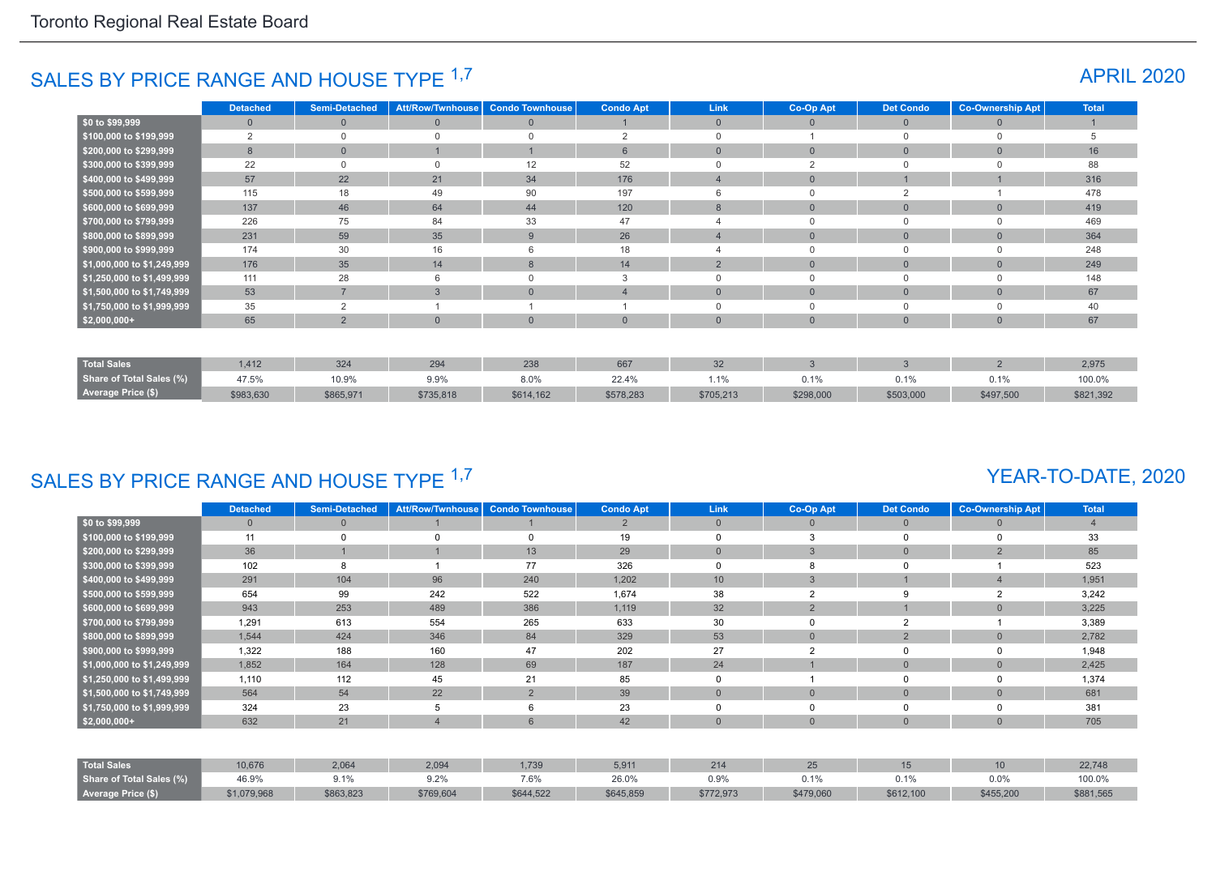## SALES BY PRICE RANGE AND HOUSE TYPE [1,7]

### APRIL 2020

| | Detached | Semi-Detached | Att/Row/Twnhouse | Condo Townhouse | Condo Apt | Link | Co-Op Apt | Det Condo | Co-Ownership Apt | Total |
|---|---|---|---|---|---|---|---|---|---|---|
| $0 to $99,999 | 0 | 0 | 0 | 0 | 1 | 0 | 0 | 0 | 0 | 1 |
| $100,000 to $199,999 | 2 | 0 | 0 | 0 | 2 | 0 | 1 | 0 | 0 | 5 |
| $200,000 to $299,999 | 8 | 0 | 1 | 1 | 6 | 0 | 0 | 0 | 0 | 16 |
| $300,000 to $399,999 | 22 | 0 | 0 | 12 | 52 | 0 | 2 | 0 | 0 | 88 |
| $400,000 to $499,999 | 57 | 22 | 21 | 34 | 176 | 4 | 0 | 1 | 1 | 316 |
| $500,000 to $599,999 | 115 | 18 | 49 | 90 | 197 | 6 | 0 | 2 | 1 | 478 |
| $600,000 to $699,999 | 137 | 46 | 64 | 44 | 120 | 8 | 0 | 0 | 0 | 419 |
| $700,000 to $799,999 | 226 | 75 | 84 | 33 | 47 | 4 | 0 | 0 | 0 | 469 |
| $800,000 to $899,999 | 231 | 59 | 35 | 9 | 26 | 4 | 0 | 0 | 0 | 364 |
| $900,000 to $999,999 | 174 | 30 | 16 | 6 | 18 | 4 | 0 | 0 | 0 | 248 |
| $1,000,000 to $1,249,999 | 176 | 35 | 14 | 8 | 14 | 2 | 0 | 0 | 0 | 249 |
| $1,250,000 to $1,499,999 | 111 | 28 | 6 | 0 | 3 | 0 | 0 | 0 | 0 | 148 |
| $1,500,000 to $1,749,999 | 53 | 7 | 3 | 0 | 4 | 0 | 0 | 0 | 0 | 67 |
| $1,750,000 to $1,999,999 | 35 | 2 | 1 | 1 | 1 | 0 | 0 | 0 | 0 | 40 |
| $2,000,000+ | 65 | 2 | 0 | 0 | 0 | 0 | 0 | 0 | 0 | 67 |
| Total Sales | 1,412 | 324 | 294 | 238 | 667 | 32 | 3 | 3 | 2 | 2,975 |
| Share of Total Sales (%) | 47.5% | 10.9% | 9.9% | 8.0% | 22.4% | 1.1% | 0.1% | 0.1% | 0.1% | 100.0% |
| Average Price ($) | $983,630 | $865,971 | $735,818 | $614,162 | $578,283 | $705,213 | $298,000 | $503,000 | $497,500 | $821,392 |

## SALES BY PRICE RANGE AND HOUSE TYPE [1,7]

### YEAR-TO-DATE, 2020

| | Detached | Semi-Detached | Att/Row/Twnhouse | Condo Townhouse | Condo Apt | Link | Co-Op Apt | Det Condo | Co-Ownership Apt | Total |
|---|---|---|---|---|---|---|---|---|---|---|
| $0 to $99,999 | 0 | 0 | 1 | 1 | 2 | 0 | 0 | 0 | 0 | 4 |
| $100,000 to $199,999 | 11 | 0 | 0 | 0 | 19 | 0 | 3 | 0 | 0 | 33 |
| $200,000 to $299,999 | 36 | 1 | 1 | 13 | 29 | 0 | 3 | 0 | 2 | 85 |
| $300,000 to $399,999 | 102 | 8 | 1 | 77 | 326 | 0 | 8 | 0 | 1 | 523 |
| $400,000 to $499,999 | 291 | 104 | 96 | 240 | 1,202 | 10 | 3 | 1 | 4 | 1,951 |
| $500,000 to $599,999 | 654 | 99 | 242 | 522 | 1,674 | 38 | 2 | 9 | 2 | 3,242 |
| $600,000 to $699,999 | 943 | 253 | 489 | 386 | 1,119 | 32 | 2 | 1 | 0 | 3,225 |
| $700,000 to $799,999 | 1,291 | 613 | 554 | 265 | 633 | 30 | 0 | 2 | 1 | 3,389 |
| $800,000 to $899,999 | 1,544 | 424 | 346 | 84 | 329 | 53 | 0 | 2 | 0 | 2,782 |
| $900,000 to $999,999 | 1,322 | 188 | 160 | 47 | 202 | 27 | 2 | 0 | 0 | 1,948 |
| $1,000,000 to $1,249,999 | 1,852 | 164 | 128 | 69 | 187 | 24 | 1 | 0 | 0 | 2,425 |
| $1,250,000 to $1,499,999 | 1,110 | 112 | 45 | 21 | 85 | 0 | 1 | 0 | 0 | 1,374 |
| $1,500,000 to $1,749,999 | 564 | 54 | 22 | 2 | 39 | 0 | 0 | 0 | 0 | 681 |
| $1,750,000 to $1,999,999 | 324 | 23 | 5 | 6 | 23 | 0 | 0 | 0 | 0 | 381 |
| $2,000,000+ | 632 | 21 | 4 | 6 | 42 | 0 | 0 | 0 | 0 | 705 |
| Total Sales | 10,676 | 2,064 | 2,094 | 1,739 | 5,911 | 214 | 25 | 15 | 10 | 22,748 |
| Share of Total Sales (%) | 46.9% | 9.1% | 9.2% | 7.6% | 26.0% | 0.9% | 0.1% | 0.1% | 0.0% | 100.0% |
| Average Price ($) | $1,079,968 | $863,823 | $769,604 | $644,522 | $645,859 | $772,973 | $479,060 | $612,100 | $455,200 | $881,565 |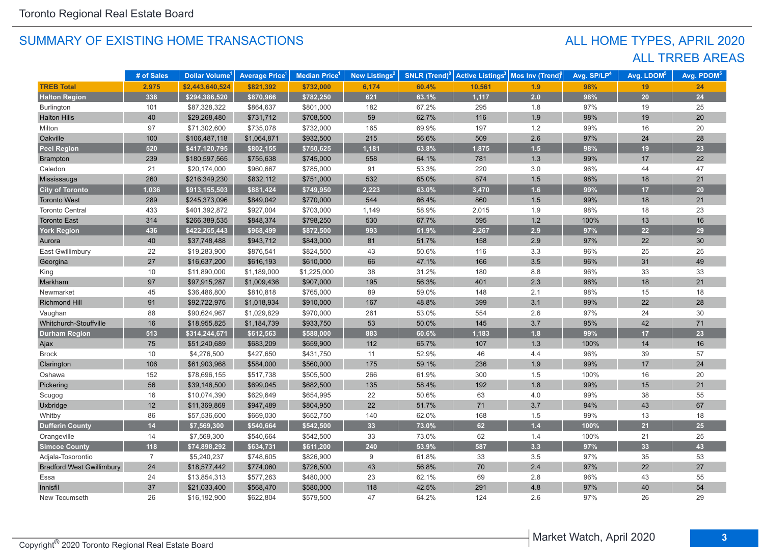## SUMMARY OF EXISTING HOME TRANSACTIONS

## ALL HOME TYPES, APRIL 2020
## ALL TRREB AREAS

| | # of Sales | Dollar Volume[1] | Average Price[1] | Median Price[1] | New Listings[2] | SNLR (Trend)[8] | Active Listings[3] | Mos Inv (Trend)[9] | Avg. SP/LP[4] | Avg. LDOM[5] | Avg. PDOM[5] |
|---|---|---|---|---|---|---|---|---|---|---|---|
| **TREB Total** | **2,975** | **$2,443,640,524** | **$821,392** | **$732,000** | **6,174** | **60.4%** | **10,561** | **1.9** | **98%** | **19** | **24** |
| **Halton Region** | **338** | **$294,386,520** | **$870,966** | **$782,250** | **621** | **63.1%** | **1,117** | **2.0** | **98%** | **20** | **24** |
| Burlington | 101 | $87,328,322 | $864,637 | $801,000 | 182 | 67.2% | 295 | 1.8 | 97% | 19 | 25 |
| Halton Hills | 40 | $29,268,480 | $731,712 | $708,500 | 59 | 62.7% | 116 | 1.9 | 98% | 19 | 20 |
| Milton | 97 | $71,302,600 | $735,078 | $732,000 | 165 | 69.9% | 197 | 1.2 | 99% | 16 | 20 |
| Oakville | 100 | $106,487,118 | $1,064,871 | $932,500 | 215 | 56.6% | 509 | 2.6 | 97% | 24 | 28 |
| **Peel Region** | **520** | **$417,120,795** | **$802,155** | **$750,625** | **1,181** | **63.8%** | **1,875** | **1.5** | **98%** | **19** | **23** |
| Brampton | 239 | $180,597,565 | $755,638 | $745,000 | 558 | 64.1% | 781 | 1.3 | 99% | 17 | 22 |
| Caledon | 21 | $20,174,000 | $960,667 | $785,000 | 91 | 53.3% | 220 | 3.0 | 96% | 44 | 47 |
| Mississauga | 260 | $216,349,230 | $832,112 | $751,000 | 532 | 65.0% | 874 | 1.5 | 98% | 18 | 21 |
| **City of Toronto** | **1,036** | **$913,155,503** | **$881,424** | **$749,950** | **2,223** | **63.0%** | **3,470** | **1.6** | **99%** | **17** | **20** |
| Toronto West | 289 | $245,373,096 | $849,042 | $770,000 | 544 | 66.4% | 860 | 1.5 | 99% | 18 | 21 |
| Toronto Central | 433 | $401,392,872 | $927,004 | $703,000 | 1,149 | 58.9% | 2,015 | 1.9 | 98% | 18 | 23 |
| Toronto East | 314 | $266,389,535 | $848,374 | $798,250 | 530 | 67.7% | 595 | 1.2 | 100% | 13 | 16 |
| **York Region** | **436** | **$422,265,443** | **$968,499** | **$872,500** | **993** | **51.9%** | **2,267** | **2.9** | **97%** | **22** | **29** |
| Aurora | 40 | $37,748,488 | $943,712 | $843,000 | 81 | 51.7% | 158 | 2.9 | 97% | 22 | 30 |
| East Gwillimbury | 22 | $19,283,900 | $876,541 | $824,500 | 43 | 50.6% | 116 | 3.3 | 96% | 25 | 25 |
| Georgina | 27 | $16,637,200 | $616,193 | $610,000 | 66 | 47.1% | 166 | 3.5 | 96% | 31 | 49 |
| King | 10 | $11,890,000 | $1,189,000 | $1,225,000 | 38 | 31.2% | 180 | 8.8 | 96% | 33 | 33 |
| Markham | 97 | $97,915,287 | $1,009,436 | $907,000 | 195 | 56.3% | 401 | 2.3 | 98% | 18 | 21 |
| Newmarket | 45 | $36,486,800 | $810,818 | $765,000 | 89 | 59.0% | 148 | 2.1 | 98% | 15 | 18 |
| Richmond Hill | 91 | $92,722,976 | $1,018,934 | $910,000 | 167 | 48.8% | 399 | 3.1 | 99% | 22 | 28 |
| Vaughan | 88 | $90,624,967 | $1,029,829 | $970,000 | 261 | 53.0% | 554 | 2.6 | 97% | 24 | 30 |
| Whitchurch-Stouffville | 16 | $18,955,825 | $1,184,739 | $933,750 | 53 | 50.0% | 145 | 3.7 | 95% | 42 | 71 |
| **Durham Region** | **513** | **$314,244,671** | **$612,563** | **$588,000** | **883** | **60.6%** | **1,183** | **1.8** | **99%** | **17** | **23** |
| Ajax | 75 | $51,240,689 | $683,209 | $659,900 | 112 | 65.7% | 107 | 1.3 | 100% | 14 | 16 |
| Brock | 10 | $4,276,500 | $427,650 | $431,750 | 11 | 52.9% | 46 | 4.4 | 96% | 39 | 57 |
| Clarington | 106 | $61,903,968 | $584,000 | $560,000 | 175 | 59.1% | 236 | 1.9 | 99% | 17 | 24 |
| Oshawa | 152 | $78,696,155 | $517,738 | $505,500 | 266 | 61.9% | 300 | 1.5 | 100% | 16 | 20 |
| Pickering | 56 | $39,146,500 | $699,045 | $682,500 | 135 | 58.4% | 192 | 1.8 | 99% | 15 | 21 |
| Scugog | 16 | $10,074,390 | $629,649 | $654,995 | 22 | 50.6% | 63 | 4.0 | 99% | 38 | 55 |
| Uxbridge | 12 | $11,369,869 | $947,489 | $804,950 | 22 | 51.7% | 71 | 3.7 | 94% | 43 | 67 |
| Whitby | 86 | $57,536,600 | $669,030 | $652,750 | 140 | 62.0% | 168 | 1.5 | 99% | 13 | 18 |
| **Dufferin County** | **14** | **$7,569,300** | **$540,664** | **$542,500** | **33** | **73.0%** | **62** | **1.4** | **100%** | **21** | **25** |
| Orangeville | 14 | $7,569,300 | $540,664 | $542,500 | 33 | 73.0% | 62 | 1.4 | 100% | 21 | 25 |
| **Simcoe County** | **118** | **$74,898,292** | **$634,731** | **$611,200** | **240** | **53.9%** | **587** | **3.3** | **97%** | **33** | **43** |
| Adjala-Tosorontio | 7 | $5,240,237 | $748,605 | $826,900 | 9 | 61.8% | 33 | 3.5 | 97% | 35 | 53 |
| Bradford West Gwillimbury | 24 | $18,577,442 | $774,060 | $726,500 | 43 | 56.8% | 70 | 2.4 | 97% | 22 | 27 |
| Essa | 24 | $13,854,313 | $577,263 | $480,000 | 23 | 62.1% | 69 | 2.8 | 96% | 43 | 55 |
| Innisfil | 37 | $21,033,400 | $568,470 | $580,000 | 118 | 42.5% | 291 | 4.8 | 97% | 40 | 54 |
| New Tecumseth | 26 | $16,192,900 | $622,804 | $579,500 | 47 | 64.2% | 124 | 2.6 | 97% | 26 | 29 |

Copyright® 2020 Toronto Regional Real Estate Board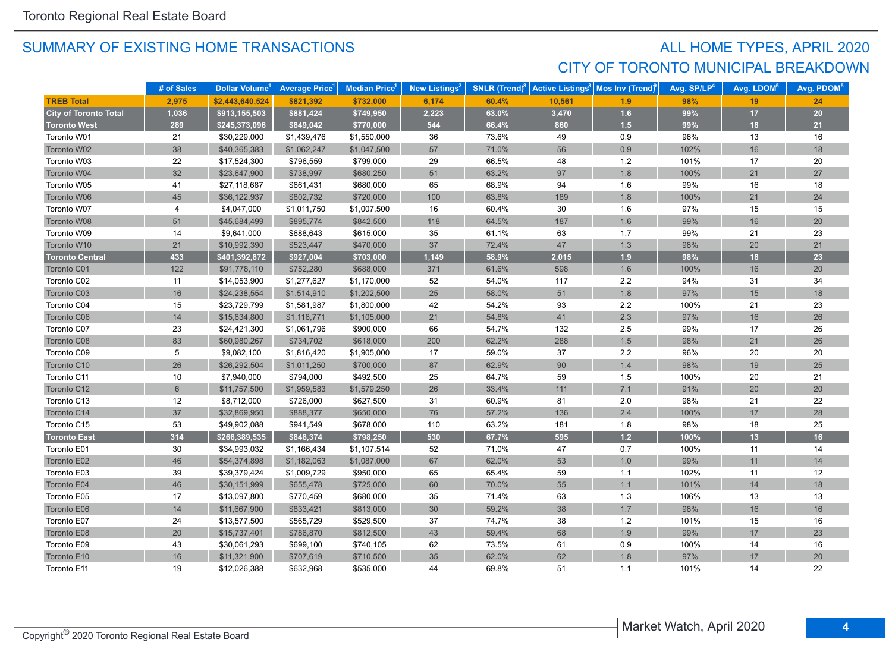## SUMMARY OF EXISTING HOME TRANSACTIONS

## ALL HOME TYPES, APRIL 2020
## CITY OF TORONTO MUNICIPAL BREAKDOWN

| | # of Sales | Dollar Volume[1] | Average Price[1] | Median Price[1] | New Listings[2] | SNLR (Trend)[8] | Active Listings[3] | Mos Inv (Trend)[9] | Avg. SP/LP[4] | Avg. LDOM[5] | Avg. PDOM[5] |
|---|---|---|---|---|---|---|---|---|---|---|---|
| **TREB Total** | **2,975** | **$2,443,640,524** | **$821,392** | **$732,000** | **6,174** | **60.4%** | **10,561** | **1.9** | **98%** | **19** | **24** |
| **City of Toronto Total** | **1,036** | **$913,155,503** | **$881,424** | **$749,950** | **2,223** | **63.0%** | **3,470** | **1.6** | **99%** | **17** | **20** |
| **Toronto West** | **289** | **$245,373,096** | **$849,042** | **$770,000** | **544** | **66.4%** | **860** | **1.5** | **99%** | **18** | **21** |
| Toronto W01 | 21 | $30,229,000 | $1,439,476 | $1,550,000 | 36 | 73.6% | 49 | 0.9 | 96% | 13 | 16 |
| Toronto W02 | 38 | $40,365,383 | $1,062,247 | $1,047,500 | 57 | 71.0% | 56 | 0.9 | 102% | 16 | 18 |
| Toronto W03 | 22 | $17,524,300 | $796,559 | $799,000 | 29 | 66.5% | 48 | 1.2 | 101% | 17 | 20 |
| Toronto W04 | 32 | $23,647,900 | $738,997 | $680,250 | 51 | 63.2% | 97 | 1.8 | 100% | 21 | 27 |
| Toronto W05 | 41 | $27,118,687 | $661,431 | $680,000 | 65 | 68.9% | 94 | 1.6 | 99% | 16 | 18 |
| Toronto W06 | 45 | $36,122,937 | $802,732 | $720,000 | 100 | 63.8% | 189 | 1.8 | 100% | 21 | 24 |
| Toronto W07 | 4 | $4,047,000 | $1,011,750 | $1,007,500 | 16 | 60.4% | 30 | 1.6 | 97% | 15 | 15 |
| Toronto W08 | 51 | $45,684,499 | $895,774 | $842,500 | 118 | 64.5% | 187 | 1.6 | 99% | 16 | 20 |
| Toronto W09 | 14 | $9,641,000 | $688,643 | $615,000 | 35 | 61.1% | 63 | 1.7 | 99% | 21 | 23 |
| Toronto W10 | 21 | $10,992,390 | $523,447 | $470,000 | 37 | 72.4% | 47 | 1.3 | 98% | 20 | 21 |
| **Toronto Central** | **433** | **$401,392,872** | **$927,004** | **$703,000** | **1,149** | **58.9%** | **2,015** | **1.9** | **98%** | **18** | **23** |
| Toronto C01 | 122 | $91,778,110 | $752,280 | $688,000 | 371 | 61.6% | 598 | 1.6 | 100% | 16 | 20 |
| Toronto C02 | 11 | $14,053,900 | $1,277,627 | $1,170,000 | 52 | 54.0% | 117 | 2.2 | 94% | 31 | 34 |
| Toronto C03 | 16 | $24,238,554 | $1,514,910 | $1,202,500 | 25 | 58.0% | 51 | 1.8 | 97% | 15 | 18 |
| Toronto C04 | 15 | $23,729,799 | $1,581,987 | $1,800,000 | 42 | 54.2% | 93 | 2.2 | 100% | 21 | 23 |
| Toronto C06 | 14 | $15,634,800 | $1,116,771 | $1,105,000 | 21 | 54.8% | 41 | 2.3 | 97% | 16 | 26 |
| Toronto C07 | 23 | $24,421,300 | $1,061,796 | $900,000 | 66 | 54.7% | 132 | 2.5 | 99% | 17 | 26 |
| Toronto C08 | 83 | $60,980,267 | $734,702 | $618,000 | 200 | 62.2% | 288 | 1.5 | 98% | 21 | 26 |
| Toronto C09 | 5 | $9,082,100 | $1,816,420 | $1,905,000 | 17 | 59.0% | 37 | 2.2 | 96% | 20 | 20 |
| Toronto C10 | 26 | $26,292,504 | $1,011,250 | $700,000 | 87 | 62.9% | 90 | 1.4 | 98% | 19 | 25 |
| Toronto C11 | 10 | $7,940,000 | $794,000 | $492,500 | 25 | 64.7% | 59 | 1.5 | 100% | 20 | 21 |
| Toronto C12 | 6 | $11,757,500 | $1,959,583 | $1,579,250 | 26 | 33.4% | 111 | 7.1 | 91% | 20 | 20 |
| Toronto C13 | 12 | $8,712,000 | $726,000 | $627,500 | 31 | 60.9% | 81 | 2.0 | 98% | 21 | 22 |
| Toronto C14 | 37 | $32,869,950 | $888,377 | $650,000 | 76 | 57.2% | 136 | 2.4 | 100% | 17 | 28 |
| Toronto C15 | 53 | $49,902,088 | $941,549 | $678,000 | 110 | 63.2% | 181 | 1.8 | 98% | 18 | 25 |
| **Toronto East** | **314** | **$266,389,535** | **$848,374** | **$798,250** | **530** | **67.7%** | **595** | **1.2** | **100%** | **13** | **16** |
| Toronto E01 | 30 | $34,993,032 | $1,166,434 | $1,107,514 | 52 | 71.0% | 47 | 0.7 | 100% | 11 | 14 |
| Toronto E02 | 46 | $54,374,898 | $1,182,063 | $1,087,000 | 67 | 62.0% | 53 | 1.0 | 99% | 11 | 14 |
| Toronto E03 | 39 | $39,379,424 | $1,009,729 | $950,000 | 65 | 65.4% | 59 | 1.1 | 102% | 11 | 12 |
| Toronto E04 | 46 | $30,151,999 | $655,478 | $725,000 | 60 | 70.0% | 55 | 1.1 | 101% | 14 | 18 |
| Toronto E05 | 17 | $13,097,800 | $770,459 | $680,000 | 35 | 71.4% | 63 | 1.3 | 106% | 13 | 13 |
| Toronto E06 | 14 | $11,667,900 | $833,421 | $813,000 | 30 | 59.2% | 38 | 1.7 | 98% | 16 | 16 |
| Toronto E07 | 24 | $13,577,500 | $565,729 | $529,500 | 37 | 74.7% | 38 | 1.2 | 101% | 15 | 16 |
| Toronto E08 | 20 | $15,737,401 | $786,870 | $812,500 | 43 | 59.4% | 68 | 1.9 | 99% | 17 | 23 |
| Toronto E09 | 43 | $30,061,293 | $699,100 | $740,105 | 62 | 73.5% | 61 | 0.9 | 100% | 14 | 16 |
| Toronto E10 | 16 | $11,321,900 | $707,619 | $710,500 | 35 | 62.0% | 62 | 1.8 | 97% | 17 | 20 |
| Toronto E11 | 19 | $12,026,388 | $632,968 | $535,000 | 44 | 69.8% | 51 | 1.1 | 101% | 14 | 22 |

Copyright® 2020 Toronto Regional Real Estate Board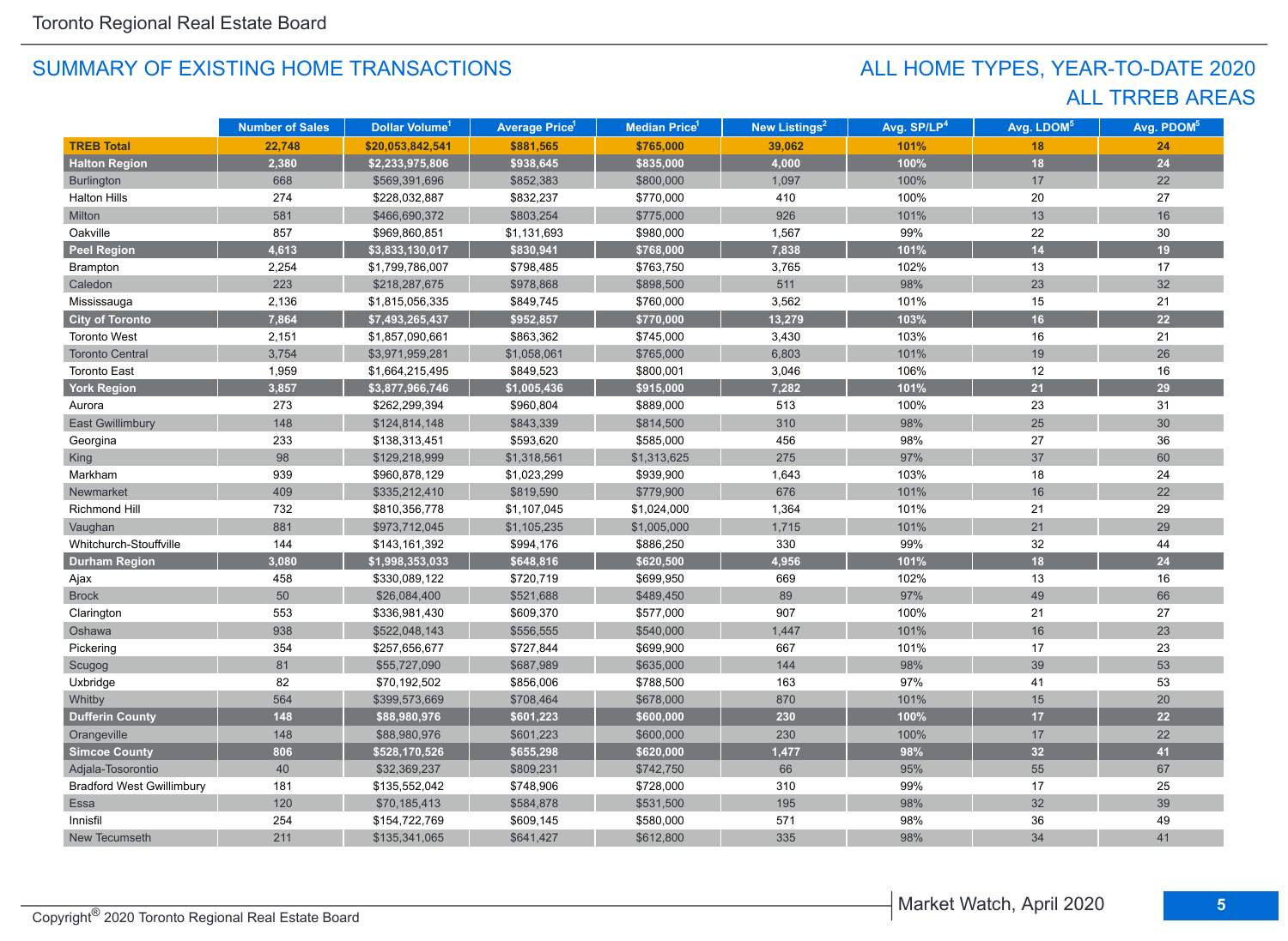Toronto Regional Real Estate Board

## SUMMARY OF EXISTING HOME TRANSACTIONS

## ALL HOME TYPES, YEAR-TO-DATE 2020
## ALL TRREB AREAS

| | Number of Sales | Dollar Volume[1] | Average Price[1] | Median Price[1] | New Listings[2] | Avg. SP/LP[4] | Avg. LDOM[5] | Avg. PDOM[5] |
|---|---|---|---|---|---|---|---|---|
| **TREB Total** | **22,748** | **$20,053,842,541** | **$881,565** | **$765,000** | **39,062** | **101%** | **18** | **24** |
| **Halton Region** | **2,380** | **$2,233,975,806** | **$938,645** | **$835,000** | **4,000** | **100%** | **18** | **24** |
| Burlington | 668 | $569,391,696 | $852,383 | $800,000 | 1,097 | 100% | 17 | 22 |
| Halton Hills | 274 | $228,032,887 | $832,237 | $770,000 | 410 | 100% | 20 | 27 |
| Milton | 581 | $466,690,372 | $803,254 | $775,000 | 926 | 101% | 13 | 16 |
| Oakville | 857 | $969,860,851 | $1,131,693 | $980,000 | 1,567 | 99% | 22 | 30 |
| **Peel Region** | **4,613** | **$3,833,130,017** | **$830,941** | **$768,000** | **7,838** | **101%** | **14** | **19** |
| Brampton | 2,254 | $1,799,786,007 | $798,485 | $763,750 | 3,765 | 102% | 13 | 17 |
| Caledon | 223 | $218,287,675 | $978,868 | $898,500 | 511 | 98% | 23 | 32 |
| Mississauga | 2,136 | $1,815,056,335 | $849,745 | $760,000 | 3,562 | 101% | 15 | 21 |
| **City of Toronto** | **7,864** | **$7,493,265,437** | **$952,857** | **$770,000** | **13,279** | **103%** | **16** | **22** |
| Toronto West | 2,151 | $1,857,090,661 | $863,362 | $745,000 | 3,430 | 103% | 16 | 21 |
| Toronto Central | 3,754 | $3,971,959,281 | $1,058,061 | $765,000 | 6,803 | 101% | 19 | 26 |
| Toronto East | 1,959 | $1,664,215,495 | $849,523 | $800,001 | 3,046 | 106% | 12 | 16 |
| **York Region** | **3,857** | **$3,877,966,746** | **$1,005,436** | **$915,000** | **7,282** | **101%** | **21** | **29** |
| Aurora | 273 | $262,299,394 | $960,804 | $889,000 | 513 | 100% | 23 | 31 |
| East Gwillimbury | 148 | $124,814,148 | $843,339 | $814,500 | 310 | 98% | 25 | 30 |
| Georgina | 233 | $138,313,451 | $593,620 | $585,000 | 456 | 98% | 27 | 36 |
| King | 98 | $129,218,999 | $1,318,561 | $1,313,625 | 275 | 97% | 37 | 60 |
| Markham | 939 | $960,878,129 | $1,023,299 | $939,900 | 1,643 | 103% | 18 | 24 |
| Newmarket | 409 | $335,212,410 | $819,590 | $779,900 | 676 | 101% | 16 | 22 |
| Richmond Hill | 732 | $810,356,778 | $1,107,045 | $1,024,000 | 1,364 | 101% | 21 | 29 |
| Vaughan | 881 | $973,712,045 | $1,105,235 | $1,005,000 | 1,715 | 101% | 21 | 29 |
| Whitchurch-Stouffville | 144 | $143,161,392 | $994,176 | $886,250 | 330 | 99% | 32 | 44 |
| **Durham Region** | **3,080** | **$1,998,353,033** | **$648,816** | **$620,500** | **4,956** | **101%** | **18** | **24** |
| Ajax | 458 | $330,089,122 | $720,719 | $699,950 | 669 | 102% | 13 | 16 |
| Brock | 50 | $26,084,400 | $521,688 | $489,450 | 89 | 97% | 49 | 66 |
| Clarington | 553 | $336,981,430 | $609,370 | $577,000 | 907 | 100% | 21 | 27 |
| Oshawa | 938 | $522,048,143 | $556,555 | $540,000 | 1,447 | 101% | 16 | 23 |
| Pickering | 354 | $257,656,677 | $727,844 | $699,900 | 667 | 101% | 17 | 23 |
| Scugog | 81 | $55,727,090 | $687,989 | $635,000 | 144 | 98% | 39 | 53 |
| Uxbridge | 82 | $70,192,502 | $856,006 | $788,500 | 163 | 97% | 41 | 53 |
| Whitby | 564 | $399,573,669 | $708,464 | $678,000 | 870 | 101% | 15 | 20 |
| **Dufferin County** | **148** | **$88,980,976** | **$601,223** | **$600,000** | **230** | **100%** | **17** | **22** |
| Orangeville | 148 | $88,980,976 | $601,223 | $600,000 | 230 | 100% | 17 | 22 |
| **Simcoe County** | **806** | **$528,170,526** | **$655,298** | **$620,000** | **1,477** | **98%** | **32** | **41** |
| Adjala-Tosorontio | 40 | $32,369,237 | $809,231 | $742,750 | 66 | 95% | 55 | 67 |
| Bradford West Gwillimbury | 181 | $135,552,042 | $748,906 | $728,000 | 310 | 99% | 17 | 25 |
| Essa | 120 | $70,185,413 | $584,878 | $531,500 | 195 | 98% | 32 | 39 |
| Innisfil | 254 | $154,722,769 | $609,145 | $580,000 | 571 | 98% | 36 | 49 |
| New Tecumseth | 211 | $135,341,065 | $641,427 | $612,800 | 335 | 98% | 34 | 41 |

Copyright® 2020 Toronto Regional Real Estate Board

Market Watch, April 2020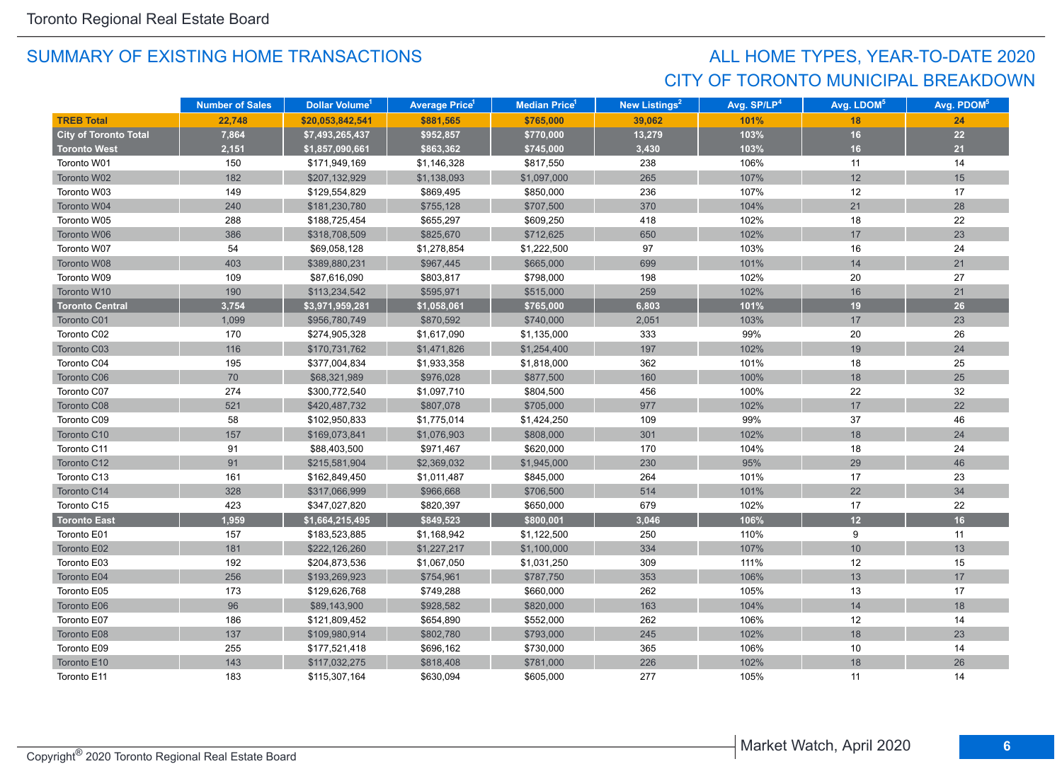## SUMMARY OF EXISTING HOME TRANSACTIONS

## ALL HOME TYPES, YEAR-TO-DATE 2020
## CITY OF TORONTO MUNICIPAL BREAKDOWN

| | Number of Sales | Dollar Volume[1] | Average Price[1] | Median Price[1] | New Listings[2] | Avg. SP/LP[4] | Avg. LDOM[5] | Avg. PDOM[5] |
|---|---|---|---|---|---|---|---|---|
| **TREB Total** | **22,748** | **$20,053,842,541** | **$881,565** | **$765,000** | **39,062** | **101%** | **18** | **24** |
| **City of Toronto Total** | **7,864** | **$7,493,265,437** | **$952,857** | **$770,000** | **13,279** | **103%** | **16** | **22** |
| **Toronto West** | **2,151** | **$1,857,090,661** | **$863,362** | **$745,000** | **3,430** | **103%** | **16** | **21** |
| Toronto W01 | 150 | $171,949,169 | $1,146,328 | $817,550 | 238 | 106% | 11 | 14 |
| Toronto W02 | 182 | $207,132,929 | $1,138,093 | $1,097,000 | 265 | 107% | 12 | 15 |
| Toronto W03 | 149 | $129,554,829 | $869,495 | $850,000 | 236 | 107% | 12 | 17 |
| Toronto W04 | 240 | $181,230,780 | $755,128 | $707,500 | 370 | 104% | 21 | 28 |
| Toronto W05 | 288 | $188,725,454 | $655,297 | $609,250 | 418 | 102% | 18 | 22 |
| Toronto W06 | 386 | $318,708,509 | $825,670 | $712,625 | 650 | 102% | 17 | 23 |
| Toronto W07 | 54 | $69,058,128 | $1,278,854 | $1,222,500 | 97 | 103% | 16 | 24 |
| Toronto W08 | 403 | $389,880,231 | $967,445 | $665,000 | 699 | 101% | 14 | 21 |
| Toronto W09 | 109 | $87,616,090 | $803,817 | $798,000 | 198 | 102% | 20 | 27 |
| Toronto W10 | 190 | $113,234,542 | $595,971 | $515,000 | 259 | 102% | 16 | 21 |
| **Toronto Central** | **3,754** | **$3,971,959,281** | **$1,058,061** | **$765,000** | **6,803** | **101%** | **19** | **26** |
| Toronto C01 | 1,099 | $956,780,749 | $870,592 | $740,000 | 2,051 | 103% | 17 | 23 |
| Toronto C02 | 170 | $274,905,328 | $1,617,090 | $1,135,000 | 333 | 99% | 20 | 26 |
| Toronto C03 | 116 | $170,731,762 | $1,471,826 | $1,254,400 | 197 | 102% | 19 | 24 |
| Toronto C04 | 195 | $377,004,834 | $1,933,358 | $1,818,000 | 362 | 101% | 18 | 25 |
| Toronto C06 | 70 | $68,321,989 | $976,028 | $877,500 | 160 | 100% | 18 | 25 |
| Toronto C07 | 274 | $300,772,540 | $1,097,710 | $804,500 | 456 | 100% | 22 | 32 |
| Toronto C08 | 521 | $420,487,732 | $807,078 | $705,000 | 977 | 102% | 17 | 22 |
| Toronto C09 | 58 | $102,950,833 | $1,775,014 | $1,424,250 | 109 | 99% | 37 | 46 |
| Toronto C10 | 157 | $169,073,841 | $1,076,903 | $808,000 | 301 | 102% | 18 | 24 |
| Toronto C11 | 91 | $88,403,500 | $971,467 | $620,000 | 170 | 104% | 18 | 24 |
| Toronto C12 | 91 | $215,581,904 | $2,369,032 | $1,945,000 | 230 | 95% | 29 | 46 |
| Toronto C13 | 161 | $162,849,450 | $1,011,487 | $845,000 | 264 | 101% | 17 | 23 |
| Toronto C14 | 328 | $317,066,999 | $966,668 | $706,500 | 514 | 101% | 22 | 34 |
| Toronto C15 | 423 | $347,027,820 | $820,397 | $650,000 | 679 | 102% | 17 | 22 |
| **Toronto East** | **1,959** | **$1,664,215,495** | **$849,523** | **$800,001** | **3,046** | **106%** | **12** | **16** |
| Toronto E01 | 157 | $183,523,885 | $1,168,942 | $1,122,500 | 250 | 110% | 9 | 11 |
| Toronto E02 | 181 | $222,126,260 | $1,227,217 | $1,100,000 | 334 | 107% | 10 | 13 |
| Toronto E03 | 192 | $204,873,536 | $1,067,050 | $1,031,250 | 309 | 111% | 12 | 15 |
| Toronto E04 | 256 | $193,269,923 | $754,961 | $787,750 | 353 | 106% | 13 | 17 |
| Toronto E05 | 173 | $129,626,768 | $749,288 | $660,000 | 262 | 105% | 13 | 17 |
| Toronto E06 | 96 | $89,143,900 | $928,582 | $820,000 | 163 | 104% | 14 | 18 |
| Toronto E07 | 186 | $121,809,452 | $654,890 | $552,000 | 262 | 106% | 12 | 14 |
| Toronto E08 | 137 | $109,980,914 | $802,780 | $793,000 | 245 | 102% | 18 | 23 |
| Toronto E09 | 255 | $177,521,418 | $696,162 | $730,000 | 365 | 106% | 10 | 14 |
| Toronto E10 | 143 | $117,032,275 | $818,408 | $781,000 | 226 | 102% | 18 | 26 |
| Toronto E11 | 183 | $115,307,164 | $630,094 | $605,000 | 277 | 105% | 11 | 14 |

Copyright® 2020 Toronto Regional Real Estate Board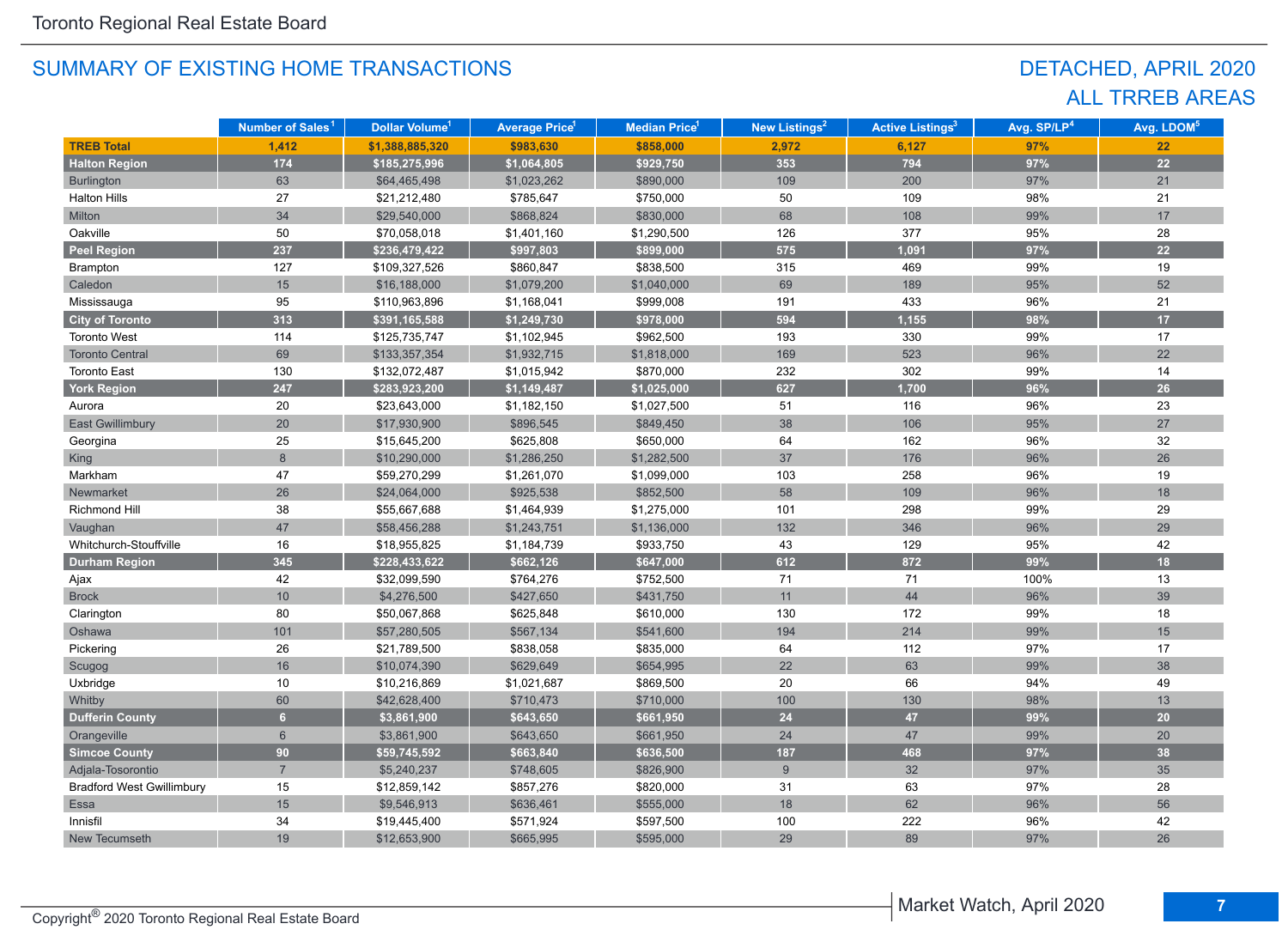## SUMMARY OF EXISTING HOME TRANSACTIONS

## DETACHED, APRIL 2020
## ALL TRREB AREAS

| | Number of Sales[1] | Dollar Volume[1] | Average Price[1] | Median Price[1] | New Listings[2] | Active Listings[3] | Avg. SP/LP[4] | Avg. LDOM[5] |
|---|---|---|---|---|---|---|---|---|
| **TREB Total** | **1,412** | **$1,388,885,320** | **$983,630** | **$858,000** | **2,972** | **6,127** | **97%** | **22** |
| **Halton Region** | **174** | **$185,275,996** | **$1,064,805** | **$929,750** | **353** | **794** | **97%** | **22** |
| Burlington | 63 | $64,465,498 | $1,023,262 | $890,000 | 109 | 200 | 97% | 21 |
| Halton Hills | 27 | $21,212,480 | $785,647 | $750,000 | 50 | 109 | 98% | 21 |
| Milton | 34 | $29,540,000 | $868,824 | $830,000 | 68 | 108 | 99% | 17 |
| Oakville | 50 | $70,058,018 | $1,401,160 | $1,290,500 | 126 | 377 | 95% | 28 |
| **Peel Region** | **237** | **$236,479,422** | **$997,803** | **$899,000** | **575** | **1,091** | **97%** | **22** |
| Brampton | 127 | $109,327,526 | $860,847 | $838,500 | 315 | 469 | 99% | 19 |
| Caledon | 15 | $16,188,000 | $1,079,200 | $1,040,000 | 69 | 189 | 95% | 52 |
| Mississauga | 95 | $110,963,896 | $1,168,041 | $999,008 | 191 | 433 | 96% | 21 |
| **City of Toronto** | **313** | **$391,165,588** | **$1,249,730** | **$978,000** | **594** | **1,155** | **98%** | **17** |
| Toronto West | 114 | $125,735,747 | $1,102,945 | $962,500 | 193 | 330 | 99% | 17 |
| Toronto Central | 69 | $133,357,354 | $1,932,715 | $1,818,000 | 169 | 523 | 96% | 22 |
| Toronto East | 130 | $132,072,487 | $1,015,942 | $870,000 | 232 | 302 | 99% | 14 |
| **York Region** | **247** | **$283,923,200** | **$1,149,487** | **$1,025,000** | **627** | **1,700** | **96%** | **26** |
| Aurora | 20 | $23,643,000 | $1,182,150 | $1,027,500 | 51 | 116 | 96% | 23 |
| East Gwillimbury | 20 | $17,930,900 | $896,545 | $849,450 | 38 | 106 | 95% | 27 |
| Georgina | 25 | $15,645,200 | $625,808 | $650,000 | 64 | 162 | 96% | 32 |
| King | 8 | $10,290,000 | $1,286,250 | $1,282,500 | 37 | 176 | 96% | 26 |
| Markham | 47 | $59,270,299 | $1,261,070 | $1,099,000 | 103 | 258 | 96% | 19 |
| Newmarket | 26 | $24,064,000 | $925,538 | $852,500 | 58 | 109 | 96% | 18 |
| Richmond Hill | 38 | $55,667,688 | $1,464,939 | $1,275,000 | 101 | 298 | 99% | 29 |
| Vaughan | 47 | $58,456,288 | $1,243,751 | $1,136,000 | 132 | 346 | 96% | 29 |
| Whitchurch-Stouffville | 16 | $18,955,825 | $1,184,739 | $933,750 | 43 | 129 | 95% | 42 |
| **Durham Region** | **345** | **$228,433,622** | **$662,126** | **$647,000** | **612** | **872** | **99%** | **18** |
| Ajax | 42 | $32,099,590 | $764,276 | $752,500 | 71 | 71 | 100% | 13 |
| Brock | 10 | $4,276,500 | $427,650 | $431,750 | 11 | 44 | 96% | 39 |
| Clarington | 80 | $50,067,868 | $625,848 | $610,000 | 130 | 172 | 99% | 18 |
| Oshawa | 101 | $57,280,505 | $567,134 | $541,600 | 194 | 214 | 99% | 15 |
| Pickering | 26 | $21,789,500 | $838,058 | $835,000 | 64 | 112 | 97% | 17 |
| Scugog | 16 | $10,074,390 | $629,649 | $654,995 | 22 | 63 | 99% | 38 |
| Uxbridge | 10 | $10,216,869 | $1,021,687 | $869,500 | 20 | 66 | 94% | 49 |
| Whitby | 60 | $42,628,400 | $710,473 | $710,000 | 100 | 130 | 98% | 13 |
| **Dufferin County** | **6** | **$3,861,900** | **$643,650** | **$661,950** | **24** | **47** | **99%** | **20** |
| Orangeville | 6 | $3,861,900 | $643,650 | $661,950 | 24 | 47 | 99% | 20 |
| **Simcoe County** | **90** | **$59,745,592** | **$663,840** | **$636,500** | **187** | **468** | **97%** | **38** |
| Adjala-Tosorontio | 7 | $5,240,237 | $748,605 | $826,900 | 9 | 32 | 97% | 35 |
| Bradford West Gwillimbury | 15 | $12,859,142 | $857,276 | $820,000 | 31 | 63 | 97% | 28 |
| Essa | 15 | $9,546,913 | $636,461 | $555,000 | 18 | 62 | 96% | 56 |
| Innisfil | 34 | $19,445,400 | $571,924 | $597,500 | 100 | 222 | 96% | 42 |
| New Tecumseth | 19 | $12,653,900 | $665,995 | $595,000 | 29 | 89 | 97% | 26 |

Copyright® 2020 Toronto Regional Real Estate Board

Market Watch, April 2020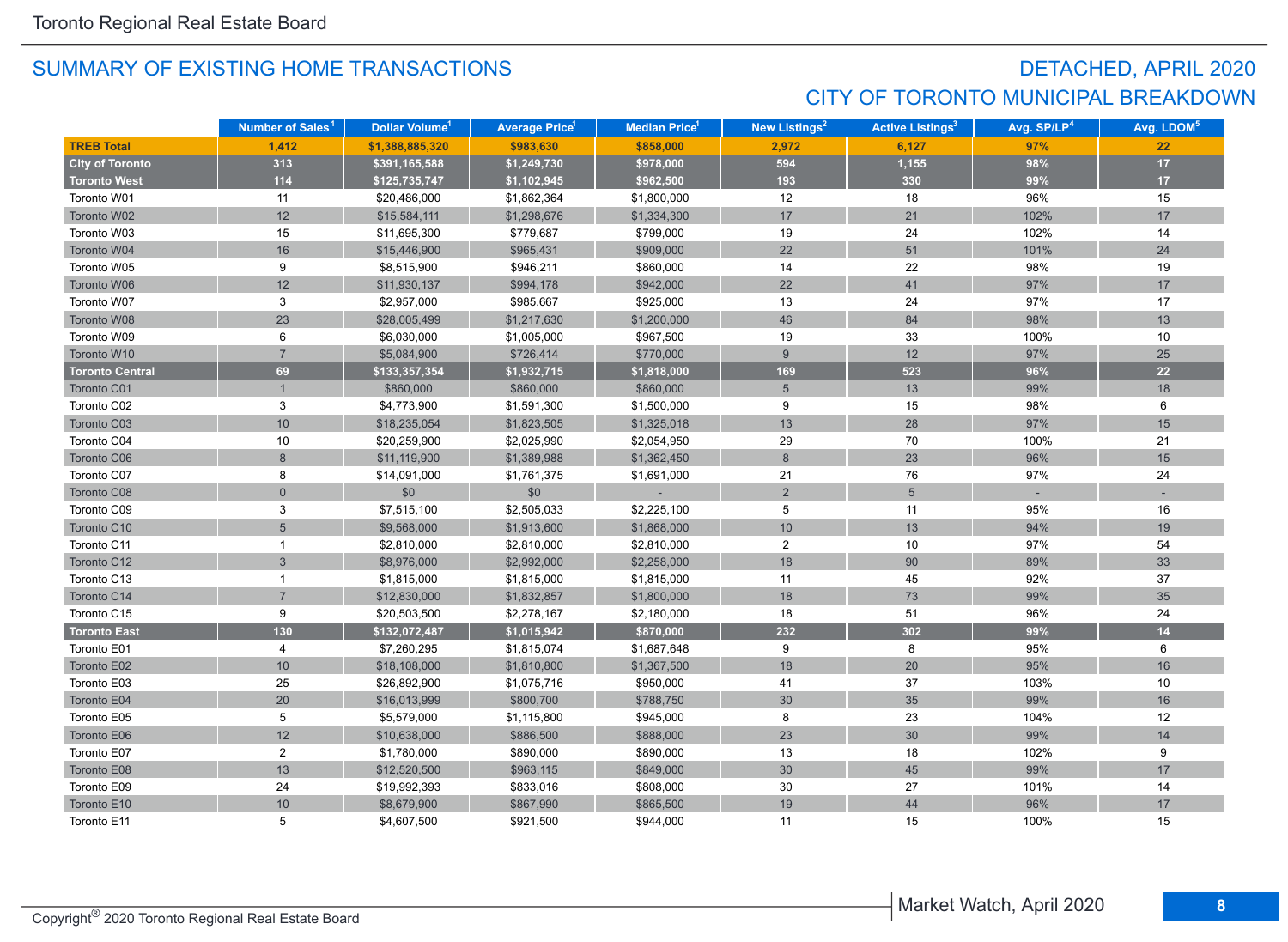## SUMMARY OF EXISTING HOME TRANSACTIONS

## DETACHED, APRIL 2020
## CITY OF TORONTO MUNICIPAL BREAKDOWN

| | Number of Sales[1] | Dollar Volume[1] | Average Price[1] | Median Price[1] | New Listings[2] | Active Listings[3] | Avg. SP/LP[4] | Avg. LDOM[5] |
|---|---|---|---|---|---|---|---|---|
| **TREB Total** | **1,412** | **$1,388,885,320** | **$983,630** | **$858,000** | **2,972** | **6,127** | **97%** | **22** |
| **City of Toronto** | **313** | **$391,165,588** | **$1,249,730** | **$978,000** | **594** | **1,155** | **98%** | **17** |
| **Toronto West** | **114** | **$125,735,747** | **$1,102,945** | **$962,500** | **193** | **330** | **99%** | **17** |
| Toronto W01 | 11 | $20,486,000 | $1,862,364 | $1,800,000 | 12 | 18 | 96% | 15 |
| Toronto W02 | 12 | $15,584,111 | $1,298,676 | $1,334,300 | 17 | 21 | 102% | 17 |
| Toronto W03 | 15 | $11,695,300 | $779,687 | $799,000 | 19 | 24 | 102% | 14 |
| Toronto W04 | 16 | $15,446,900 | $965,431 | $909,000 | 22 | 51 | 101% | 24 |
| Toronto W05 | 9 | $8,515,900 | $946,211 | $860,000 | 14 | 22 | 98% | 19 |
| Toronto W06 | 12 | $11,930,137 | $994,178 | $942,000 | 22 | 41 | 97% | 17 |
| Toronto W07 | 3 | $2,957,000 | $985,667 | $925,000 | 13 | 24 | 97% | 17 |
| Toronto W08 | 23 | $28,005,499 | $1,217,630 | $1,200,000 | 46 | 84 | 98% | 13 |
| Toronto W09 | 6 | $6,030,000 | $1,005,000 | $967,500 | 19 | 33 | 100% | 10 |
| Toronto W10 | 7 | $5,084,900 | $726,414 | $770,000 | 9 | 12 | 97% | 25 |
| **Toronto Central** | **69** | **$133,357,354** | **$1,932,715** | **$1,818,000** | **169** | **523** | **96%** | **22** |
| Toronto C01 | 1 | $860,000 | $860,000 | $860,000 | 5 | 13 | 99% | 18 |
| Toronto C02 | 3 | $4,773,900 | $1,591,300 | $1,500,000 | 9 | 15 | 98% | 6 |
| Toronto C03 | 10 | $18,235,054 | $1,823,505 | $1,325,018 | 13 | 28 | 97% | 15 |
| Toronto C04 | 10 | $20,259,900 | $2,025,990 | $2,054,950 | 29 | 70 | 100% | 21 |
| Toronto C06 | 8 | $11,119,900 | $1,389,988 | $1,362,450 | 8 | 23 | 96% | 15 |
| Toronto C07 | 8 | $14,091,000 | $1,761,375 | $1,691,000 | 21 | 76 | 97% | 24 |
| Toronto C08 | 0 | $0 | $0 | - | 2 | 5 | - | - |
| Toronto C09 | 3 | $7,515,100 | $2,505,033 | $2,225,100 | 5 | 11 | 95% | 16 |
| Toronto C10 | 5 | $9,568,000 | $1,913,600 | $1,868,000 | 10 | 13 | 94% | 19 |
| Toronto C11 | 1 | $2,810,000 | $2,810,000 | $2,810,000 | 2 | 10 | 97% | 54 |
| Toronto C12 | 3 | $8,976,000 | $2,992,000 | $2,258,000 | 18 | 90 | 89% | 33 |
| Toronto C13 | 1 | $1,815,000 | $1,815,000 | $1,815,000 | 11 | 45 | 92% | 37 |
| Toronto C14 | 7 | $12,830,000 | $1,832,857 | $1,800,000 | 18 | 73 | 99% | 35 |
| Toronto C15 | 9 | $20,503,500 | $2,278,167 | $2,180,000 | 18 | 51 | 96% | 24 |
| **Toronto East** | **130** | **$132,072,487** | **$1,015,942** | **$870,000** | **232** | **302** | **99%** | **14** |
| Toronto E01 | 4 | $7,260,295 | $1,815,074 | $1,687,648 | 9 | 8 | 95% | 6 |
| Toronto E02 | 10 | $18,108,000 | $1,810,800 | $1,367,500 | 18 | 20 | 95% | 16 |
| Toronto E03 | 25 | $26,892,900 | $1,075,716 | $950,000 | 41 | 37 | 103% | 10 |
| Toronto E04 | 20 | $16,013,999 | $800,700 | $788,750 | 30 | 35 | 99% | 16 |
| Toronto E05 | 5 | $5,579,000 | $1,115,800 | $945,000 | 8 | 23 | 104% | 12 |
| Toronto E06 | 12 | $10,638,000 | $886,500 | $888,000 | 23 | 30 | 99% | 14 |
| Toronto E07 | 2 | $1,780,000 | $890,000 | $890,000 | 13 | 18 | 102% | 9 |
| Toronto E08 | 13 | $12,520,500 | $963,115 | $849,000 | 30 | 45 | 99% | 17 |
| Toronto E09 | 24 | $19,992,393 | $833,016 | $808,000 | 30 | 27 | 101% | 14 |
| Toronto E10 | 10 | $8,679,900 | $867,990 | $865,500 | 19 | 44 | 96% | 17 |
| Toronto E11 | 5 | $4,607,500 | $921,500 | $944,000 | 11 | 15 | 100% | 15 |

Copyright® 2020 Toronto Regional Real Estate Board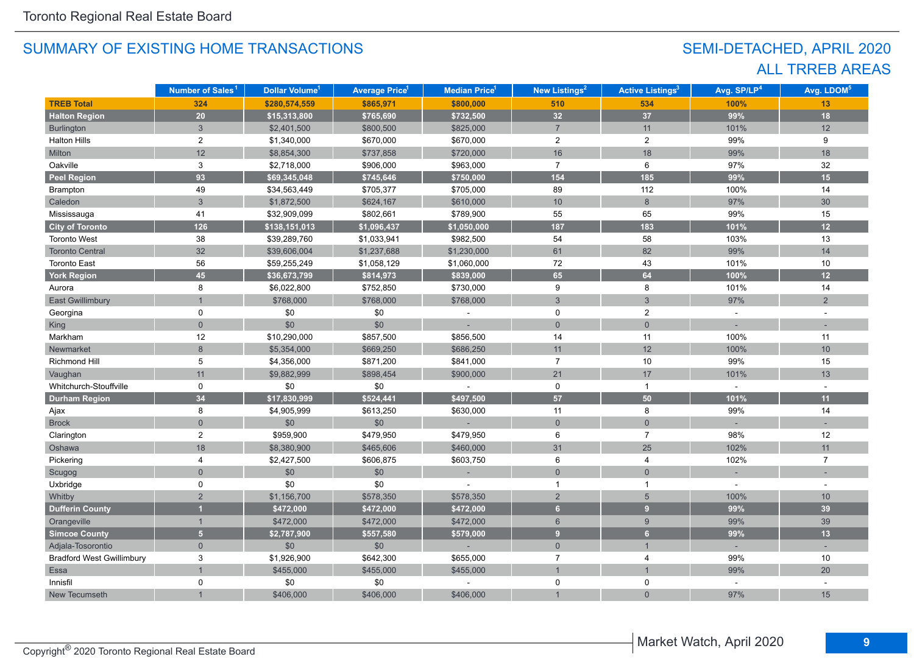## SUMMARY OF EXISTING HOME TRANSACTIONS

## SEMI-DETACHED, APRIL 2020
## ALL TRREB AREAS

| | Number of Sales[1] | Dollar Volume[1] | Average Price[1] | Median Price[1] | New Listings[2] | Active Listings[3] | Avg. SP/LP[4] | Avg. LDOM[5] |
|---|---|---|---|---|---|---|---|---|
| **TREB Total** | **324** | **$280,574,559** | **$865,971** | **$800,000** | **510** | **534** | **100%** | **13** |
| **Halton Region** | **20** | **$15,313,800** | **$765,690** | **$732,500** | **32** | **37** | **99%** | **18** |
| Burlington | 3 | $2,401,500 | $800,500 | $825,000 | 7 | 11 | 101% | 12 |
| Halton Hills | 2 | $1,340,000 | $670,000 | $670,000 | 2 | 2 | 99% | 9 |
| Milton | 12 | $8,854,300 | $737,858 | $720,000 | 16 | 18 | 99% | 18 |
| Oakville | 3 | $2,718,000 | $906,000 | $963,000 | 7 | 6 | 97% | 32 |
| **Peel Region** | **93** | **$69,345,048** | **$745,646** | **$750,000** | **154** | **185** | **99%** | **15** |
| Brampton | 49 | $34,563,449 | $705,377 | $705,000 | 89 | 112 | 100% | 14 |
| Caledon | 3 | $1,872,500 | $624,167 | $610,000 | 10 | 8 | 97% | 30 |
| Mississauga | 41 | $32,909,099 | $802,661 | $789,900 | 55 | 65 | 99% | 15 |
| **City of Toronto** | **126** | **$138,151,013** | **$1,096,437** | **$1,050,000** | **187** | **183** | **101%** | **12** |
| Toronto West | 38 | $39,289,760 | $1,033,941 | $982,500 | 54 | 58 | 103% | 13 |
| Toronto Central | 32 | $39,606,004 | $1,237,688 | $1,230,000 | 61 | 82 | 99% | 14 |
| Toronto East | 56 | $59,255,249 | $1,058,129 | $1,060,000 | 72 | 43 | 101% | 10 |
| **York Region** | **45** | **$36,673,799** | **$814,973** | **$839,000** | **65** | **64** | **100%** | **12** |
| Aurora | 8 | $6,022,800 | $752,850 | $730,000 | 9 | 8 | 101% | 14 |
| East Gwillimbury | 1 | $768,000 | $768,000 | $768,000 | 3 | 3 | 97% | 2 |
| Georgina | 0 | $0 | $0 | - | 0 | 2 | - | - |
| King | 0 | $0 | $0 | - | 0 | 0 | - | - |
| Markham | 12 | $10,290,000 | $857,500 | $856,500 | 14 | 11 | 100% | 11 |
| Newmarket | 8 | $5,354,000 | $669,250 | $686,250 | 11 | 12 | 100% | 10 |
| Richmond Hill | 5 | $4,356,000 | $871,200 | $841,000 | 7 | 10 | 99% | 15 |
| Vaughan | 11 | $9,882,999 | $898,454 | $900,000 | 21 | 17 | 101% | 13 |
| Whitchurch-Stouffville | 0 | $0 | $0 | - | 0 | 1 | - | - |
| **Durham Region** | **34** | **$17,830,999** | **$524,441** | **$497,500** | **57** | **50** | **101%** | **11** |
| Ajax | 8 | $4,905,999 | $613,250 | $630,000 | 11 | 8 | 99% | 14 |
| Brock | 0 | $0 | $0 | - | 0 | 0 | - | - |
| Clarington | 2 | $959,900 | $479,950 | $479,950 | 6 | 7 | 98% | 12 |
| Oshawa | 18 | $8,380,900 | $465,606 | $460,000 | 31 | 25 | 102% | 11 |
| Pickering | 4 | $2,427,500 | $606,875 | $603,750 | 6 | 4 | 102% | 7 |
| Scugog | 0 | $0 | $0 | - | 0 | 0 | - | - |
| Uxbridge | 0 | $0 | $0 | - | 1 | 1 | - | - |
| Whitby | 2 | $1,156,700 | $578,350 | $578,350 | 2 | 5 | 100% | 10 |
| **Dufferin County** | **1** | **$472,000** | **$472,000** | **$472,000** | **6** | **9** | **99%** | **39** |
| Orangeville | 1 | $472,000 | $472,000 | $472,000 | 6 | 9 | 99% | 39 |
| **Simcoe County** | **5** | **$2,787,900** | **$557,580** | **$579,000** | **9** | **6** | **99%** | **13** |
| Adjala-Tosorontio | 0 | $0 | $0 | - | 0 | 1 | - | - |
| Bradford West Gwillimbury | 3 | $1,926,900 | $642,300 | $655,000 | 7 | 4 | 99% | 10 |
| Essa | 1 | $455,000 | $455,000 | $455,000 | 1 | 1 | 99% | 20 |
| Innisfil | 0 | $0 | $0 | - | 0 | 0 | - | - |
| New Tecumseth | 1 | $406,000 | $406,000 | $406,000 | 1 | 0 | 97% | 15 |

Copyright® 2020 Toronto Regional Real Estate Board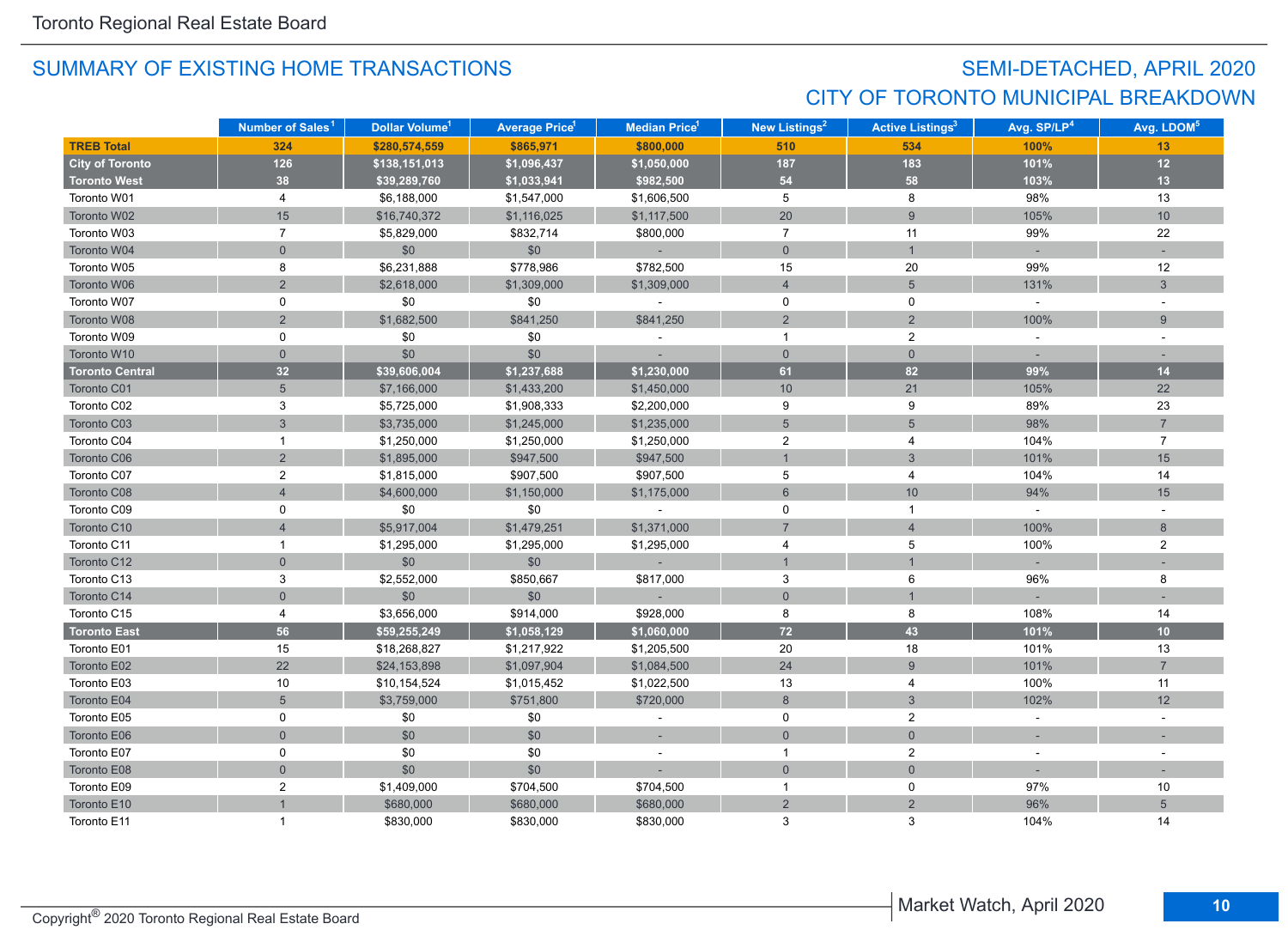## SUMMARY OF EXISTING HOME TRANSACTIONS

## SEMI-DETACHED, APRIL 2020
## CITY OF TORONTO MUNICIPAL BREAKDOWN

| | Number of Sales[1] | Dollar Volume[1] | Average Price[1] | Median Price[1] | New Listings[2] | Active Listings[3] | Avg. SP/LP[4] | Avg. LDOM[5] |
|---|---|---|---|---|---|---|---|---|
| **TREB Total** | **324** | **$280,574,559** | **$865,971** | **$800,000** | **510** | **534** | **100%** | **13** |
| **City of Toronto** | **126** | **$138,151,013** | **$1,096,437** | **$1,050,000** | **187** | **183** | **101%** | **12** |
| **Toronto West** | **38** | **$39,289,760** | **$1,033,941** | **$982,500** | **54** | **58** | **103%** | **13** |
| Toronto W01 | 4 | $6,188,000 | $1,547,000 | $1,606,500 | 5 | 8 | 98% | 13 |
| Toronto W02 | 15 | $16,740,372 | $1,116,025 | $1,117,500 | 20 | 9 | 105% | 10 |
| Toronto W03 | 7 | $5,829,000 | $832,714 | $800,000 | 7 | 11 | 99% | 22 |
| Toronto W04 | 0 | $0 | $0 | - | 0 | 1 | - | - |
| Toronto W05 | 8 | $6,231,888 | $778,986 | $782,500 | 15 | 20 | 99% | 12 |
| Toronto W06 | 2 | $2,618,000 | $1,309,000 | $1,309,000 | 4 | 5 | 131% | 3 |
| Toronto W07 | 0 | $0 | $0 | - | 0 | 0 | - | - |
| Toronto W08 | 2 | $1,682,500 | $841,250 | $841,250 | 2 | 2 | 100% | 9 |
| Toronto W09 | 0 | $0 | $0 | - | 1 | 2 | - | - |
| Toronto W10 | 0 | $0 | $0 | - | 0 | 0 | - | - |
| **Toronto Central** | **32** | **$39,606,004** | **$1,237,688** | **$1,230,000** | **61** | **82** | **99%** | **14** |
| Toronto C01 | 5 | $7,166,000 | $1,433,200 | $1,450,000 | 10 | 21 | 105% | 22 |
| Toronto C02 | 3 | $5,725,000 | $1,908,333 | $2,200,000 | 9 | 9 | 89% | 23 |
| Toronto C03 | 3 | $3,735,000 | $1,245,000 | $1,235,000 | 5 | 5 | 98% | 7 |
| Toronto C04 | 1 | $1,250,000 | $1,250,000 | $1,250,000 | 2 | 4 | 104% | 7 |
| Toronto C06 | 2 | $1,895,000 | $947,500 | $947,500 | 1 | 3 | 101% | 15 |
| Toronto C07 | 2 | $1,815,000 | $907,500 | $907,500 | 5 | 4 | 104% | 14 |
| Toronto C08 | 4 | $4,600,000 | $1,150,000 | $1,175,000 | 6 | 10 | 94% | 15 |
| Toronto C09 | 0 | $0 | $0 | - | 0 | 1 | - | - |
| Toronto C10 | 4 | $5,917,004 | $1,479,251 | $1,371,000 | 7 | 4 | 100% | 8 |
| Toronto C11 | 1 | $1,295,000 | $1,295,000 | $1,295,000 | 4 | 5 | 100% | 2 |
| Toronto C12 | 0 | $0 | $0 | - | 1 | 1 | - | - |
| Toronto C13 | 3 | $2,552,000 | $850,667 | $817,000 | 3 | 6 | 96% | 8 |
| Toronto C14 | 0 | $0 | $0 | - | 0 | 1 | - | - |
| Toronto C15 | 4 | $3,656,000 | $914,000 | $928,000 | 8 | 8 | 108% | 14 |
| **Toronto East** | **56** | **$59,255,249** | **$1,058,129** | **$1,060,000** | **72** | **43** | **101%** | **10** |
| Toronto E01 | 15 | $18,268,827 | $1,217,922 | $1,205,500 | 20 | 18 | 101% | 13 |
| Toronto E02 | 22 | $24,153,898 | $1,097,904 | $1,084,500 | 24 | 9 | 101% | 7 |
| Toronto E03 | 10 | $10,154,524 | $1,015,452 | $1,022,500 | 13 | 4 | 100% | 11 |
| Toronto E04 | 5 | $3,759,000 | $751,800 | $720,000 | 8 | 3 | 102% | 12 |
| Toronto E05 | 0 | $0 | $0 | - | 0 | 2 | - | - |
| Toronto E06 | 0 | $0 | $0 | - | 0 | 0 | - | - |
| Toronto E07 | 0 | $0 | $0 | - | 1 | 2 | - | - |
| Toronto E08 | 0 | $0 | $0 | - | 0 | 0 | - | - |
| Toronto E09 | 2 | $1,409,000 | $704,500 | $704,500 | 1 | 0 | 97% | 10 |
| Toronto E10 | 1 | $680,000 | $680,000 | $680,000 | 2 | 2 | 96% | 5 |
| Toronto E11 | 1 | $830,000 | $830,000 | $830,000 | 3 | 3 | 104% | 14 |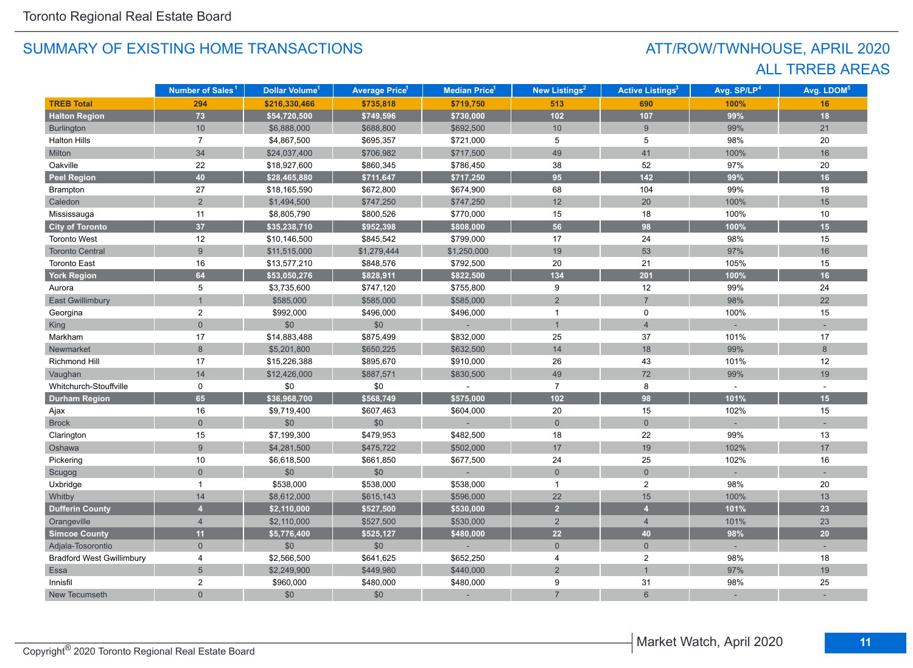## SUMMARY OF EXISTING HOME TRANSACTIONS

## ATT/ROW/TWNHOUSE, APRIL 2020
## ALL TRREB AREAS

| | Number of Sales[1] | Dollar Volume[1] | Average Price[1] | Median Price[1] | New Listings[2] | Active Listings[3] | Avg. SP/LP[4] | Avg. LDOM[5] |
|---|---|---|---|---|---|---|---|---|
| **TREB Total** | **294** | **$216,330,466** | **$735,818** | **$719,750** | **513** | **690** | **100%** | **16** |
| **Halton Region** | **73** | **$54,720,500** | **$749,596** | **$730,000** | **102** | **107** | **99%** | **18** |
| Burlington | 10 | $6,888,000 | $688,800 | $692,500 | 10 | 9 | 99% | 21 |
| Halton Hills | 7 | $4,867,500 | $695,357 | $721,000 | 5 | 5 | 98% | 20 |
| Milton | 34 | $24,037,400 | $706,982 | $717,500 | 49 | 41 | 100% | 16 |
| Oakville | 22 | $18,927,600 | $860,345 | $786,450 | 38 | 52 | 97% | 20 |
| **Peel Region** | **40** | **$28,465,880** | **$711,647** | **$717,250** | **95** | **142** | **99%** | **16** |
| Brampton | 27 | $18,165,590 | $672,800 | $674,900 | 68 | 104 | 99% | 18 |
| Caledon | 2 | $1,494,500 | $747,250 | $747,250 | 12 | 20 | 100% | 15 |
| Mississauga | 11 | $8,805,790 | $800,526 | $770,000 | 15 | 18 | 100% | 10 |
| **City of Toronto** | **37** | **$35,238,710** | **$952,398** | **$808,000** | **56** | **98** | **100%** | **15** |
| Toronto West | 12 | $10,146,500 | $845,542 | $799,000 | 17 | 24 | 98% | 15 |
| Toronto Central | 9 | $11,515,000 | $1,279,444 | $1,250,000 | 19 | 53 | 97% | 16 |
| Toronto East | 16 | $13,577,210 | $848,576 | $792,500 | 20 | 21 | 105% | 15 |
| **York Region** | **64** | **$53,050,276** | **$828,911** | **$822,500** | **134** | **201** | **100%** | **16** |
| Aurora | 5 | $3,735,600 | $747,120 | $755,800 | 9 | 12 | 99% | 24 |
| East Gwillimbury | 1 | $585,000 | $585,000 | $585,000 | 2 | 7 | 98% | 22 |
| Georgina | 2 | $992,000 | $496,000 | $496,000 | 1 | 0 | 100% | 15 |
| King | 0 | $0 | $0 | - | 1 | 4 | - | - |
| Markham | 17 | $14,883,488 | $875,499 | $832,000 | 25 | 37 | 101% | 17 |
| Newmarket | 8 | $5,201,800 | $650,225 | $632,500 | 14 | 18 | 99% | 8 |
| Richmond Hill | 17 | $15,226,388 | $895,670 | $910,000 | 26 | 43 | 101% | 12 |
| Vaughan | 14 | $12,426,000 | $887,571 | $830,500 | 49 | 72 | 99% | 19 |
| Whitchurch-Stouffville | 0 | $0 | $0 | - | 7 | 8 | - | - |
| **Durham Region** | **65** | **$36,968,700** | **$568,749** | **$575,000** | **102** | **98** | **101%** | **15** |
| Ajax | 16 | $9,719,400 | $607,463 | $604,000 | 20 | 15 | 102% | 15 |
| Brock | 0 | $0 | $0 | - | 0 | 0 | - | - |
| Clarington | 15 | $7,199,300 | $479,953 | $482,500 | 18 | 22 | 99% | 13 |
| Oshawa | 9 | $4,281,500 | $475,722 | $502,000 | 17 | 19 | 102% | 17 |
| Pickering | 10 | $6,618,500 | $661,850 | $677,500 | 24 | 25 | 102% | 16 |
| Scugog | 0 | $0 | $0 | - | 0 | 0 | - | - |
| Uxbridge | 1 | $538,000 | $538,000 | $538,000 | 1 | 2 | 98% | 20 |
| Whitby | 14 | $8,612,000 | $615,143 | $596,000 | 22 | 15 | 100% | 13 |
| **Dufferin County** | **4** | **$2,110,000** | **$527,500** | **$530,000** | **2** | **4** | **101%** | **23** |
| Orangeville | 4 | $2,110,000 | $527,500 | $530,000 | 2 | 4 | 101% | 23 |
| **Simcoe County** | **11** | **$5,776,400** | **$525,127** | **$480,000** | **22** | **40** | **98%** | **20** |
| Adjala-Tosorontio | 0 | $0 | $0 | - | 0 | 0 | - | - |
| Bradford West Gwillimbury | 4 | $2,566,500 | $641,625 | $652,250 | 4 | 2 | 98% | 18 |
| Essa | 5 | $2,249,900 | $449,980 | $440,000 | 2 | 1 | 97% | 19 |
| Innisfil | 2 | $960,000 | $480,000 | $480,000 | 9 | 31 | 98% | 25 |
| New Tecumseth | 0 | $0 | $0 | - | 7 | 6 | - | - |

Copyright® 2020 Toronto Regional Real Estate Board

Market Watch, April 2020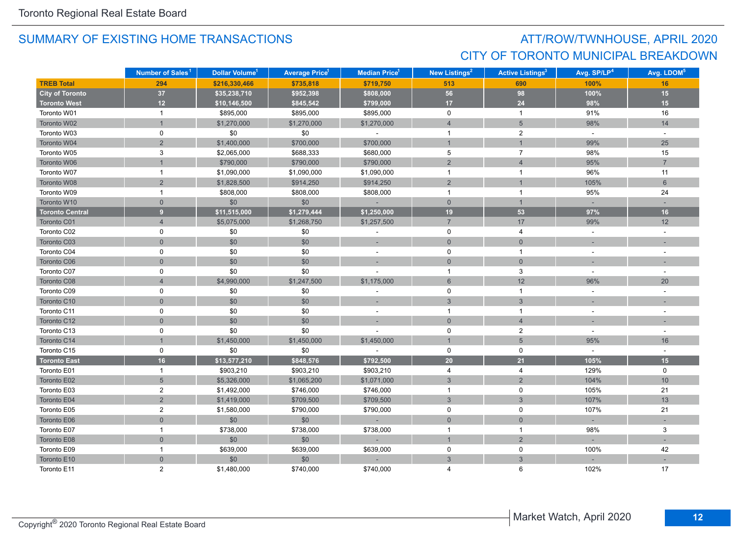## SUMMARY OF EXISTING HOME TRANSACTIONS

## ATT/ROW/TWNHOUSE, APRIL 2020
## CITY OF TORONTO MUNICIPAL BREAKDOWN

| | Number of Sales[1] | Dollar Volume[1] | Average Price[1] | Median Price[1] | New Listings[2] | Active Listings[3] | Avg. SP/LP[4] | Avg. LDOM[5] |
|---|---|---|---|---|---|---|---|---|
| **TREB Total** | **294** | **$216,330,466** | **$735,818** | **$719,750** | **513** | **690** | **100%** | **16** |
| **City of Toronto** | **37** | **$35,238,710** | **$952,398** | **$808,000** | **56** | **98** | **100%** | **15** |
| **Toronto West** | **12** | **$10,146,500** | **$845,542** | **$799,000** | **17** | **24** | **98%** | **15** |
| Toronto W01 | 1 | $895,000 | $895,000 | $895,000 | 0 | 1 | 91% | 16 |
| Toronto W02 | 1 | $1,270,000 | $1,270,000 | $1,270,000 | 4 | 5 | 98% | 14 |
| Toronto W03 | 0 | $0 | $0 | - | 1 | 2 | - | - |
| Toronto W04 | 2 | $1,400,000 | $700,000 | $700,000 | 1 | 1 | 99% | 25 |
| Toronto W05 | 3 | $2,065,000 | $688,333 | $680,000 | 5 | 7 | 98% | 15 |
| Toronto W06 | 1 | $790,000 | $790,000 | $790,000 | 2 | 4 | 95% | 7 |
| Toronto W07 | 1 | $1,090,000 | $1,090,000 | $1,090,000 | 1 | 1 | 96% | 11 |
| Toronto W08 | 2 | $1,828,500 | $914,250 | $914,250 | 2 | 1 | 105% | 6 |
| Toronto W09 | 1 | $808,000 | $808,000 | $808,000 | 1 | 1 | 95% | 24 |
| Toronto W10 | 0 | $0 | $0 | - | 0 | 1 | - | - |
| **Toronto Central** | **9** | **$11,515,000** | **$1,279,444** | **$1,250,000** | **19** | **53** | **97%** | **16** |
| Toronto C01 | 4 | $5,075,000 | $1,268,750 | $1,257,500 | 7 | 17 | 99% | 12 |
| Toronto C02 | 0 | $0 | $0 | - | 0 | 4 | - | - |
| Toronto C03 | 0 | $0 | $0 | - | 0 | 0 | - | - |
| Toronto C04 | 0 | $0 | $0 | - | 0 | 1 | - | - |
| Toronto C06 | 0 | $0 | $0 | - | 0 | 0 | - | - |
| Toronto C07 | 0 | $0 | $0 | - | 1 | 3 | - | - |
| Toronto C08 | 4 | $4,990,000 | $1,247,500 | $1,175,000 | 6 | 12 | 96% | 20 |
| Toronto C09 | 0 | $0 | $0 | - | 0 | 1 | - | - |
| Toronto C10 | 0 | $0 | $0 | - | 3 | 3 | - | - |
| Toronto C11 | 0 | $0 | $0 | - | 1 | 1 | - | - |
| Toronto C12 | 0 | $0 | $0 | - | 0 | 4 | - | - |
| Toronto C13 | 0 | $0 | $0 | - | 0 | 2 | - | - |
| Toronto C14 | 1 | $1,450,000 | $1,450,000 | $1,450,000 | 1 | 5 | 95% | 16 |
| Toronto C15 | 0 | $0 | $0 | - | 0 | 0 | - | - |
| **Toronto East** | **16** | **$13,577,210** | **$848,576** | **$792,500** | **20** | **21** | **105%** | **15** |
| Toronto E01 | 1 | $903,210 | $903,210 | $903,210 | 4 | 4 | 129% | 0 |
| Toronto E02 | 5 | $5,326,000 | $1,065,200 | $1,071,000 | 3 | 2 | 104% | 10 |
| Toronto E03 | 2 | $1,492,000 | $746,000 | $746,000 | 1 | 0 | 105% | 21 |
| Toronto E04 | 2 | $1,419,000 | $709,500 | $709,500 | 3 | 3 | 107% | 13 |
| Toronto E05 | 2 | $1,580,000 | $790,000 | $790,000 | 0 | 0 | 107% | 21 |
| Toronto E06 | 0 | $0 | $0 | - | 0 | 0 | - | - |
| Toronto E07 | 1 | $738,000 | $738,000 | $738,000 | 1 | 1 | 98% | 3 |
| Toronto E08 | 0 | $0 | $0 | - | 1 | 2 | - | - |
| Toronto E09 | 1 | $639,000 | $639,000 | $639,000 | 0 | 0 | 100% | 42 |
| Toronto E10 | 0 | $0 | $0 | - | 3 | 3 | - | - |
| Toronto E11 | 2 | $1,480,000 | $740,000 | $740,000 | 4 | 6 | 102% | 17 |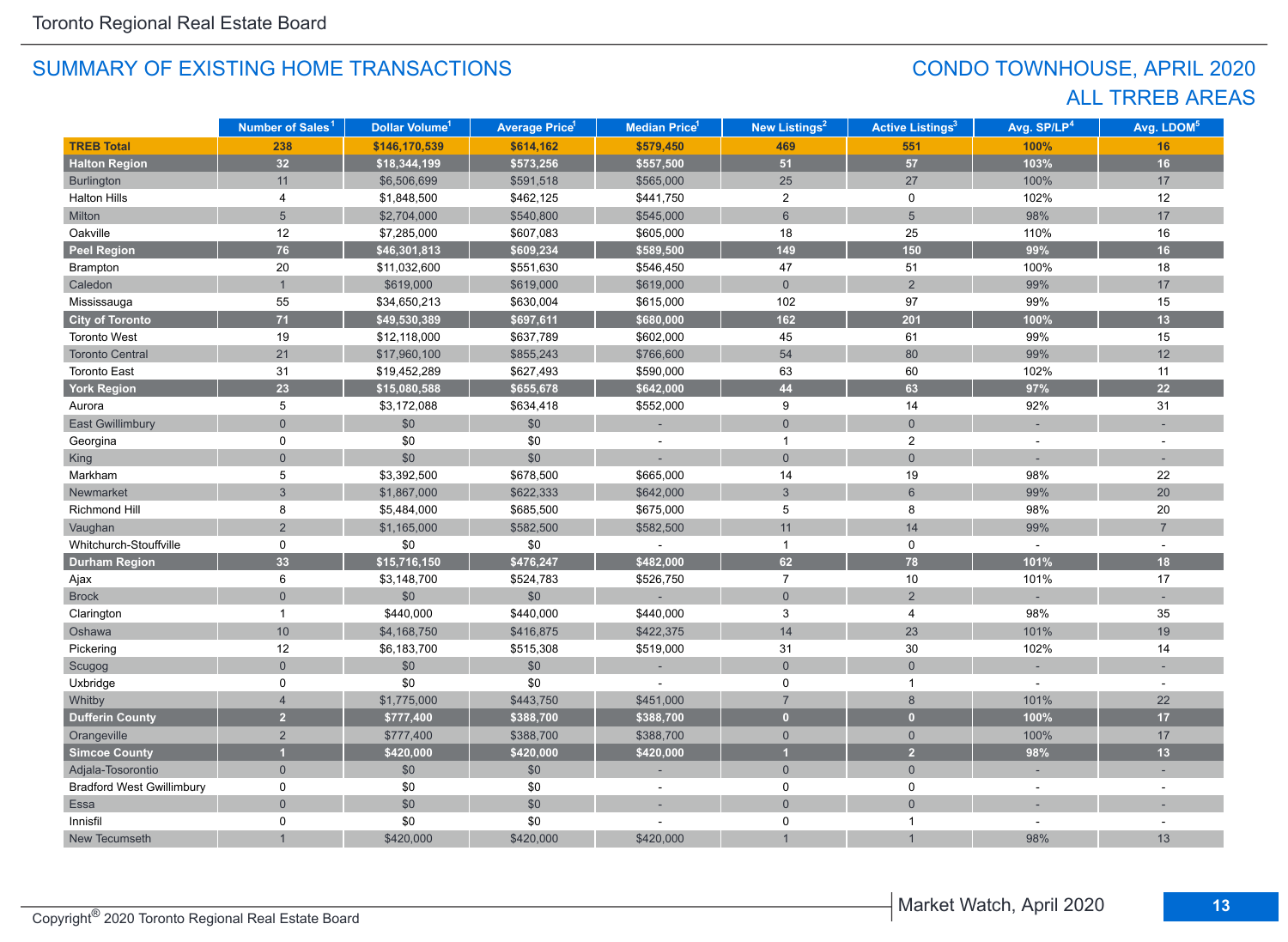## SUMMARY OF EXISTING HOME TRANSACTIONS

## CONDO TOWNHOUSE, APRIL 2020
## ALL TRREB AREAS

| | Number of Sales[1] | Dollar Volume[1] | Average Price[1] | Median Price[1] | New Listings[2] | Active Listings[3] | Avg. SP/LP[4] | Avg. LDOM[5] |
|---|---|---|---|---|---|---|---|---|
| **TREB Total** | **238** | **$146,170,539** | **$614,162** | **$579,450** | **469** | **551** | **100%** | **16** |
| **Halton Region** | **32** | **$18,344,199** | **$573,256** | **$557,500** | **51** | **57** | **103%** | **16** |
| Burlington | 11 | $6,506,699 | $591,518 | $565,000 | 25 | 27 | 100% | 17 |
| Halton Hills | 4 | $1,848,500 | $462,125 | $441,750 | 2 | 0 | 102% | 12 |
| Milton | 5 | $2,704,000 | $540,800 | $545,000 | 6 | 5 | 98% | 17 |
| Oakville | 12 | $7,285,000 | $607,083 | $605,000 | 18 | 25 | 110% | 16 |
| **Peel Region** | **76** | **$46,301,813** | **$609,234** | **$589,500** | **149** | **150** | **99%** | **16** |
| Brampton | 20 | $11,032,600 | $551,630 | $546,450 | 47 | 51 | 100% | 18 |
| Caledon | 1 | $619,000 | $619,000 | $619,000 | 0 | 2 | 99% | 17 |
| Mississauga | 55 | $34,650,213 | $630,004 | $615,000 | 102 | 97 | 99% | 15 |
| **City of Toronto** | **71** | **$49,530,389** | **$697,611** | **$680,000** | **162** | **201** | **100%** | **13** |
| Toronto West | 19 | $12,118,000 | $637,789 | $602,000 | 45 | 61 | 99% | 15 |
| Toronto Central | 21 | $17,960,100 | $855,243 | $766,600 | 54 | 80 | 99% | 12 |
| Toronto East | 31 | $19,452,289 | $627,493 | $590,000 | 63 | 60 | 102% | 11 |
| **York Region** | **23** | **$15,080,588** | **$655,678** | **$642,000** | **44** | **63** | **97%** | **22** |
| Aurora | 5 | $3,172,088 | $634,418 | $552,000 | 9 | 14 | 92% | 31 |
| East Gwillimbury | 0 | $0 | $0 | - | 0 | 0 | - | - |
| Georgina | 0 | $0 | $0 | - | 1 | 2 | - | - |
| King | 0 | $0 | $0 | - | 0 | 0 | - | - |
| Markham | 5 | $3,392,500 | $678,500 | $665,000 | 14 | 19 | 98% | 22 |
| Newmarket | 3 | $1,867,000 | $622,333 | $642,000 | 3 | 6 | 99% | 20 |
| Richmond Hill | 8 | $5,484,000 | $685,500 | $675,000 | 5 | 8 | 98% | 20 |
| Vaughan | 2 | $1,165,000 | $582,500 | $582,500 | 11 | 14 | 99% | 7 |
| Whitchurch-Stouffville | 0 | $0 | $0 | - | 1 | 0 | - | - |
| **Durham Region** | **33** | **$15,716,150** | **$476,247** | **$482,000** | **62** | **78** | **101%** | **18** |
| Ajax | 6 | $3,148,700 | $524,783 | $526,750 | 7 | 10 | 101% | 17 |
| Brock | 0 | $0 | $0 | - | 0 | 2 | - | - |
| Clarington | 1 | $440,000 | $440,000 | $440,000 | 3 | 4 | 98% | 35 |
| Oshawa | 10 | $4,168,750 | $416,875 | $422,375 | 14 | 23 | 101% | 19 |
| Pickering | 12 | $6,183,700 | $515,308 | $519,000 | 31 | 30 | 102% | 14 |
| Scugog | 0 | $0 | $0 | - | 0 | 0 | - | - |
| Uxbridge | 0 | $0 | $0 | - | 0 | 1 | - | - |
| Whitby | 4 | $1,775,000 | $443,750 | $451,000 | 7 | 8 | 101% | 22 |
| **Dufferin County** | **2** | **$777,400** | **$388,700** | **$388,700** | **0** | **0** | **100%** | **17** |
| Orangeville | 2 | $777,400 | $388,700 | $388,700 | 0 | 0 | 100% | 17 |
| **Simcoe County** | **1** | **$420,000** | **$420,000** | **$420,000** | **1** | **2** | **98%** | **13** |
| Adjala-Tosorontio | 0 | $0 | $0 | - | 0 | 0 | - | - |
| Bradford West Gwillimbury | 0 | $0 | $0 | - | 0 | 0 | - | - |
| Essa | 0 | $0 | $0 | - | 0 | 0 | - | - |
| Innisfil | 0 | $0 | $0 | - | 0 | 1 | - | - |
| New Tecumseth | 1 | $420,000 | $420,000 | $420,000 | 1 | 1 | 98% | 13 |

Copyright® 2020 Toronto Regional Real Estate Board

Market Watch, April 2020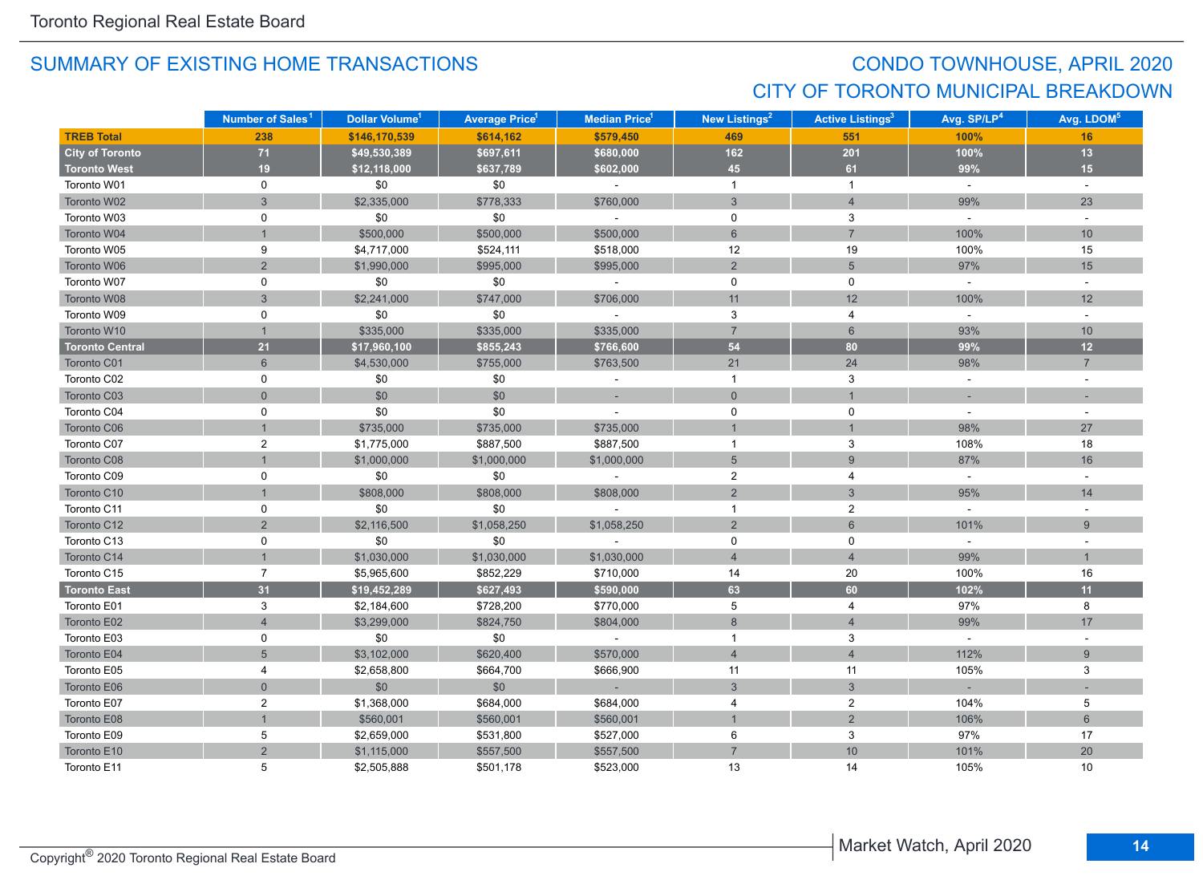## SUMMARY OF EXISTING HOME TRANSACTIONS

## CONDO TOWNHOUSE, APRIL 2020
## CITY OF TORONTO MUNICIPAL BREAKDOWN

| | Number of Sales[1] | Dollar Volume[1] | Average Price[1] | Median Price[1] | New Listings[2] | Active Listings[3] | Avg. SP/LP[4] | Avg. LDOM[5] |
|---|---|---|---|---|---|---|---|---|
| **TREB Total** | **238** | **$146,170,539** | **$614,162** | **$579,450** | **469** | **551** | **100%** | **16** |
| **City of Toronto** | **71** | **$49,530,389** | **$697,611** | **$680,000** | **162** | **201** | **100%** | **13** |
| **Toronto West** | **19** | **$12,118,000** | **$637,789** | **$602,000** | **45** | **61** | **99%** | **15** |
| Toronto W01 | 0 | $0 | $0 | - | 1 | 1 | - | - |
| Toronto W02 | 3 | $2,335,000 | $778,333 | $760,000 | 3 | 4 | 99% | 23 |
| Toronto W03 | 0 | $0 | $0 | - | 0 | 3 | - | - |
| Toronto W04 | 1 | $500,000 | $500,000 | $500,000 | 6 | 7 | 100% | 10 |
| Toronto W05 | 9 | $4,717,000 | $524,111 | $518,000 | 12 | 19 | 100% | 15 |
| Toronto W06 | 2 | $1,990,000 | $995,000 | $995,000 | 2 | 5 | 97% | 15 |
| Toronto W07 | 0 | $0 | $0 | - | 0 | 0 | - | - |
| Toronto W08 | 3 | $2,241,000 | $747,000 | $706,000 | 11 | 12 | 100% | 12 |
| Toronto W09 | 0 | $0 | $0 | - | 3 | 4 | - | - |
| Toronto W10 | 1 | $335,000 | $335,000 | $335,000 | 7 | 6 | 93% | 10 |
| **Toronto Central** | **21** | **$17,960,100** | **$855,243** | **$766,600** | **54** | **80** | **99%** | **12** |
| Toronto C01 | 6 | $4,530,000 | $755,000 | $763,500 | 21 | 24 | 98% | 7 |
| Toronto C02 | 0 | $0 | $0 | - | 1 | 3 | - | - |
| Toronto C03 | 0 | $0 | $0 | - | 0 | 1 | - | - |
| Toronto C04 | 0 | $0 | $0 | - | 0 | 0 | - | - |
| Toronto C06 | 1 | $735,000 | $735,000 | $735,000 | 1 | 1 | 98% | 27 |
| Toronto C07 | 2 | $1,775,000 | $887,500 | $887,500 | 1 | 3 | 108% | 18 |
| Toronto C08 | 1 | $1,000,000 | $1,000,000 | $1,000,000 | 5 | 9 | 87% | 16 |
| Toronto C09 | 0 | $0 | $0 | - | 2 | 4 | - | - |
| Toronto C10 | 1 | $808,000 | $808,000 | $808,000 | 2 | 3 | 95% | 14 |
| Toronto C11 | 0 | $0 | $0 | - | 1 | 2 | - | - |
| Toronto C12 | 2 | $2,116,500 | $1,058,250 | $1,058,250 | 2 | 6 | 101% | 9 |
| Toronto C13 | 0 | $0 | $0 | - | 0 | 0 | - | - |
| Toronto C14 | 1 | $1,030,000 | $1,030,000 | $1,030,000 | 4 | 4 | 99% | 1 |
| Toronto C15 | 7 | $5,965,600 | $852,229 | $710,000 | 14 | 20 | 100% | 16 |
| **Toronto East** | **31** | **$19,452,289** | **$627,493** | **$590,000** | **63** | **60** | **102%** | **11** |
| Toronto E01 | 3 | $2,184,600 | $728,200 | $770,000 | 5 | 4 | 97% | 8 |
| Toronto E02 | 4 | $3,299,000 | $824,750 | $804,000 | 8 | 4 | 99% | 17 |
| Toronto E03 | 0 | $0 | $0 | - | 1 | 3 | - | - |
| Toronto E04 | 5 | $3,102,000 | $620,400 | $570,000 | 4 | 4 | 112% | 9 |
| Toronto E05 | 4 | $2,658,800 | $664,700 | $666,900 | 11 | 11 | 105% | 3 |
| Toronto E06 | 0 | $0 | $0 | - | 3 | 3 | - | - |
| Toronto E07 | 2 | $1,368,000 | $684,000 | $684,000 | 4 | 2 | 104% | 5 |
| Toronto E08 | 1 | $560,001 | $560,001 | $560,001 | 1 | 2 | 106% | 6 |
| Toronto E09 | 5 | $2,659,000 | $531,800 | $527,000 | 6 | 3 | 97% | 17 |
| Toronto E10 | 2 | $1,115,000 | $557,500 | $557,500 | 7 | 10 | 101% | 20 |
| Toronto E11 | 5 | $2,505,888 | $501,178 | $523,000 | 13 | 14 | 105% | 10 |

Copyright® 2020 Toronto Regional Real Estate Board

Market Watch, April 2020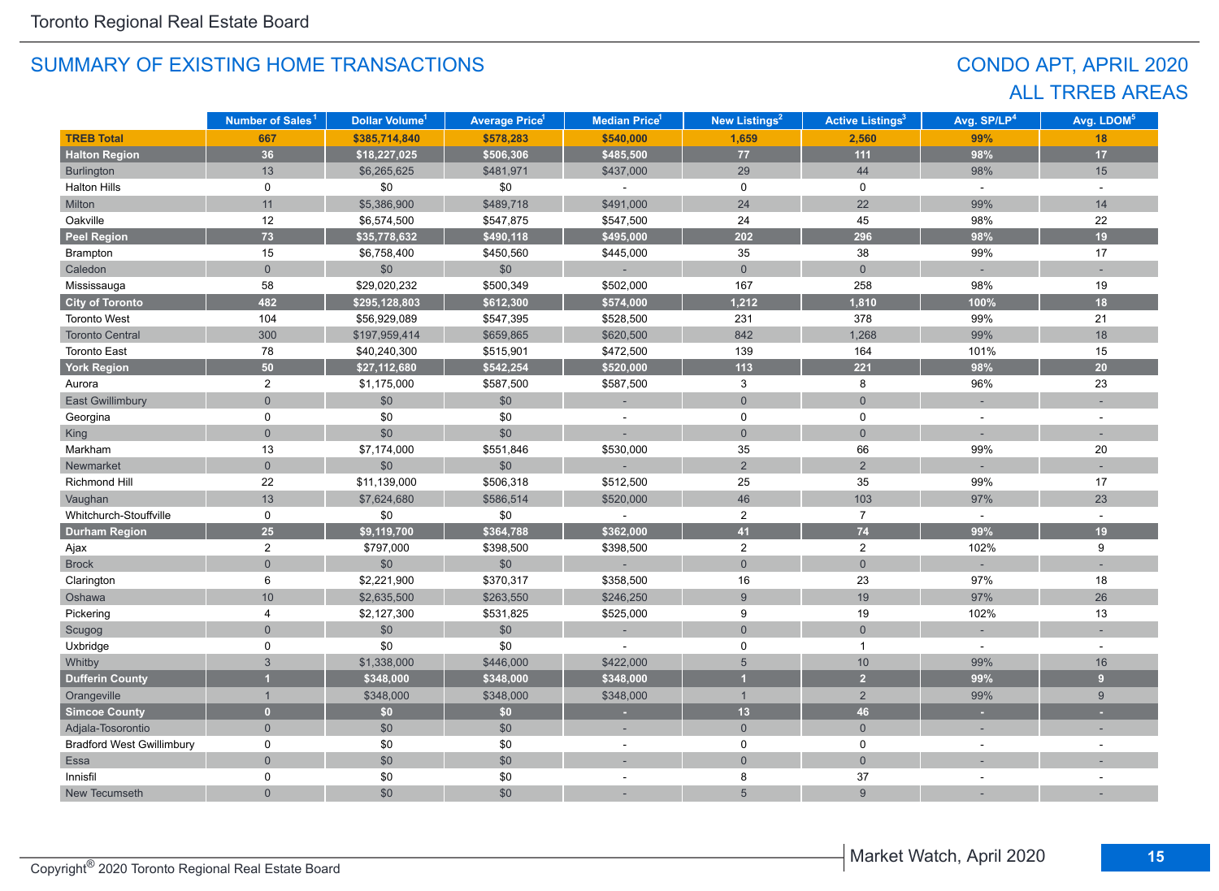## SUMMARY OF EXISTING HOME TRANSACTIONS

## CONDO APT, APRIL 2020
## ALL TRREB AREAS

| | Number of Sales[1] | Dollar Volume[1] | Average Price[1] | Median Price[1] | New Listings[2] | Active Listings[3] | Avg. SP/LP[4] | Avg. LDOM[5] |
|---|---|---|---|---|---|---|---|---|
| **TREB Total** | **667** | **$385,714,840** | **$578,283** | **$540,000** | **1,659** | **2,560** | **99%** | **18** |
| **Halton Region** | **36** | **$18,227,025** | **$506,306** | **$485,500** | **77** | **111** | **98%** | **17** |
| Burlington | 13 | $6,265,625 | $481,971 | $437,000 | 29 | 44 | 98% | 15 |
| Halton Hills | 0 | $0 | $0 | - | 0 | 0 | - | - |
| Milton | 11 | $5,386,900 | $489,718 | $491,000 | 24 | 22 | 99% | 14 |
| Oakville | 12 | $6,574,500 | $547,875 | $547,500 | 24 | 45 | 98% | 22 |
| **Peel Region** | **73** | **$35,778,632** | **$490,118** | **$495,000** | **202** | **296** | **98%** | **19** |
| Brampton | 15 | $6,758,400 | $450,560 | $445,000 | 35 | 38 | 99% | 17 |
| Caledon | 0 | $0 | $0 | - | 0 | 0 | - | - |
| Mississauga | 58 | $29,020,232 | $500,349 | $502,000 | 167 | 258 | 98% | 19 |
| **City of Toronto** | **482** | **$295,128,803** | **$612,300** | **$574,000** | **1,212** | **1,810** | **100%** | **18** |
| Toronto West | 104 | $56,929,089 | $547,395 | $528,500 | 231 | 378 | 99% | 21 |
| Toronto Central | 300 | $197,959,414 | $659,865 | $620,500 | 842 | 1,268 | 99% | 18 |
| Toronto East | 78 | $40,240,300 | $515,901 | $472,500 | 139 | 164 | 101% | 15 |
| **York Region** | **50** | **$27,112,680** | **$542,254** | **$520,000** | **113** | **221** | **98%** | **20** |
| Aurora | 2 | $1,175,000 | $587,500 | $587,500 | 3 | 8 | 96% | 23 |
| East Gwillimbury | 0 | $0 | $0 | - | 0 | 0 | - | - |
| Georgina | 0 | $0 | $0 | - | 0 | 0 | - | - |
| King | 0 | $0 | $0 | - | 0 | 0 | - | - |
| Markham | 13 | $7,174,000 | $551,846 | $530,000 | 35 | 66 | 99% | 20 |
| Newmarket | 0 | $0 | $0 | - | 2 | 2 | - | - |
| Richmond Hill | 22 | $11,139,000 | $506,318 | $512,500 | 25 | 35 | 99% | 17 |
| Vaughan | 13 | $7,624,680 | $586,514 | $520,000 | 46 | 103 | 97% | 23 |
| Whitchurch-Stouffville | 0 | $0 | $0 | - | 2 | 7 | - | - |
| **Durham Region** | **25** | **$9,119,700** | **$364,788** | **$362,000** | **41** | **74** | **99%** | **19** |
| Ajax | 2 | $797,000 | $398,500 | $398,500 | 2 | 2 | 102% | 9 |
| Brock | 0 | $0 | $0 | - | 0 | 0 | - | - |
| Clarington | 6 | $2,221,900 | $370,317 | $358,500 | 16 | 23 | 97% | 18 |
| Oshawa | 10 | $2,635,500 | $263,550 | $246,250 | 9 | 19 | 97% | 26 |
| Pickering | 4 | $2,127,300 | $531,825 | $525,000 | 9 | 19 | 102% | 13 |
| Scugog | 0 | $0 | $0 | - | 0 | 0 | - | - |
| Uxbridge | 0 | $0 | $0 | - | 0 | 1 | - | - |
| Whitby | 3 | $1,338,000 | $446,000 | $422,000 | 5 | 10 | 99% | 16 |
| **Dufferin County** | **1** | **$348,000** | **$348,000** | **$348,000** | **1** | **2** | **99%** | **9** |
| Orangeville | 1 | $348,000 | $348,000 | $348,000 | 1 | 2 | 99% | 9 |
| **Simcoe County** | **0** | **$0** | **$0** | **-** | **13** | **46** | **-** | **-** |
| Adjala-Tosorontio | 0 | $0 | $0 | - | 0 | 0 | - | - |
| Bradford West Gwillimbury | 0 | $0 | $0 | - | 0 | 0 | - | - |
| Essa | 0 | $0 | $0 | - | 0 | 0 | - | - |
| Innisfil | 0 | $0 | $0 | - | 8 | 37 | - | - |
| New Tecumseth | 0 | $0 | $0 | - | 5 | 9 | - | - |

Copyright® 2020 Toronto Regional Real Estate Board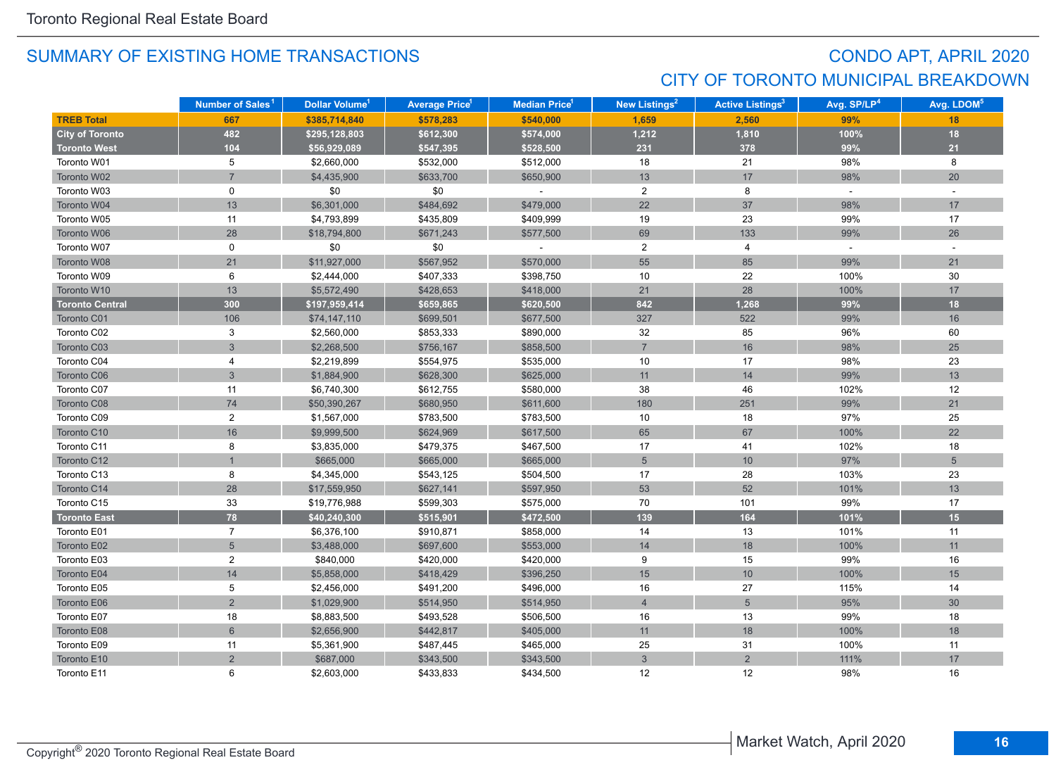## SUMMARY OF EXISTING HOME TRANSACTIONS

## CONDO APT, APRIL 2020

## CITY OF TORONTO MUNICIPAL BREAKDOWN

| | Number of Sales[1] | Dollar Volume[1] | Average Price[1] | Median Price[1] | New Listings[2] | Active Listings[3] | Avg. SP/LP[4] | Avg. LDOM[5] |
|---|---|---|---|---|---|---|---|---|
| **TREB Total** | **667** | **$385,714,840** | **$578,283** | **$540,000** | **1,659** | **2,560** | **99%** | **18** |
| **City of Toronto** | **482** | **$295,128,803** | **$612,300** | **$574,000** | **1,212** | **1,810** | **100%** | **18** |
| **Toronto West** | **104** | **$56,929,089** | **$547,395** | **$528,500** | **231** | **378** | **99%** | **21** |
| Toronto W01 | 5 | $2,660,000 | $532,000 | $512,000 | 18 | 21 | 98% | 8 |
| Toronto W02 | 7 | $4,435,900 | $633,700 | $650,900 | 13 | 17 | 98% | 20 |
| Toronto W03 | 0 | $0 | $0 | - | 2 | 8 | - | - |
| Toronto W04 | 13 | $6,301,000 | $484,692 | $479,000 | 22 | 37 | 98% | 17 |
| Toronto W05 | 11 | $4,793,899 | $435,809 | $409,999 | 19 | 23 | 99% | 17 |
| Toronto W06 | 28 | $18,794,800 | $671,243 | $577,500 | 69 | 133 | 99% | 26 |
| Toronto W07 | 0 | $0 | $0 | - | 2 | 4 | - | - |
| Toronto W08 | 21 | $11,927,000 | $567,952 | $570,000 | 55 | 85 | 99% | 21 |
| Toronto W09 | 6 | $2,444,000 | $407,333 | $398,750 | 10 | 22 | 100% | 30 |
| Toronto W10 | 13 | $5,572,490 | $428,653 | $418,000 | 21 | 28 | 100% | 17 |
| **Toronto Central** | **300** | **$197,959,414** | **$659,865** | **$620,500** | **842** | **1,268** | **99%** | **18** |
| Toronto C01 | 106 | $74,147,110 | $699,501 | $677,500 | 327 | 522 | 99% | 16 |
| Toronto C02 | 3 | $2,560,000 | $853,333 | $890,000 | 32 | 85 | 96% | 60 |
| Toronto C03 | 3 | $2,268,500 | $756,167 | $858,500 | 7 | 16 | 98% | 25 |
| Toronto C04 | 4 | $2,219,899 | $554,975 | $535,000 | 10 | 17 | 98% | 23 |
| Toronto C06 | 3 | $1,884,900 | $628,300 | $625,000 | 11 | 14 | 99% | 13 |
| Toronto C07 | 11 | $6,740,300 | $612,755 | $580,000 | 38 | 46 | 102% | 12 |
| Toronto C08 | 74 | $50,390,267 | $680,950 | $611,600 | 180 | 251 | 99% | 21 |
| Toronto C09 | 2 | $1,567,000 | $783,500 | $783,500 | 10 | 18 | 97% | 25 |
| Toronto C10 | 16 | $9,999,500 | $624,969 | $617,500 | 65 | 67 | 100% | 22 |
| Toronto C11 | 8 | $3,835,000 | $479,375 | $467,500 | 17 | 41 | 102% | 18 |
| Toronto C12 | 1 | $665,000 | $665,000 | $665,000 | 5 | 10 | 97% | 5 |
| Toronto C13 | 8 | $4,345,000 | $543,125 | $504,500 | 17 | 28 | 103% | 23 |
| Toronto C14 | 28 | $17,559,950 | $627,141 | $597,950 | 53 | 52 | 101% | 13 |
| Toronto C15 | 33 | $19,776,988 | $599,303 | $575,000 | 70 | 101 | 99% | 17 |
| **Toronto East** | **78** | **$40,240,300** | **$515,901** | **$472,500** | **139** | **164** | **101%** | **15** |
| Toronto E01 | 7 | $6,376,100 | $910,871 | $858,000 | 14 | 13 | 101% | 11 |
| Toronto E02 | 5 | $3,488,000 | $697,600 | $553,000 | 14 | 18 | 100% | 11 |
| Toronto E03 | 2 | $840,000 | $420,000 | $420,000 | 9 | 15 | 99% | 16 |
| Toronto E04 | 14 | $5,858,000 | $418,429 | $396,250 | 15 | 10 | 100% | 15 |
| Toronto E05 | 5 | $2,456,000 | $491,200 | $496,000 | 16 | 27 | 115% | 14 |
| Toronto E06 | 2 | $1,029,900 | $514,950 | $514,950 | 4 | 5 | 95% | 30 |
| Toronto E07 | 18 | $8,883,500 | $493,528 | $506,500 | 16 | 13 | 99% | 18 |
| Toronto E08 | 6 | $2,656,900 | $442,817 | $405,000 | 11 | 18 | 100% | 18 |
| Toronto E09 | 11 | $5,361,900 | $487,445 | $465,000 | 25 | 31 | 100% | 11 |
| Toronto E10 | 2 | $687,000 | $343,500 | $343,500 | 3 | 2 | 111% | 17 |
| Toronto E11 | 6 | $2,603,000 | $433,833 | $434,500 | 12 | 12 | 98% | 16 |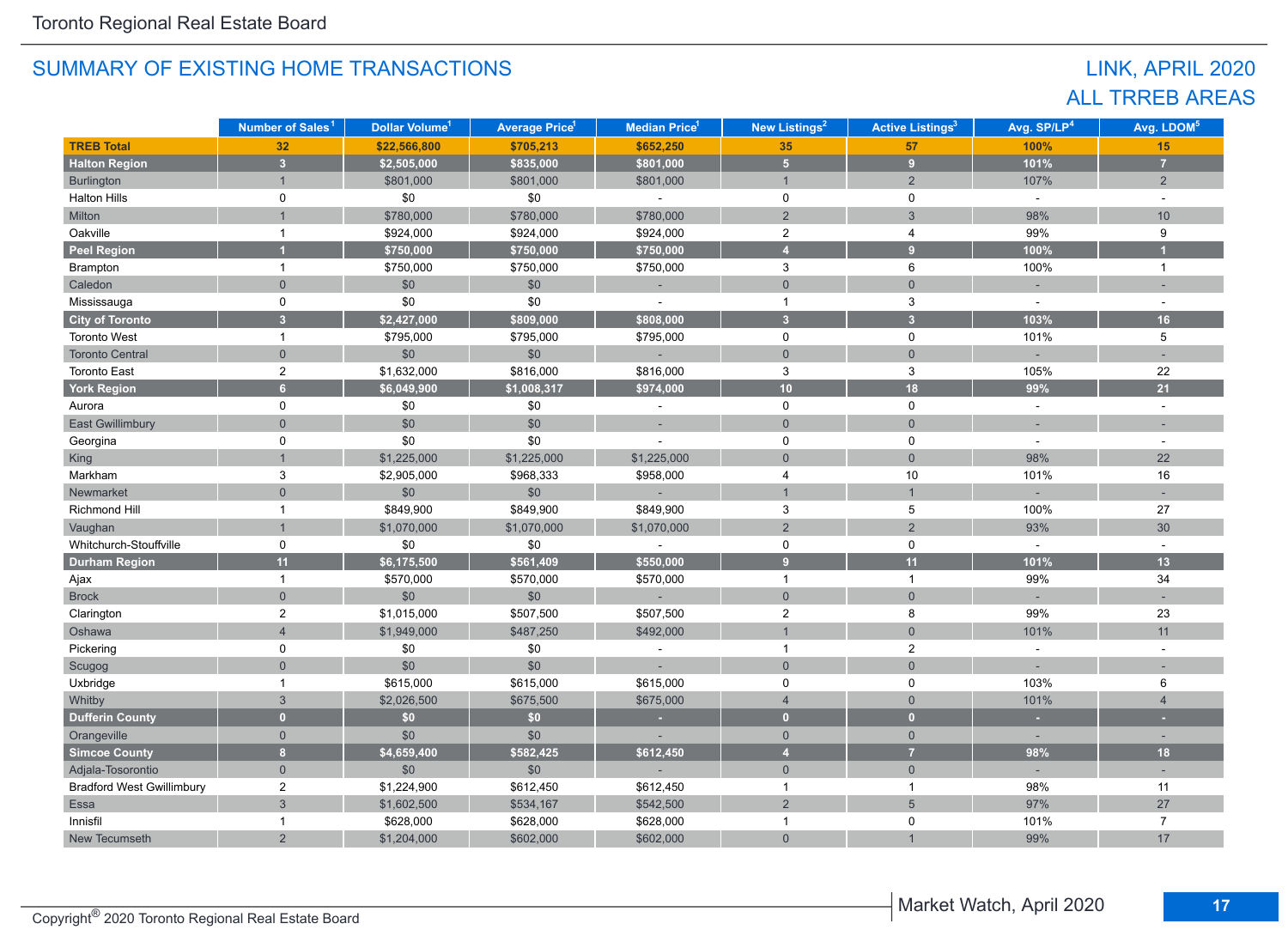## SUMMARY OF EXISTING HOME TRANSACTIONS

## LINK, APRIL 2020
## ALL TRREB AREAS

| | Number of Sales[1] | Dollar Volume[1] | Average Price[1] | Median Price[1] | New Listings[2] | Active Listings[3] | Avg. SP/LP[4] | Avg. LDOM[5] |
|---|---|---|---|---|---|---|---|---|
| **TREB Total** | **32** | **$22,566,800** | **$705,213** | **$652,250** | **35** | **57** | **100%** | **15** |
| **Halton Region** | **3** | **$2,505,000** | **$835,000** | **$801,000** | **5** | **9** | **101%** | **7** |
| Burlington | 1 | $801,000 | $801,000 | $801,000 | 1 | 2 | 107% | 2 |
| Halton Hills | 0 | $0 | $0 | - | 0 | 0 | - | - |
| Milton | 1 | $780,000 | $780,000 | $780,000 | 2 | 3 | 98% | 10 |
| Oakville | 1 | $924,000 | $924,000 | $924,000 | 2 | 4 | 99% | 9 |
| **Peel Region** | **1** | **$750,000** | **$750,000** | **$750,000** | **4** | **9** | **100%** | **1** |
| Brampton | 1 | $750,000 | $750,000 | $750,000 | 3 | 6 | 100% | 1 |
| Caledon | 0 | $0 | $0 | - | 0 | 0 | - | - |
| Mississauga | 0 | $0 | $0 | - | 1 | 3 | - | - |
| **City of Toronto** | **3** | **$2,427,000** | **$809,000** | **$808,000** | **3** | **3** | **103%** | **16** |
| Toronto West | 1 | $795,000 | $795,000 | $795,000 | 0 | 0 | 101% | 5 |
| Toronto Central | 0 | $0 | $0 | - | 0 | 0 | - | - |
| Toronto East | 2 | $1,632,000 | $816,000 | $816,000 | 3 | 3 | 105% | 22 |
| **York Region** | **6** | **$6,049,900** | **$1,008,317** | **$974,000** | **10** | **18** | **99%** | **21** |
| Aurora | 0 | $0 | $0 | - | 0 | 0 | - | - |
| East Gwillimbury | 0 | $0 | $0 | - | 0 | 0 | - | - |
| Georgina | 0 | $0 | $0 | - | 0 | 0 | - | - |
| King | 1 | $1,225,000 | $1,225,000 | $1,225,000 | 0 | 0 | 98% | 22 |
| Markham | 3 | $2,905,000 | $968,333 | $958,000 | 4 | 10 | 101% | 16 |
| Newmarket | 0 | $0 | $0 | - | 1 | 1 | - | - |
| Richmond Hill | 1 | $849,900 | $849,900 | $849,900 | 3 | 5 | 100% | 27 |
| Vaughan | 1 | $1,070,000 | $1,070,000 | $1,070,000 | 2 | 2 | 93% | 30 |
| Whitchurch-Stouffville | 0 | $0 | $0 | - | 0 | 0 | - | - |
| **Durham Region** | **11** | **$6,175,500** | **$561,409** | **$550,000** | **9** | **11** | **101%** | **13** |
| Ajax | 1 | $570,000 | $570,000 | $570,000 | 1 | 1 | 99% | 34 |
| Brock | 0 | $0 | $0 | - | 0 | 0 | - | - |
| Clarington | 2 | $1,015,000 | $507,500 | $507,500 | 2 | 8 | 99% | 23 |
| Oshawa | 4 | $1,949,000 | $487,250 | $492,000 | 1 | 0 | 101% | 11 |
| Pickering | 0 | $0 | $0 | - | 1 | 2 | - | - |
| Scugog | 0 | $0 | $0 | - | 0 | 0 | - | - |
| Uxbridge | 1 | $615,000 | $615,000 | $615,000 | 0 | 0 | 103% | 6 |
| Whitby | 3 | $2,026,500 | $675,500 | $675,000 | 4 | 0 | 101% | 4 |
| **Dufferin County** | **0** | **$0** | **$0** | **-** | **0** | **0** | **-** | **-** |
| Orangeville | 0 | $0 | $0 | - | 0 | 0 | - | - |
| **Simcoe County** | **8** | **$4,659,400** | **$582,425** | **$612,450** | **4** | **7** | **98%** | **18** |
| Adjala-Tosorontio | 0 | $0 | $0 | - | 0 | 0 | - | - |
| Bradford West Gwillimbury | 2 | $1,224,900 | $612,450 | $612,450 | 1 | 1 | 98% | 11 |
| Essa | 3 | $1,602,500 | $534,167 | $542,500 | 2 | 5 | 97% | 27 |
| Innisfil | 1 | $628,000 | $628,000 | $628,000 | 1 | 0 | 101% | 7 |
| New Tecumseth | 2 | $1,204,000 | $602,000 | $602,000 | 0 | 1 | 99% | 17 |

Copyright® 2020 Toronto Regional Real Estate Board

Market Watch, April 2020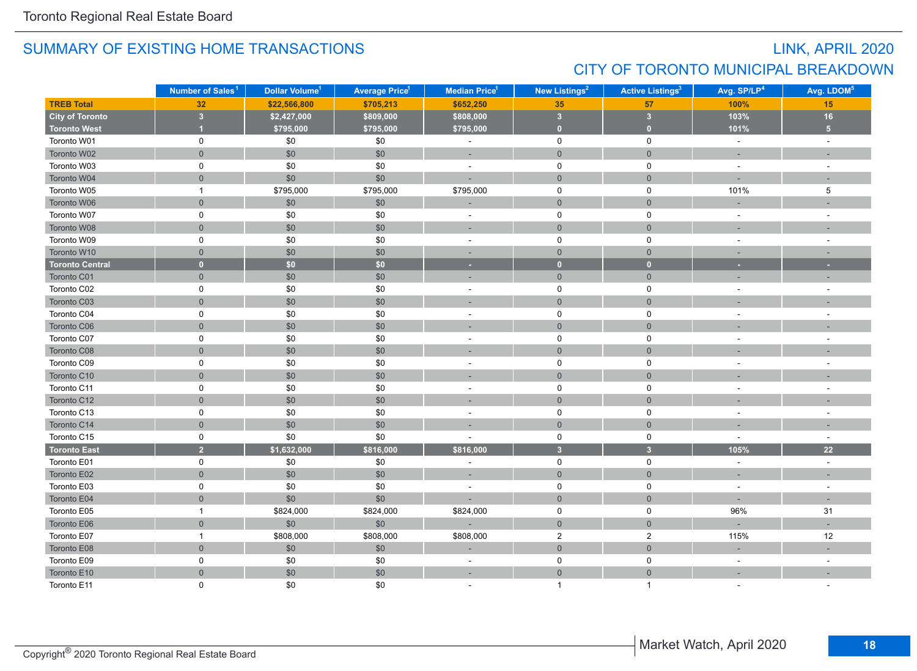## SUMMARY OF EXISTING HOME TRANSACTIONS

## LINK, APRIL 2020
## CITY OF TORONTO MUNICIPAL BREAKDOWN

| | Number of Sales[1] | Dollar Volume[1] | Average Price[1] | Median Price[1] | New Listings[2] | Active Listings[3] | Avg. SP/LP[4] | Avg. LDOM[5] |
|---|---|---|---|---|---|---|---|---|
| **TREB Total** | **32** | **$22,566,800** | **$705,213** | **$652,250** | **35** | **57** | **100%** | **15** |
| **City of Toronto** | **3** | **$2,427,000** | **$809,000** | **$808,000** | **3** | **3** | **103%** | **16** |
| **Toronto West** | **1** | **$795,000** | **$795,000** | **$795,000** | **0** | **0** | **101%** | **5** |
| Toronto W01 | 0 | $0 | $0 | - | 0 | 0 | - | - |
| Toronto W02 | 0 | $0 | $0 | - | 0 | 0 | - | - |
| Toronto W03 | 0 | $0 | $0 | - | 0 | 0 | - | - |
| Toronto W04 | 0 | $0 | $0 | - | 0 | 0 | - | - |
| Toronto W05 | 1 | $795,000 | $795,000 | $795,000 | 0 | 0 | 101% | 5 |
| Toronto W06 | 0 | $0 | $0 | - | 0 | 0 | - | - |
| Toronto W07 | 0 | $0 | $0 | - | 0 | 0 | - | - |
| Toronto W08 | 0 | $0 | $0 | - | 0 | 0 | - | - |
| Toronto W09 | 0 | $0 | $0 | - | 0 | 0 | - | - |
| Toronto W10 | 0 | $0 | $0 | - | 0 | 0 | - | - |
| **Toronto Central** | **0** | **$0** | **$0** | **-** | **0** | **0** | **-** | **-** |
| Toronto C01 | 0 | $0 | $0 | - | 0 | 0 | - | - |
| Toronto C02 | 0 | $0 | $0 | - | 0 | 0 | - | - |
| Toronto C03 | 0 | $0 | $0 | - | 0 | 0 | - | - |
| Toronto C04 | 0 | $0 | $0 | - | 0 | 0 | - | - |
| Toronto C06 | 0 | $0 | $0 | - | 0 | 0 | - | - |
| Toronto C07 | 0 | $0 | $0 | - | 0 | 0 | - | - |
| Toronto C08 | 0 | $0 | $0 | - | 0 | 0 | - | - |
| Toronto C09 | 0 | $0 | $0 | - | 0 | 0 | - | - |
| Toronto C10 | 0 | $0 | $0 | - | 0 | 0 | - | - |
| Toronto C11 | 0 | $0 | $0 | - | 0 | 0 | - | - |
| Toronto C12 | 0 | $0 | $0 | - | 0 | 0 | - | - |
| Toronto C13 | 0 | $0 | $0 | - | 0 | 0 | - | - |
| Toronto C14 | 0 | $0 | $0 | - | 0 | 0 | - | - |
| Toronto C15 | 0 | $0 | $0 | - | 0 | 0 | - | - |
| **Toronto East** | **2** | **$1,632,000** | **$816,000** | **$816,000** | **3** | **3** | **105%** | **22** |
| Toronto E01 | 0 | $0 | $0 | - | 0 | 0 | - | - |
| Toronto E02 | 0 | $0 | $0 | - | 0 | 0 | - | - |
| Toronto E03 | 0 | $0 | $0 | - | 0 | 0 | - | - |
| Toronto E04 | 0 | $0 | $0 | - | 0 | 0 | - | - |
| Toronto E05 | 1 | $824,000 | $824,000 | $824,000 | 0 | 0 | 96% | 31 |
| Toronto E06 | 0 | $0 | $0 | - | 0 | 0 | - | - |
| Toronto E07 | 1 | $808,000 | $808,000 | $808,000 | 2 | 2 | 115% | 12 |
| Toronto E08 | 0 | $0 | $0 | - | 0 | 0 | - | - |
| Toronto E09 | 0 | $0 | $0 | - | 0 | 0 | - | - |
| Toronto E10 | 0 | $0 | $0 | - | 0 | 0 | - | - |
| Toronto E11 | 0 | $0 | $0 | - | 1 | 1 | - | - |

Copyright® 2020 Toronto Regional Real Estate Board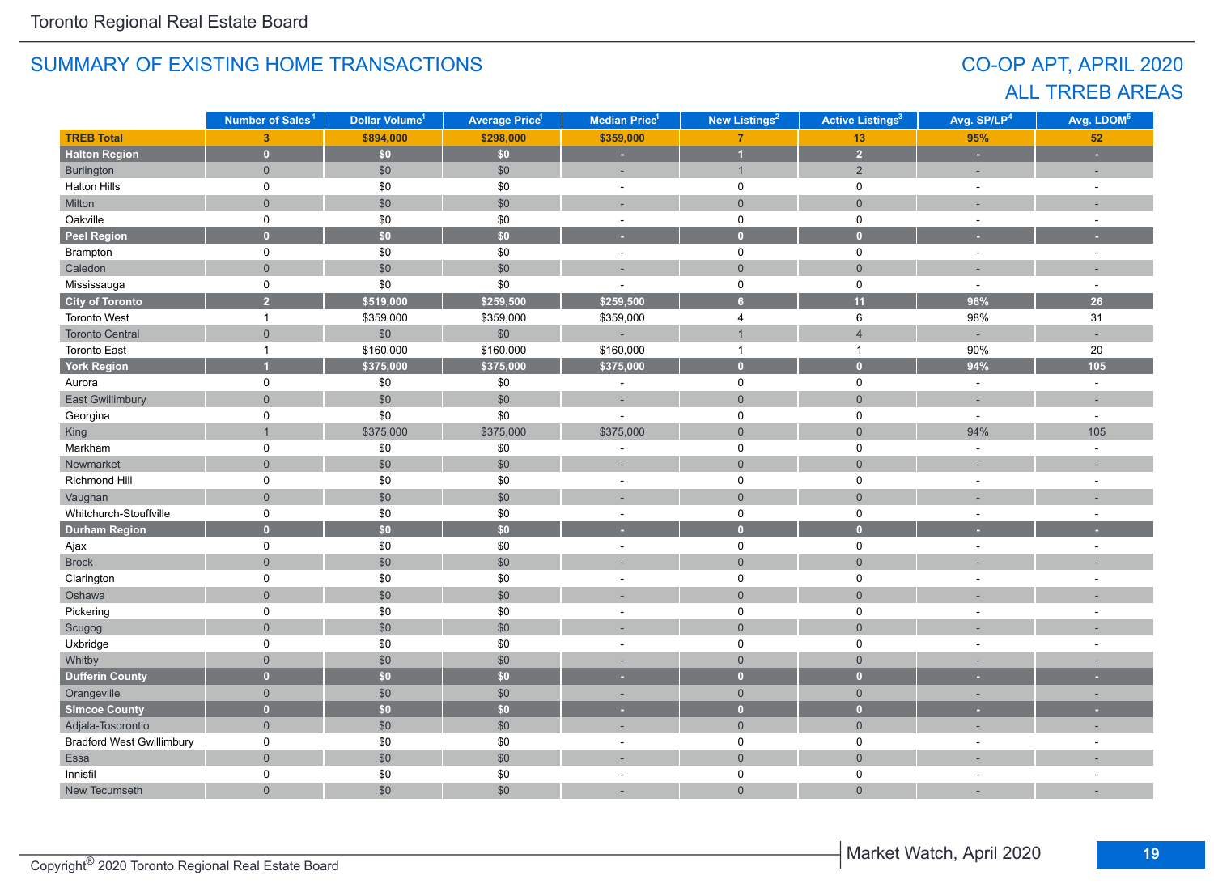## SUMMARY OF EXISTING HOME TRANSACTIONS

## CO-OP APT, APRIL 2020
## ALL TRREB AREAS

| | Number of Sales[1] | Dollar Volume[1] | Average Price[1] | Median Price[1] | New Listings[2] | Active Listings[3] | Avg. SP/LP[4] | Avg. LDOM[5] |
|---|---|---|---|---|---|---|---|---|
| **TREB Total** | **3** | **$894,000** | **$298,000** | **$359,000** | **7** | **13** | **95%** | **52** |
| **Halton Region** | **0** | **$0** | **$0** | **-** | **1** | **2** | **-** | **-** |
| Burlington | 0 | $0 | $0 | - | 1 | 2 | - | - |
| Halton Hills | 0 | $0 | $0 | - | 0 | 0 | - | - |
| Milton | 0 | $0 | $0 | - | 0 | 0 | - | - |
| Oakville | 0 | $0 | $0 | - | 0 | 0 | - | - |
| **Peel Region** | **0** | **$0** | **$0** | **-** | **0** | **0** | **-** | **-** |
| Brampton | 0 | $0 | $0 | - | 0 | 0 | - | - |
| Caledon | 0 | $0 | $0 | - | 0 | 0 | - | - |
| Mississauga | 0 | $0 | $0 | - | 0 | 0 | - | - |
| **City of Toronto** | **2** | **$519,000** | **$259,500** | **$259,500** | **6** | **11** | **96%** | **26** |
| Toronto West | 1 | $359,000 | $359,000 | $359,000 | 4 | 6 | 98% | 31 |
| Toronto Central | 0 | $0 | $0 | - | 1 | 4 | - | - |
| Toronto East | 1 | $160,000 | $160,000 | $160,000 | 1 | 1 | 90% | 20 |
| **York Region** | **1** | **$375,000** | **$375,000** | **$375,000** | **0** | **0** | **94%** | **105** |
| Aurora | 0 | $0 | $0 | - | 0 | 0 | - | - |
| East Gwillimbury | 0 | $0 | $0 | - | 0 | 0 | - | - |
| Georgina | 0 | $0 | $0 | - | 0 | 0 | - | - |
| King | 1 | $375,000 | $375,000 | $375,000 | 0 | 0 | 94% | 105 |
| Markham | 0 | $0 | $0 | - | 0 | 0 | - | - |
| Newmarket | 0 | $0 | $0 | - | 0 | 0 | - | - |
| Richmond Hill | 0 | $0 | $0 | - | 0 | 0 | - | - |
| Vaughan | 0 | $0 | $0 | - | 0 | 0 | - | - |
| Whitchurch-Stouffville | 0 | $0 | $0 | - | 0 | 0 | - | - |
| **Durham Region** | **0** | **$0** | **$0** | **-** | **0** | **0** | **-** | **-** |
| Ajax | 0 | $0 | $0 | - | 0 | 0 | - | - |
| Brock | 0 | $0 | $0 | - | 0 | 0 | - | - |
| Clarington | 0 | $0 | $0 | - | 0 | 0 | - | - |
| Oshawa | 0 | $0 | $0 | - | 0 | 0 | - | - |
| Pickering | 0 | $0 | $0 | - | 0 | 0 | - | - |
| Scugog | 0 | $0 | $0 | - | 0 | 0 | - | - |
| Uxbridge | 0 | $0 | $0 | - | 0 | 0 | - | - |
| Whitby | 0 | $0 | $0 | - | 0 | 0 | - | - |
| **Dufferin County** | **0** | **$0** | **$0** | **-** | **0** | **0** | **-** | **-** |
| Orangeville | 0 | $0 | $0 | - | 0 | 0 | - | - |
| **Simcoe County** | **0** | **$0** | **$0** | **-** | **0** | **0** | **-** | **-** |
| Adjala-Tosorontio | 0 | $0 | $0 | - | 0 | 0 | - | - |
| Bradford West Gwillimbury | 0 | $0 | $0 | - | 0 | 0 | - | - |
| Essa | 0 | $0 | $0 | - | 0 | 0 | - | - |
| Innisfil | 0 | $0 | $0 | - | 0 | 0 | - | - |
| New Tecumseth | 0 | $0 | $0 | - | 0 | 0 | - | - |

Copyright® 2020 Toronto Regional Real Estate Board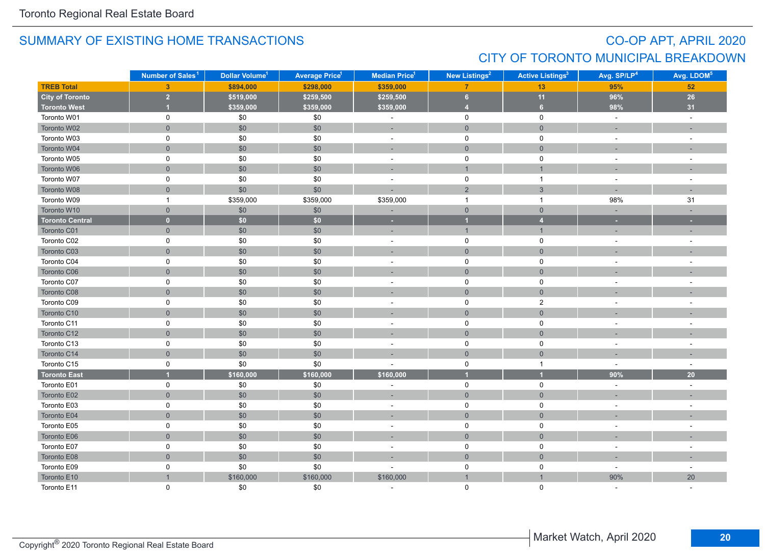Toronto Regional Real Estate Board

## SUMMARY OF EXISTING HOME TRANSACTIONS

## CO-OP APT, APRIL 2020
## CITY OF TORONTO MUNICIPAL BREAKDOWN

| | Number of Sales[1] | Dollar Volume[1] | Average Price[1] | Median Price[1] | New Listings[2] | Active Listings[3] | Avg. SP/LP[4] | Avg. LDOM[5] |
|---|---|---|---|---|---|---|---|---|
| **TREB Total** | **3** | **$894,000** | **$298,000** | **$359,000** | **7** | **13** | **95%** | **52** |
| **City of Toronto** | **2** | **$519,000** | **$259,500** | **$259,500** | **6** | **11** | **96%** | **26** |
| **Toronto West** | **1** | **$359,000** | **$359,000** | **$359,000** | **4** | **6** | **98%** | **31** |
| Toronto W01 | 0 | $0 | $0 | - | 0 | 0 | - | - |
| Toronto W02 | 0 | $0 | $0 | - | 0 | 0 | - | - |
| Toronto W03 | 0 | $0 | $0 | - | 0 | 0 | - | - |
| Toronto W04 | 0 | $0 | $0 | - | 0 | 0 | - | - |
| Toronto W05 | 0 | $0 | $0 | - | 0 | 0 | - | - |
| Toronto W06 | 0 | $0 | $0 | - | 1 | 1 | - | - |
| Toronto W07 | 0 | $0 | $0 | - | 0 | 1 | - | - |
| Toronto W08 | 0 | $0 | $0 | - | 2 | 3 | - | - |
| Toronto W09 | 1 | $359,000 | $359,000 | $359,000 | 1 | 1 | 98% | 31 |
| Toronto W10 | 0 | $0 | $0 | - | 0 | 0 | - | - |
| **Toronto Central** | **0** | **$0** | **$0** | **-** | **1** | **4** | **-** | **-** |
| Toronto C01 | 0 | $0 | $0 | - | 1 | 1 | - | - |
| Toronto C02 | 0 | $0 | $0 | - | 0 | 0 | - | - |
| Toronto C03 | 0 | $0 | $0 | - | 0 | 0 | - | - |
| Toronto C04 | 0 | $0 | $0 | - | 0 | 0 | - | - |
| Toronto C06 | 0 | $0 | $0 | - | 0 | 0 | - | - |
| Toronto C07 | 0 | $0 | $0 | - | 0 | 0 | - | - |
| Toronto C08 | 0 | $0 | $0 | - | 0 | 0 | - | - |
| Toronto C09 | 0 | $0 | $0 | - | 0 | 2 | - | - |
| Toronto C10 | 0 | $0 | $0 | - | 0 | 0 | - | - |
| Toronto C11 | 0 | $0 | $0 | - | 0 | 0 | - | - |
| Toronto C12 | 0 | $0 | $0 | - | 0 | 0 | - | - |
| Toronto C13 | 0 | $0 | $0 | - | 0 | 0 | - | - |
| Toronto C14 | 0 | $0 | $0 | - | 0 | 0 | - | - |
| Toronto C15 | 0 | $0 | $0 | - | 0 | 1 | - | - |
| **Toronto East** | **1** | **$160,000** | **$160,000** | **$160,000** | **1** | **1** | **90%** | **20** |
| Toronto E01 | 0 | $0 | $0 | - | 0 | 0 | - | - |
| Toronto E02 | 0 | $0 | $0 | - | 0 | 0 | - | - |
| Toronto E03 | 0 | $0 | $0 | - | 0 | 0 | - | - |
| Toronto E04 | 0 | $0 | $0 | - | 0 | 0 | - | - |
| Toronto E05 | 0 | $0 | $0 | - | 0 | 0 | - | - |
| Toronto E06 | 0 | $0 | $0 | - | 0 | 0 | - | - |
| Toronto E07 | 0 | $0 | $0 | - | 0 | 0 | - | - |
| Toronto E08 | 0 | $0 | $0 | - | 0 | 0 | - | - |
| Toronto E09 | 0 | $0 | $0 | - | 0 | 0 | - | - |
| Toronto E10 | 1 | $160,000 | $160,000 | $160,000 | 1 | 1 | 90% | 20 |
| Toronto E11 | 0 | $0 | $0 | - | 0 | 0 | - | - |

Copyright® 2020 Toronto Regional Real Estate Board

Market Watch, April 2020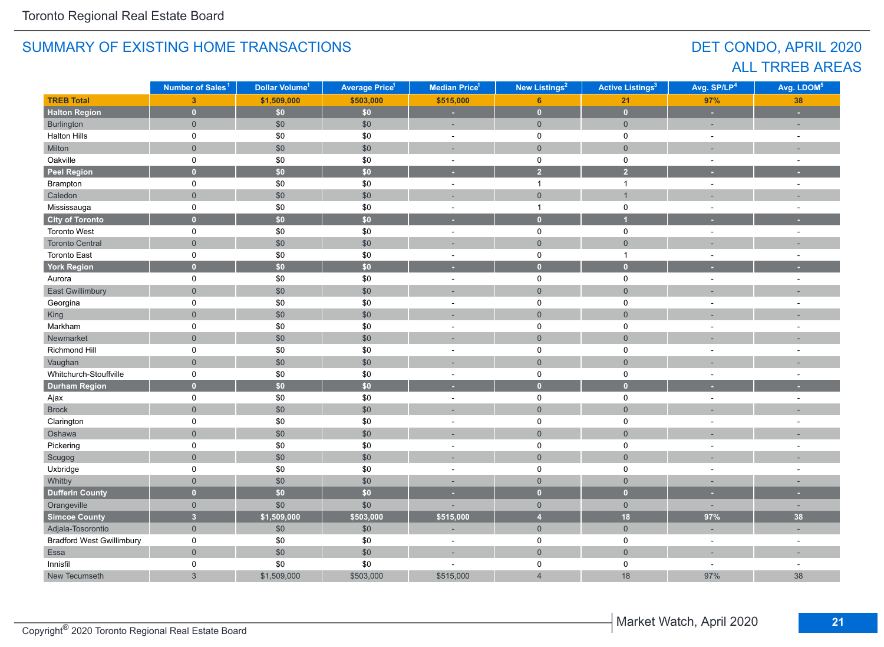## SUMMARY OF EXISTING HOME TRANSACTIONS

## DET CONDO, APRIL 2020
## ALL TRREB AREAS

| | Number of Sales[1] | Dollar Volume[1] | Average Price[1] | Median Price[1] | New Listings[2] | Active Listings[3] | Avg. SP/LP[4] | Avg. LDOM[5] |
|---|---|---|---|---|---|---|---|---|
| **TREB Total** | **3** | **$1,509,000** | **$503,000** | **$515,000** | **6** | **21** | **97%** | **38** |
| **Halton Region** | **0** | **$0** | **$0** | **-** | **0** | **0** | **-** | **-** |
| Burlington | 0 | $0 | $0 | - | 0 | 0 | - | - |
| Halton Hills | 0 | $0 | $0 | - | 0 | 0 | - | - |
| Milton | 0 | $0 | $0 | - | 0 | 0 | - | - |
| Oakville | 0 | $0 | $0 | - | 0 | 0 | - | - |
| **Peel Region** | **0** | **$0** | **$0** | **-** | **2** | **2** | **-** | **-** |
| Brampton | 0 | $0 | $0 | - | 1 | 1 | - | - |
| Caledon | 0 | $0 | $0 | - | 0 | 1 | - | - |
| Mississauga | 0 | $0 | $0 | - | 1 | 0 | - | - |
| **City of Toronto** | **0** | **$0** | **$0** | **-** | **0** | **1** | **-** | **-** |
| Toronto West | 0 | $0 | $0 | - | 0 | 0 | - | - |
| Toronto Central | 0 | $0 | $0 | - | 0 | 0 | - | - |
| Toronto East | 0 | $0 | $0 | - | 0 | 1 | - | - |
| **York Region** | **0** | **$0** | **$0** | **-** | **0** | **0** | **-** | **-** |
| Aurora | 0 | $0 | $0 | - | 0 | 0 | - | - |
| East Gwillimbury | 0 | $0 | $0 | - | 0 | 0 | - | - |
| Georgina | 0 | $0 | $0 | - | 0 | 0 | - | - |
| King | 0 | $0 | $0 | - | 0 | 0 | - | - |
| Markham | 0 | $0 | $0 | - | 0 | 0 | - | - |
| Newmarket | 0 | $0 | $0 | - | 0 | 0 | - | - |
| Richmond Hill | 0 | $0 | $0 | - | 0 | 0 | - | - |
| Vaughan | 0 | $0 | $0 | - | 0 | 0 | - | - |
| Whitchurch-Stouffville | 0 | $0 | $0 | - | 0 | 0 | - | - |
| **Durham Region** | **0** | **$0** | **$0** | **-** | **0** | **0** | **-** | **-** |
| Ajax | 0 | $0 | $0 | - | 0 | 0 | - | - |
| Brock | 0 | $0 | $0 | - | 0 | 0 | - | - |
| Clarington | 0 | $0 | $0 | - | 0 | 0 | - | - |
| Oshawa | 0 | $0 | $0 | - | 0 | 0 | - | - |
| Pickering | 0 | $0 | $0 | - | 0 | 0 | - | - |
| Scugog | 0 | $0 | $0 | - | 0 | 0 | - | - |
| Uxbridge | 0 | $0 | $0 | - | 0 | 0 | - | - |
| Whitby | 0 | $0 | $0 | - | 0 | 0 | - | - |
| **Dufferin County** | **0** | **$0** | **$0** | **-** | **0** | **0** | **-** | **-** |
| Orangeville | 0 | $0 | $0 | - | 0 | 0 | - | - |
| **Simcoe County** | **3** | **$1,509,000** | **$503,000** | **$515,000** | **4** | **18** | **97%** | **38** |
| Adjala-Tosorontio | 0 | $0 | $0 | - | 0 | 0 | - | - |
| Bradford West Gwillimbury | 0 | $0 | $0 | - | 0 | 0 | - | - |
| Essa | 0 | $0 | $0 | - | 0 | 0 | - | - |
| Innisfil | 0 | $0 | $0 | - | 0 | 0 | - | - |
| New Tecumseth | 3 | $1,509,000 | $503,000 | $515,000 | 4 | 18 | 97% | 38 |

Copyright® 2020 Toronto Regional Real Estate Board

Market Watch, April 2020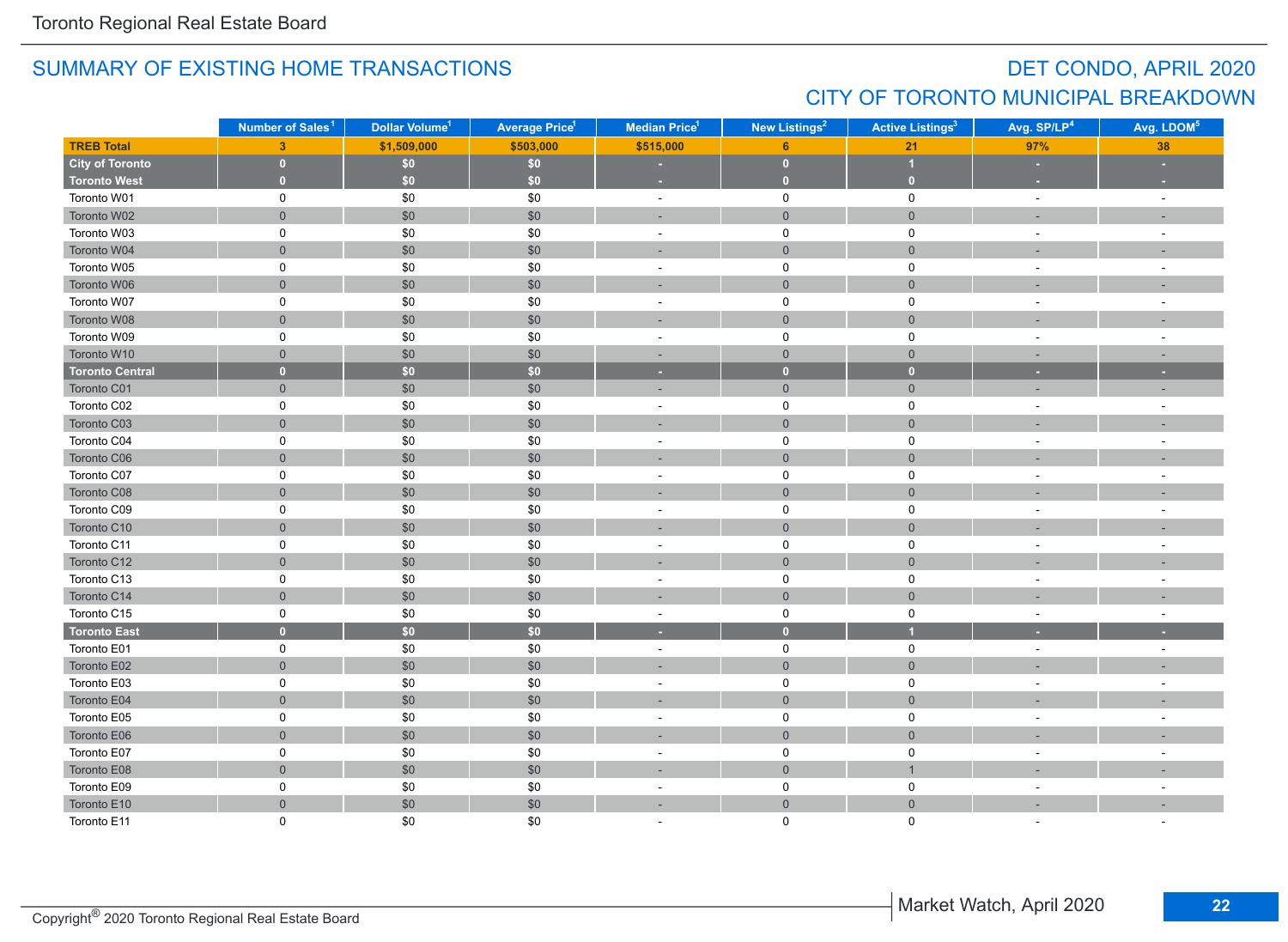## SUMMARY OF EXISTING HOME TRANSACTIONS

## DET CONDO, APRIL 2020
## CITY OF TORONTO MUNICIPAL BREAKDOWN

| | Number of Sales[1] | Dollar Volume[1] | Average Price[1] | Median Price[1] | New Listings[2] | Active Listings[3] | Avg. SP/LP[4] | Avg. LDOM[5] |
|---|---|---|---|---|---|---|---|---|
| **TREB Total** | **3** | **$1,509,000** | **$503,000** | **$515,000** | **6** | **21** | **97%** | **38** |
| **City of Toronto** | **0** | **$0** | **$0** | **-** | **0** | **1** | **-** | **-** |
| **Toronto West** | **0** | **$0** | **$0** | **-** | **0** | **0** | **-** | **-** |
| Toronto W01 | 0 | $0 | $0 | - | 0 | 0 | - | - |
| Toronto W02 | 0 | $0 | $0 | - | 0 | 0 | - | - |
| Toronto W03 | 0 | $0 | $0 | - | 0 | 0 | - | - |
| Toronto W04 | 0 | $0 | $0 | - | 0 | 0 | - | - |
| Toronto W05 | 0 | $0 | $0 | - | 0 | 0 | - | - |
| Toronto W06 | 0 | $0 | $0 | - | 0 | 0 | - | - |
| Toronto W07 | 0 | $0 | $0 | - | 0 | 0 | - | - |
| Toronto W08 | 0 | $0 | $0 | - | 0 | 0 | - | - |
| Toronto W09 | 0 | $0 | $0 | - | 0 | 0 | - | - |
| Toronto W10 | 0 | $0 | $0 | - | 0 | 0 | - | - |
| **Toronto Central** | **0** | **$0** | **$0** | **-** | **0** | **0** | **-** | **-** |
| Toronto C01 | 0 | $0 | $0 | - | 0 | 0 | - | - |
| Toronto C02 | 0 | $0 | $0 | - | 0 | 0 | - | - |
| Toronto C03 | 0 | $0 | $0 | - | 0 | 0 | - | - |
| Toronto C04 | 0 | $0 | $0 | - | 0 | 0 | - | - |
| Toronto C06 | 0 | $0 | $0 | - | 0 | 0 | - | - |
| Toronto C07 | 0 | $0 | $0 | - | 0 | 0 | - | - |
| Toronto C08 | 0 | $0 | $0 | - | 0 | 0 | - | - |
| Toronto C09 | 0 | $0 | $0 | - | 0 | 0 | - | - |
| Toronto C10 | 0 | $0 | $0 | - | 0 | 0 | - | - |
| Toronto C11 | 0 | $0 | $0 | - | 0 | 0 | - | - |
| Toronto C12 | 0 | $0 | $0 | - | 0 | 0 | - | - |
| Toronto C13 | 0 | $0 | $0 | - | 0 | 0 | - | - |
| Toronto C14 | 0 | $0 | $0 | - | 0 | 0 | - | - |
| Toronto C15 | 0 | $0 | $0 | - | 0 | 0 | - | - |
| **Toronto East** | **0** | **$0** | **$0** | **-** | **0** | **1** | **-** | **-** |
| Toronto E01 | 0 | $0 | $0 | - | 0 | 0 | - | - |
| Toronto E02 | 0 | $0 | $0 | - | 0 | 0 | - | - |
| Toronto E03 | 0 | $0 | $0 | - | 0 | 0 | - | - |
| Toronto E04 | 0 | $0 | $0 | - | 0 | 0 | - | - |
| Toronto E05 | 0 | $0 | $0 | - | 0 | 0 | - | - |
| Toronto E06 | 0 | $0 | $0 | - | 0 | 0 | - | - |
| Toronto E07 | 0 | $0 | $0 | - | 0 | 0 | - | - |
| Toronto E08 | 0 | $0 | $0 | - | 0 | 1 | - | - |
| Toronto E09 | 0 | $0 | $0 | - | 0 | 0 | - | - |
| Toronto E10 | 0 | $0 | $0 | - | 0 | 0 | - | - |
| Toronto E11 | 0 | $0 | $0 | - | 0 | 0 | - | - |

Copyright® 2020 Toronto Regional Real Estate Board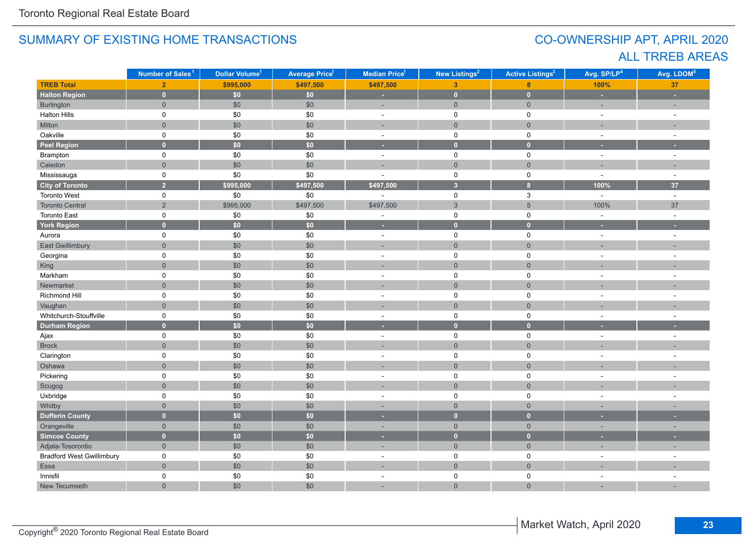## SUMMARY OF EXISTING HOME TRANSACTIONS

## CO-OWNERSHIP APT, APRIL 2020
## ALL TRREB AREAS

| | Number of Sales[1] | Dollar Volume[1] | Average Price[1] | Median Price[1] | New Listings[2] | Active Listings[3] | Avg. SP/LP[4] | Avg. LDOM[5] |
|---|---|---|---|---|---|---|---|---|
| **TREB Total** | **2** | **$995,000** | **$497,500** | **$497,500** | **3** | **8** | **100%** | **37** |
| **Halton Region** | **0** | **$0** | **$0** | **-** | **0** | **0** | **-** | **-** |
| Burlington | 0 | $0 | $0 | - | 0 | 0 | - | - |
| Halton Hills | 0 | $0 | $0 | - | 0 | 0 | - | - |
| Milton | 0 | $0 | $0 | - | 0 | 0 | - | - |
| Oakville | 0 | $0 | $0 | - | 0 | 0 | - | - |
| **Peel Region** | **0** | **$0** | **$0** | **-** | **0** | **0** | **-** | **-** |
| Brampton | 0 | $0 | $0 | - | 0 | 0 | - | - |
| Caledon | 0 | $0 | $0 | - | 0 | 0 | - | - |
| Mississauga | 0 | $0 | $0 | - | 0 | 0 | - | - |
| **City of Toronto** | **2** | **$995,000** | **$497,500** | **$497,500** | **3** | **8** | **100%** | **37** |
| Toronto West | 0 | $0 | $0 | - | 0 | 3 | - | - |
| Toronto Central | 2 | $995,000 | $497,500 | $497,500 | 3 | 5 | 100% | 37 |
| Toronto East | 0 | $0 | $0 | - | 0 | 0 | - | - |
| **York Region** | **0** | **$0** | **$0** | **-** | **0** | **0** | **-** | **-** |
| Aurora | 0 | $0 | $0 | - | 0 | 0 | - | - |
| East Gwillimbury | 0 | $0 | $0 | - | 0 | 0 | - | - |
| Georgina | 0 | $0 | $0 | - | 0 | 0 | - | - |
| King | 0 | $0 | $0 | - | 0 | 0 | - | - |
| Markham | 0 | $0 | $0 | - | 0 | 0 | - | - |
| Newmarket | 0 | $0 | $0 | - | 0 | 0 | - | - |
| Richmond Hill | 0 | $0 | $0 | - | 0 | 0 | - | - |
| Vaughan | 0 | $0 | $0 | - | 0 | 0 | - | - |
| Whitchurch-Stouffville | 0 | $0 | $0 | - | 0 | 0 | - | - |
| **Durham Region** | **0** | **$0** | **$0** | **-** | **0** | **0** | **-** | **-** |
| Ajax | 0 | $0 | $0 | - | 0 | 0 | - | - |
| Brock | 0 | $0 | $0 | - | 0 | 0 | - | - |
| Clarington | 0 | $0 | $0 | - | 0 | 0 | - | - |
| Oshawa | 0 | $0 | $0 | - | 0 | 0 | - | - |
| Pickering | 0 | $0 | $0 | - | 0 | 0 | - | - |
| Scugog | 0 | $0 | $0 | - | 0 | 0 | - | - |
| Uxbridge | 0 | $0 | $0 | - | 0 | 0 | - | - |
| Whitby | 0 | $0 | $0 | - | 0 | 0 | - | - |
| **Dufferin County** | **0** | **$0** | **$0** | **-** | **0** | **0** | **-** | **-** |
| Orangeville | 0 | $0 | $0 | - | 0 | 0 | - | - |
| **Simcoe County** | **0** | **$0** | **$0** | **-** | **0** | **0** | **-** | **-** |
| Adjala-Tosorontio | 0 | $0 | $0 | - | 0 | 0 | - | - |
| Bradford West Gwillimbury | 0 | $0 | $0 | - | 0 | 0 | - | - |
| Essa | 0 | $0 | $0 | - | 0 | 0 | - | - |
| Innisfil | 0 | $0 | $0 | - | 0 | 0 | - | - |
| New Tecumseth | 0 | $0 | $0 | - | 0 | 0 | - | - |

Copyright® 2020 Toronto Regional Real Estate Board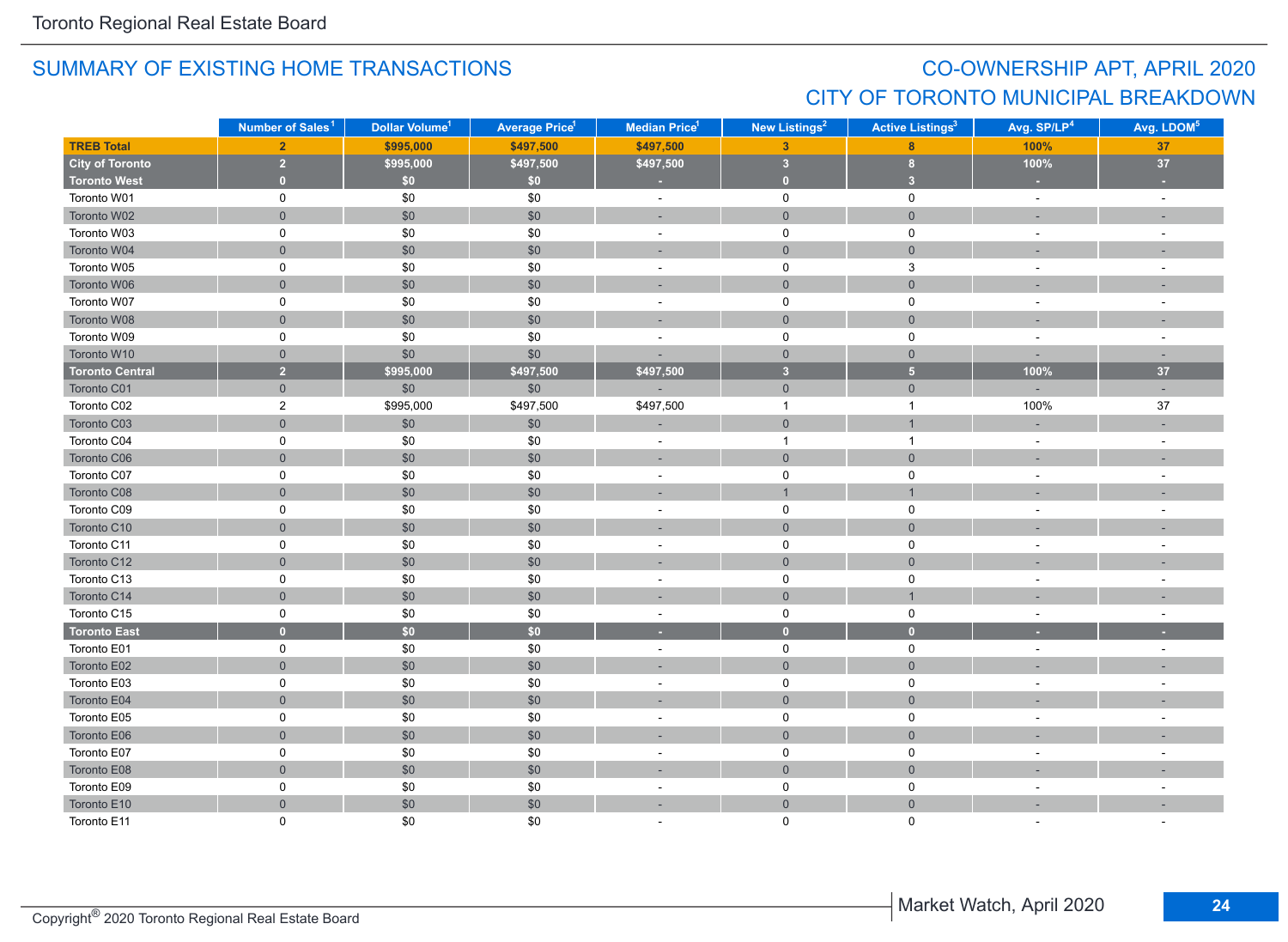## SUMMARY OF EXISTING HOME TRANSACTIONS

## CO-OWNERSHIP APT, APRIL 2020
## CITY OF TORONTO MUNICIPAL BREAKDOWN

| | Number of Sales[1] | Dollar Volume[1] | Average Price[1] | Median Price[1] | New Listings[2] | Active Listings[3] | Avg. SP/LP[4] | Avg. LDOM[5] |
|---|---|---|---|---|---|---|---|---|
| **TREB Total** | **2** | **$995,000** | **$497,500** | **$497,500** | **3** | **8** | **100%** | **37** |
| **City of Toronto** | **2** | **$995,000** | **$497,500** | **$497,500** | **3** | **8** | **100%** | **37** |
| **Toronto West** | **0** | **$0** | **$0** | **-** | **0** | **3** | **-** | **-** |
| Toronto W01 | 0 | $0 | $0 | - | 0 | 0 | - | - |
| Toronto W02 | 0 | $0 | $0 | - | 0 | 0 | - | - |
| Toronto W03 | 0 | $0 | $0 | - | 0 | 0 | - | - |
| Toronto W04 | 0 | $0 | $0 | - | 0 | 0 | - | - |
| Toronto W05 | 0 | $0 | $0 | - | 0 | 3 | - | - |
| Toronto W06 | 0 | $0 | $0 | - | 0 | 0 | - | - |
| Toronto W07 | 0 | $0 | $0 | - | 0 | 0 | - | - |
| Toronto W08 | 0 | $0 | $0 | - | 0 | 0 | - | - |
| Toronto W09 | 0 | $0 | $0 | - | 0 | 0 | - | - |
| Toronto W10 | 0 | $0 | $0 | - | 0 | 0 | - | - |
| **Toronto Central** | **2** | **$995,000** | **$497,500** | **$497,500** | **3** | **5** | **100%** | **37** |
| Toronto C01 | 0 | $0 | $0 | - | 0 | 0 | - | - |
| Toronto C02 | 2 | $995,000 | $497,500 | $497,500 | 1 | 1 | 100% | 37 |
| Toronto C03 | 0 | $0 | $0 | - | 0 | 1 | - | - |
| Toronto C04 | 0 | $0 | $0 | - | 1 | 1 | - | - |
| Toronto C06 | 0 | $0 | $0 | - | 0 | 0 | - | - |
| Toronto C07 | 0 | $0 | $0 | - | 0 | 0 | - | - |
| Toronto C08 | 0 | $0 | $0 | - | 1 | 1 | - | - |
| Toronto C09 | 0 | $0 | $0 | - | 0 | 0 | - | - |
| Toronto C10 | 0 | $0 | $0 | - | 0 | 0 | - | - |
| Toronto C11 | 0 | $0 | $0 | - | 0 | 0 | - | - |
| Toronto C12 | 0 | $0 | $0 | - | 0 | 0 | - | - |
| Toronto C13 | 0 | $0 | $0 | - | 0 | 0 | - | - |
| Toronto C14 | 0 | $0 | $0 | - | 0 | 1 | - | - |
| Toronto C15 | 0 | $0 | $0 | - | 0 | 0 | - | - |
| **Toronto East** | **0** | **$0** | **$0** | **-** | **0** | **0** | **-** | **-** |
| Toronto E01 | 0 | $0 | $0 | - | 0 | 0 | - | - |
| Toronto E02 | 0 | $0 | $0 | - | 0 | 0 | - | - |
| Toronto E03 | 0 | $0 | $0 | - | 0 | 0 | - | - |
| Toronto E04 | 0 | $0 | $0 | - | 0 | 0 | - | - |
| Toronto E05 | 0 | $0 | $0 | - | 0 | 0 | - | - |
| Toronto E06 | 0 | $0 | $0 | - | 0 | 0 | - | - |
| Toronto E07 | 0 | $0 | $0 | - | 0 | 0 | - | - |
| Toronto E08 | 0 | $0 | $0 | - | 0 | 0 | - | - |
| Toronto E09 | 0 | $0 | $0 | - | 0 | 0 | - | - |
| Toronto E10 | 0 | $0 | $0 | - | 0 | 0 | - | - |
| Toronto E11 | 0 | $0 | $0 | - | 0 | 0 | - | - |

Copyright® 2020 Toronto Regional Real Estate Board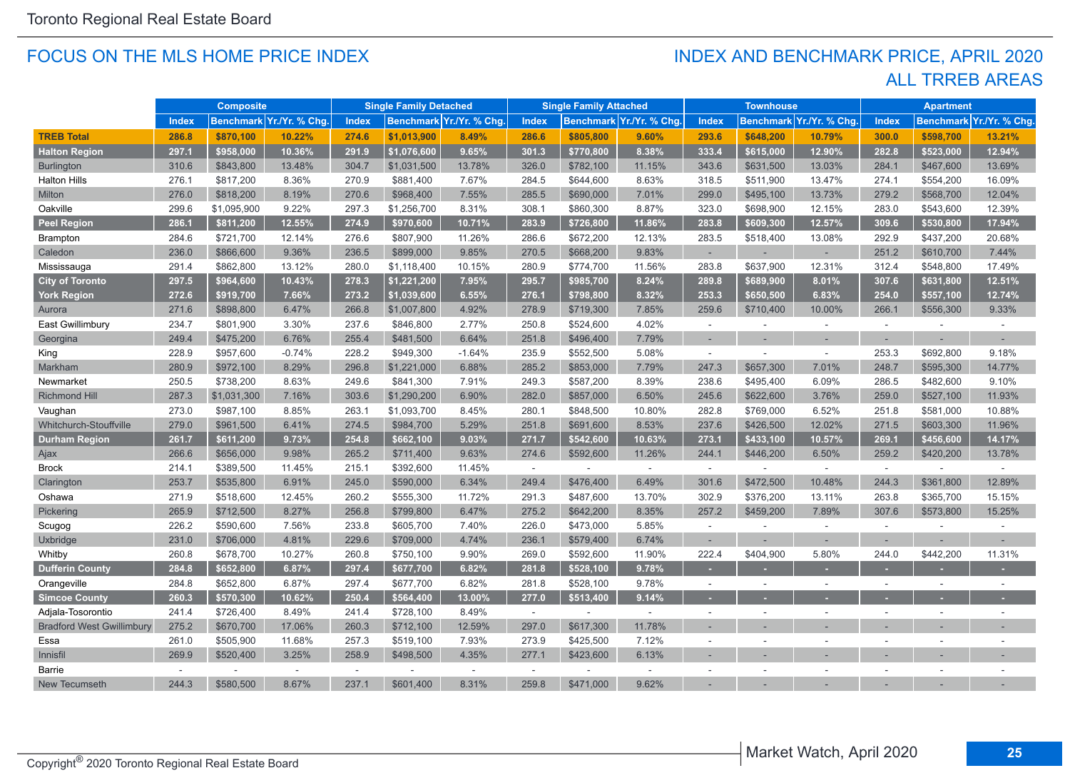## FOCUS ON THE MLS HOME PRICE INDEX

## INDEX AND BENCHMARK PRICE, APRIL 2020
## ALL TRREB AREAS

| | Composite | | | Single Family Detached | | | Single Family Attached | | | Townhouse | | | Apartment | | |
|---|---|---|---|---|---|---|---|---|---|---|---|---|---|---|---|
| | Index | Benchmark | Yr./Yr. % Chg. | Index | Benchmark | Yr./Yr. % Chg. | Index | Benchmark | Yr./Yr. % Chg. | Index | Benchmark | Yr./Yr. % Chg. | Index | Benchmark | Yr./Yr. % Chg. |
| **TREB Total** | **286.8** | **$870,100** | **10.22%** | **274.6** | **$1,013,900** | **8.49%** | **286.6** | **$805,800** | **9.60%** | **293.6** | **$648,200** | **10.79%** | **300.0** | **$598,700** | **13.21%** |
| **Halton Region** | **297.1** | **$958,000** | **10.36%** | **291.9** | **$1,076,600** | **9.65%** | **301.3** | **$770,800** | **8.38%** | **333.4** | **$615,000** | **12.90%** | **282.8** | **$523,000** | **12.94%** |
| Burlington | 310.6 | $843,800 | 13.48% | 304.7 | $1,031,500 | 13.78% | 326.0 | $782,100 | 11.15% | 343.6 | $631,500 | 13.03% | 284.1 | $467,600 | 13.69% |
| Halton Hills | 276.1 | $817,200 | 8.36% | 270.9 | $881,400 | 7.67% | 284.5 | $644,600 | 8.63% | 318.5 | $511,900 | 13.47% | 274.1 | $554,200 | 16.09% |
| Milton | 276.0 | $818,200 | 8.19% | 270.6 | $968,400 | 7.55% | 285.5 | $690,000 | 7.01% | 299.0 | $495,100 | 13.73% | 279.2 | $568,700 | 12.04% |
| Oakville | 299.6 | $1,095,900 | 9.22% | 297.3 | $1,256,700 | 8.31% | 308.1 | $860,300 | 8.87% | 323.0 | $698,900 | 12.15% | 283.0 | $543,600 | 12.39% |
| **Peel Region** | **286.1** | **$811,200** | **12.55%** | **274.9** | **$970,600** | **10.71%** | **283.9** | **$726,800** | **11.86%** | **283.8** | **$609,300** | **12.57%** | **309.6** | **$530,800** | **17.94%** |
| Brampton | 284.6 | $721,700 | 12.14% | 276.6 | $807,900 | 11.26% | 286.6 | $672,200 | 12.13% | 283.5 | $518,400 | 13.08% | 292.9 | $437,200 | 20.68% |
| Caledon | 236.0 | $866,600 | 9.36% | 236.5 | $899,000 | 9.85% | 270.5 | $668,200 | 9.83% | - | - | - | 251.2 | $610,700 | 7.44% |
| Mississauga | 291.4 | $862,800 | 13.12% | 280.0 | $1,118,400 | 10.15% | 280.9 | $774,700 | 11.56% | 283.8 | $637,900 | 12.31% | 312.4 | $548,800 | 17.49% |
| **City of Toronto** | **297.5** | **$964,600** | **10.43%** | **278.3** | **$1,221,200** | **7.95%** | **295.7** | **$985,700** | **8.24%** | **289.8** | **$689,900** | **8.01%** | **307.6** | **$631,800** | **12.51%** |
| **York Region** | **272.6** | **$919,700** | **7.66%** | **273.2** | **$1,039,600** | **6.55%** | **276.1** | **$798,800** | **8.32%** | **253.3** | **$650,500** | **6.83%** | **254.0** | **$557,100** | **12.74%** |
| Aurora | 271.6 | $898,800 | 6.47% | 266.8 | $1,007,800 | 4.92% | 278.9 | $719,300 | 7.85% | 259.6 | $710,400 | 10.00% | 266.1 | $556,300 | 9.33% |
| East Gwillimbury | 234.7 | $801,900 | 3.30% | 237.6 | $846,800 | 2.77% | 250.8 | $524,600 | 4.02% | - | - | - | - | - | - |
| Georgina | 249.4 | $475,200 | 6.76% | 255.4 | $481,500 | 6.64% | 251.8 | $496,400 | 7.79% | - | - | - | - | - | - |
| King | 228.9 | $957,600 | -0.74% | 228.2 | $949,300 | -1.64% | 235.9 | $552,500 | 5.08% | - | - | - | 253.3 | $692,800 | 9.18% |
| Markham | 280.9 | $972,100 | 8.29% | 296.8 | $1,221,000 | 6.88% | 285.2 | $853,000 | 7.79% | 247.3 | $657,300 | 7.01% | 248.7 | $595,300 | 14.77% |
| Newmarket | 250.5 | $738,200 | 8.63% | 249.6 | $841,300 | 7.91% | 249.3 | $587,200 | 8.39% | 238.6 | $495,400 | 6.09% | 286.5 | $482,600 | 9.10% |
| Richmond Hill | 287.3 | $1,031,300 | 7.16% | 303.6 | $1,290,200 | 6.90% | 282.0 | $857,000 | 6.50% | 245.6 | $622,600 | 3.76% | 259.0 | $527,100 | 11.93% |
| Vaughan | 273.0 | $987,100 | 8.85% | 263.1 | $1,093,700 | 8.45% | 280.1 | $848,500 | 10.80% | 282.8 | $769,000 | 6.52% | 251.8 | $581,000 | 10.88% |
| Whitchurch-Stouffville | 279.0 | $961,500 | 6.41% | 274.5 | $984,700 | 5.29% | 251.8 | $691,600 | 8.53% | 237.6 | $426,500 | 12.02% | 271.5 | $603,300 | 11.96% |
| **Durham Region** | **261.7** | **$611,200** | **9.73%** | **254.8** | **$662,100** | **9.03%** | **271.7** | **$542,600** | **10.63%** | **273.1** | **$433,100** | **10.57%** | **269.1** | **$456,600** | **14.17%** |
| Ajax | 266.6 | $656,000 | 9.98% | 265.2 | $711,400 | 9.63% | 274.6 | $592,600 | 11.26% | 244.1 | $446,200 | 6.50% | 259.2 | $420,200 | 13.78% |
| Brock | 214.1 | $389,500 | 11.45% | 215.1 | $392,600 | 11.45% | - | - | - | - | - | - | - | - | - |
| Clarington | 253.7 | $535,800 | 6.91% | 245.0 | $590,000 | 6.34% | 249.4 | $476,400 | 6.49% | 301.6 | $472,500 | 10.48% | 244.3 | $361,800 | 12.89% |
| Oshawa | 271.9 | $518,600 | 12.45% | 260.2 | $555,300 | 11.72% | 291.3 | $487,600 | 13.70% | 302.9 | $376,200 | 13.11% | 263.8 | $365,700 | 15.15% |
| Pickering | 265.9 | $712,500 | 8.27% | 256.8 | $799,800 | 6.47% | 275.2 | $642,200 | 8.35% | 257.2 | $459,200 | 7.89% | 307.6 | $573,800 | 15.25% |
| Scugog | 226.2 | $590,600 | 7.56% | 233.8 | $605,700 | 7.40% | 226.0 | $473,000 | 5.85% | - | - | - | - | - | - |
| Uxbridge | 231.0 | $706,000 | 4.81% | 229.6 | $709,000 | 4.74% | 236.1 | $579,400 | 6.74% | - | - | - | - | - | - |
| Whitby | 260.8 | $678,700 | 10.27% | 260.8 | $750,100 | 9.90% | 269.0 | $592,600 | 11.90% | 222.4 | $404,900 | 5.80% | 244.0 | $442,200 | 11.31% |
| **Dufferin County** | **284.8** | **$652,800** | **6.87%** | **297.4** | **$677,700** | **6.82%** | **281.8** | **$528,100** | **9.78%** | - | - | - | - | - | - |
| Orangeville | 284.8 | $652,800 | 6.87% | 297.4 | $677,700 | 6.82% | 281.8 | $528,100 | 9.78% | - | - | - | - | - | - |
| **Simcoe County** | **260.3** | **$570,300** | **10.62%** | **250.4** | **$564,400** | **13.00%** | **277.0** | **$513,400** | **9.14%** | - | - | - | - | - | - |
| Adjala-Tosorontio | 241.4 | $726,400 | 8.49% | 241.4 | $728,100 | 8.49% | - | - | - | - | - | - | - | - | - |
| Bradford West Gwillimbury | 275.2 | $670,700 | 17.06% | 260.3 | $712,100 | 12.59% | 297.0 | $617,300 | 11.78% | - | - | - | - | - | - |
| Essa | 261.0 | $505,900 | 11.68% | 257.3 | $519,100 | 7.93% | 273.9 | $425,500 | 7.12% | - | - | - | - | - | - |
| Innisfil | 269.9 | $520,400 | 3.25% | 258.9 | $498,500 | 4.35% | 277.1 | $423,600 | 6.13% | - | - | - | - | - | - |
| Barrie | - | - | - | - | - | - | - | - | - | - | - | - | - | - | - |
| New Tecumseth | 244.3 | $580,500 | 8.67% | 237.1 | $601,400 | 8.31% | 259.8 | $471,000 | 9.62% | - | - | - | - | - | - |

Copyright® 2020 Toronto Regional Real Estate Board

Market Watch, April 2020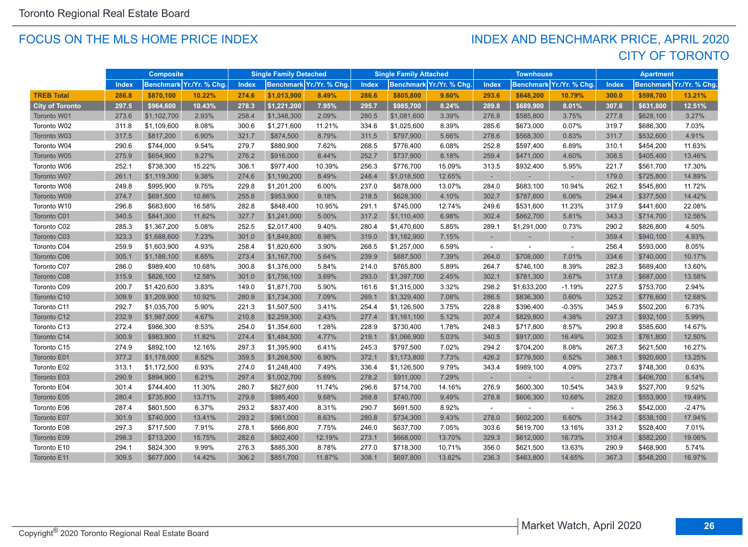## FOCUS ON THE MLS HOME PRICE INDEX

## INDEX AND BENCHMARK PRICE, APRIL 2020
## CITY OF TORONTO

| | Composite | | | Single Family Detached | | | Single Family Attached | | | Townhouse | | | Apartment | | |
|---|---|---|---|---|---|---|---|---|---|---|---|---|---|---|---|
| | Index | Benchmark | Yr./Yr. % Chg. | Index | Benchmark | Yr./Yr. % Chg. | Index | Benchmark | Yr./Yr. % Chg. | Index | Benchmark | Yr./Yr. % Chg. | Index | Benchmark | Yr./Yr. % Chg. |
| **TREB Total** | **286.8** | **$870,100** | **10.22%** | **274.6** | **$1,013,900** | **8.49%** | **286.6** | **$805,800** | **9.60%** | **293.6** | **$648,200** | **10.79%** | **300.0** | **$598,700** | **13.21%** |
| **City of Toronto** | **297.5** | **$964,600** | **10.43%** | **278.3** | **$1,221,200** | **7.95%** | **295.7** | **$985,700** | **8.24%** | **289.8** | **$689,900** | **8.01%** | **307.6** | **$631,800** | **12.51%** |
| Toronto W01 | 273.6 | $1,102,700 | 2.93% | 258.4 | $1,348,300 | 2.09% | 280.5 | $1,081,600 | 3.39% | 276.8 | $585,800 | 3.75% | 277.8 | $628,100 | 3.27% |
| Toronto W02 | 311.8 | $1,109,600 | 8.08% | 300.6 | $1,271,600 | 11.21% | 334.6 | $1,025,600 | 8.39% | 285.6 | $673,000 | 0.07% | 319.7 | $686,300 | 7.03% |
| Toronto W03 | 317.5 | $817,200 | 6.90% | 321.7 | $874,500 | 8.79% | 311.5 | $797,900 | 5.66% | 278.6 | $568,300 | 0.83% | 311.7 | $532,600 | 4.91% |
| Toronto W04 | 290.6 | $744,000 | 9.54% | 279.7 | $880,900 | 7.62% | 268.5 | $776,400 | 6.08% | 252.8 | $597,400 | 6.89% | 310.1 | $454,200 | 11.63% |
| Toronto W05 | 275.9 | $654,900 | 9.27% | 276.2 | $916,000 | 8.44% | 252.7 | $737,900 | 8.18% | 259.4 | $471,000 | 4.60% | 308.5 | $405,400 | 13.46% |
| Toronto W06 | 252.1 | $738,300 | 15.22% | 306.1 | $977,400 | 10.39% | 256.3 | $776,700 | 15.09% | 313.5 | $932,400 | 5.95% | 221.7 | $561,700 | 17.30% |
| Toronto W07 | 261.1 | $1,119,300 | 9.38% | 274.6 | $1,190,200 | 8.49% | 248.4 | $1,018,500 | 12.65% | - | - | - | 179.0 | $725,800 | 14.89% |
| Toronto W08 | 249.8 | $995,900 | 9.75% | 229.8 | $1,201,200 | 6.00% | 237.0 | $878,000 | 13.07% | 284.0 | $683,100 | 10.94% | 262.1 | $545,800 | 11.72% |
| Toronto W09 | 274.7 | $691,500 | 10.86% | 255.8 | $953,900 | 9.18% | 218.5 | $628,300 | 4.10% | 302.7 | $787,600 | 6.06% | 294.4 | $377,500 | 14.42% |
| Toronto W10 | 296.8 | $683,600 | 16.58% | 282.8 | $848,400 | 10.95% | 291.1 | $745,000 | 12.74% | 249.6 | $531,600 | 11.23% | 317.9 | $441,600 | 22.08% |
| Toronto C01 | 340.5 | $841,300 | 11.82% | 327.7 | $1,241,000 | 5.00% | 317.2 | $1,110,400 | 6.98% | 302.4 | $862,700 | 5.81% | 343.3 | $714,700 | 12.56% |
| Toronto C02 | 285.3 | $1,367,200 | 5.08% | 252.5 | $2,017,400 | 9.40% | 280.4 | $1,470,600 | 5.85% | 289.1 | $1,291,000 | 0.73% | 290.2 | $826,800 | 4.50% |
| Toronto C03 | 323.3 | $1,688,600 | 7.23% | 301.0 | $1,849,800 | 8.98% | 319.0 | $1,182,900 | 7.15% | - | - | - | 359.4 | $940,100 | 4.93% |
| Toronto C04 | 259.9 | $1,603,900 | 4.93% | 258.4 | $1,820,600 | 3.90% | 268.5 | $1,257,000 | 6.59% | - | - | - | 256.4 | $593,000 | 8.05% |
| Toronto C06 | 305.1 | $1,188,100 | 8.65% | 273.4 | $1,167,700 | 5.64% | 239.9 | $887,500 | 7.39% | 264.0 | $708,000 | 7.01% | 334.6 | $740,000 | 10.17% |
| Toronto C07 | 286.0 | $989,400 | 10.68% | 300.8 | $1,376,000 | 5.84% | 214.0 | $765,800 | 5.89% | 264.7 | $746,100 | 8.39% | 282.3 | $689,400 | 13.60% |
| Toronto C08 | 315.9 | $826,100 | 12.58% | 301.0 | $1,756,100 | 3.69% | 293.0 | $1,397,700 | 2.45% | 302.1 | $781,300 | 3.67% | 317.8 | $687,000 | 13.58% |
| Toronto C09 | 200.7 | $1,420,600 | 3.83% | 149.0 | $1,871,700 | 5.90% | 161.6 | $1,315,000 | 3.32% | 298.2 | $1,633,200 | -1.19% | 227.5 | $753,700 | 2.94% |
| Toronto C10 | 309.9 | $1,209,900 | 10.92% | 280.9 | $1,734,300 | 7.09% | 269.1 | $1,329,400 | 7.08% | 286.5 | $836,300 | 0.60% | 325.2 | $776,600 | 12.68% |
| Toronto C11 | 292.7 | $1,035,700 | 5.90% | 221.3 | $1,507,500 | 3.41% | 254.4 | $1,126,500 | 3.75% | 228.8 | $396,400 | -0.35% | 345.9 | $502,200 | 6.73% |
| Toronto C12 | 232.9 | $1,987,000 | 4.67% | 210.8 | $2,259,300 | 2.43% | 277.4 | $1,161,100 | 5.12% | 207.4 | $829,800 | 4.38% | 297.3 | $932,100 | 5.99% |
| Toronto C13 | 272.4 | $986,300 | 8.53% | 254.0 | $1,354,600 | 1.28% | 228.9 | $730,400 | 1.78% | 248.3 | $717,800 | 8.57% | 290.8 | $585,600 | 14.67% |
| Toronto C14 | 300.9 | $983,900 | 11.82% | 274.4 | $1,484,500 | 4.77% | 219.1 | $1,066,900 | 5.03% | 340.5 | $917,000 | 16.49% | 302.5 | $761,800 | 12.50% |
| Toronto C15 | 274.9 | $892,100 | 12.16% | 297.3 | $1,395,900 | 6.41% | 245.3 | $797,500 | 7.02% | 294.2 | $704,200 | 8.08% | 267.3 | $621,500 | 16.27% |
| Toronto E01 | 377.2 | $1,178,000 | 8.52% | 359.5 | $1,268,500 | 6.90% | 372.1 | $1,173,800 | 7.73% | 426.2 | $779,500 | 6.52% | 388.1 | $920,600 | 13.25% |
| Toronto E02 | 313.1 | $1,172,500 | 6.93% | 274.0 | $1,248,400 | 7.49% | 336.4 | $1,126,500 | 9.79% | 343.4 | $989,100 | 4.09% | 273.7 | $748,300 | 0.63% |
| Toronto E03 | 290.9 | $894,900 | 6.21% | 297.4 | $1,002,700 | 5.69% | 278.2 | $911,000 | 7.29% | - | - | - | 278.4 | $406,700 | 6.14% |
| Toronto E04 | 301.4 | $744,400 | 11.30% | 280.7 | $827,600 | 11.74% | 296.6 | $714,700 | 14.16% | 276.9 | $600,300 | 10.54% | 343.9 | $527,700 | 9.52% |
| Toronto E05 | 280.4 | $735,800 | 13.71% | 279.8 | $985,400 | 9.68% | 268.8 | $740,700 | 9.49% | 278.8 | $606,300 | 10.68% | 282.0 | $553,900 | 19.49% |
| Toronto E06 | 287.4 | $801,500 | 6.37% | 293.2 | $837,400 | 8.31% | 290.7 | $691,500 | 8.92% | - | - | - | 256.3 | $542,000 | -2.47% |
| Toronto E07 | 301.9 | $740,000 | 13.41% | 293.2 | $961,000 | 8.63% | 280.8 | $734,300 | 9.43% | 278.0 | $602,200 | 6.60% | 314.2 | $538,100 | 17.94% |
| Toronto E08 | 297.3 | $717,500 | 7.91% | 278.1 | $866,800 | 7.75% | 246.0 | $637,700 | 7.05% | 303.6 | $619,700 | 13.16% | 331.2 | $528,400 | 7.01% |
| Toronto E09 | 298.3 | $713,200 | 15.75% | 282.6 | $802,400 | 12.19% | 273.1 | $668,000 | 13.70% | 329.3 | $612,000 | 16.73% | 310.4 | $582,200 | 19.06% |
| Toronto E10 | 294.1 | $824,300 | 9.99% | 276.3 | $885,300 | 8.78% | 277.0 | $718,300 | 10.71% | 356.0 | $621,500 | 13.63% | 290.9 | $468,900 | 5.74% |
| Toronto E11 | 309.5 | $677,000 | 14.42% | 306.2 | $851,700 | 11.87% | 308.1 | $697,800 | 13.82% | 236.3 | $463,800 | 14.65% | 367.3 | $548,200 | 16.97% |

Copyright® 2020 Toronto Regional Real Estate Board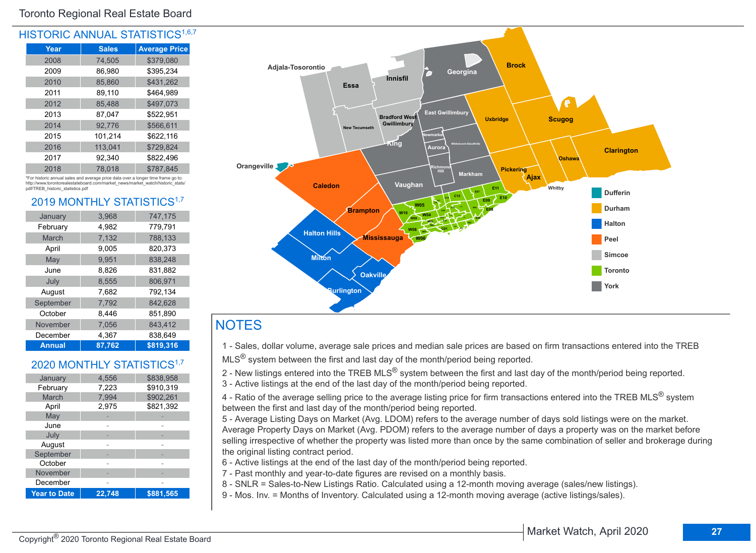## HISTORIC ANNUAL STATISTICS[1,6,7]

| Year | Sales | Average Price |
|---|---|---|
| 2008 | 74,505 | $379,080 |
| 2009 | 86,980 | $395,234 |
| 2010 | 85,860 | $431,262 |
| 2011 | 89,110 | $464,989 |
| 2012 | 85,488 | $497,073 |
| 2013 | 87,047 | $522,951 |
| 2014 | 92,776 | $566,611 |
| 2015 | 101,214 | $622,116 |
| 2016 | 113,041 | $729,824 |
| 2017 | 92,340 | $822,496 |
| 2018 | 78,018 | $787,845 |

*For historic annual sales and average price data over a longer time frame go to: http://www.torontorealestateboard.com/market_news/market_watch/historic_stats/pdf/TREB_historic_statistics.pdf

## 2019 MONTHLY STATISTICS[1,7]

| | | |
|---|---|---|
| January | 3,968 | 747,175 |
| February | 4,982 | 779,791 |
| March | 7,132 | 788,133 |
| April | 9,005 | 820,373 |
| May | 9,951 | 838,248 |
| June | 8,826 | 831,882 |
| July | 8,555 | 806,971 |
| August | 7,682 | 792,134 |
| September | 7,792 | 842,628 |
| October | 8,446 | 851,890 |
| November | 7,056 | 843,412 |
| December | 4,367 | 838,649 |
| **Annual** | **87,762** | **$819,316** |

## 2020 MONTHLY STATISTICS[1,7]

| | | |
|---|---|---|
| January | 4,556 | $838,958 |
| February | 7,223 | $910,319 |
| March | 7,994 | $902,261 |
| April | 2,975 | $821,392 |
| May | - | - |
| June | - | - |
| July | - | - |
| August | - | - |
| September | - | - |
| October | - | - |
| November | - | - |
| December | - | - |
| **Year to Date** | **22,748** | **$881,565** |

Dufferin
Durham
Halton
Peel
Simcoe
Toronto
York

## NOTES

1 - Sales, dollar volume, average sale prices and median sale prices are based on firm transactions entered into the TREB MLS® system between the first and last day of the month/period being reported.

2 - New listings entered into the TREB MLS® system between the first and last day of the month/period being reported.

3 - Active listings at the end of the last day of the month/period being reported.

4 - Ratio of the average selling price to the average listing price for firm transactions entered into the TREB MLS® system between the first and last day of the month/period being reported.

5 - Average Listing Days on Market (Avg. LDOM) refers to the average number of days sold listings were on the market. Average Property Days on Market (Avg. PDOM) refers to the average number of days a property was on the market before selling irrespective of whether the property was listed more than once by the same combination of seller and brokerage during the original listing contract period.

6 - Active listings at the end of the last day of the month/period being reported.

7 - Past monthly and year-to-date figures are revised on a monthly basis.

8 - SNLR = Sales-to-New Listings Ratio. Calculated using a 12-month moving average (sales/new listings).

9 - Mos. Inv. = Months of Inventory. Calculated using a 12-month moving average (active listings/sales).

Copyright® 2020 Toronto Regional Real Estate Board